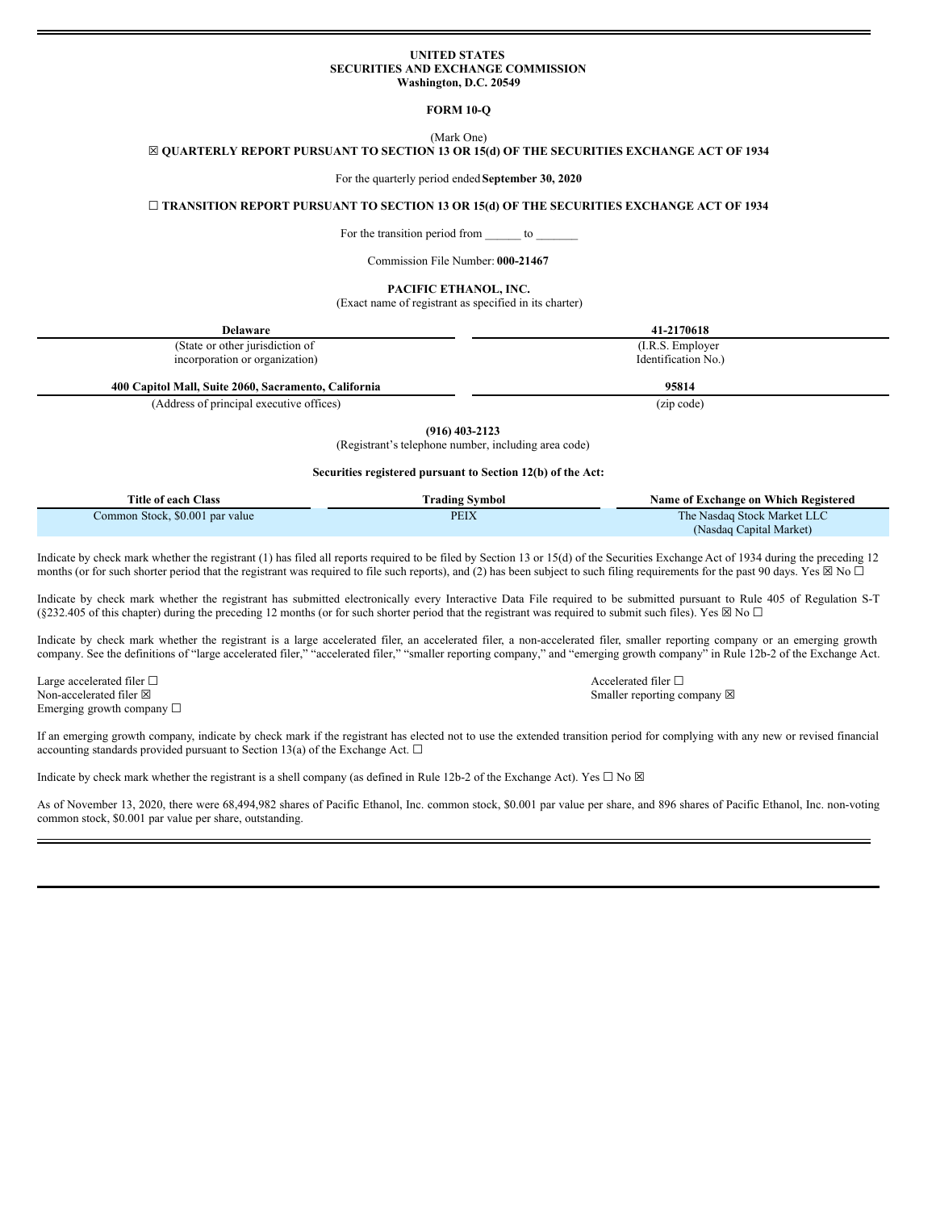**UNITED STATES**
**SECURITIES AND EXCHANGE COMMISSION**
**Washington, D.C. 20549**

**FORM 10-Q**

(Mark One)

☒ **QUARTERLY REPORT PURSUANT TO SECTION 13 OR 15(d) OF THE SECURITIES EXCHANGE ACT OF 1934**

For the quarterly period ended **September 30, 2020**

☐ **TRANSITION REPORT PURSUANT TO SECTION 13 OR 15(d) OF THE SECURITIES EXCHANGE ACT OF 1934**

For the transition period from ______ to _______

Commission File Number: **000-21467**

**PACIFIC ETHANOL, INC.**

(Exact name of registrant as specified in its charter)

| **Delaware** | **41-2170618** |
|---|---|
| (State or other jurisdiction of incorporation or organization) | (I.R.S. Employer Identification No.) |
| **400 Capitol Mall, Suite 2060, Sacramento, California** | **95814** |
| (Address of principal executive offices) | (zip code) |

**(916) 403-2123**

(Registrant's telephone number, including area code)

**Securities registered pursuant to Section 12(b) of the Act:**

| Title of each Class | Trading Symbol | Name of Exchange on Which Registered |
|---|---|---|
| Common Stock, $0.001 par value | PEIX | The Nasdaq Stock Market LLC (Nasdaq Capital Market) |

Indicate by check mark whether the registrant (1) has filed all reports required to be filed by Section 13 or 15(d) of the Securities Exchange Act of 1934 during the preceding 12 months (or for such shorter period that the registrant was required to file such reports), and (2) has been subject to such filing requirements for the past 90 days. Yes ☒ No ☐

Indicate by check mark whether the registrant has submitted electronically every Interactive Data File required to be submitted pursuant to Rule 405 of Regulation S-T (§232.405 of this chapter) during the preceding 12 months (or for such shorter period that the registrant was required to submit such files). Yes ☒ No ☐

Indicate by check mark whether the registrant is a large accelerated filer, an accelerated filer, a non-accelerated filer, smaller reporting company or an emerging growth company. See the definitions of "large accelerated filer," "accelerated filer," "smaller reporting company," and "emerging growth company" in Rule 12b-2 of the Exchange Act.

Large accelerated filer ☐
Accelerated filer ☐
Non-accelerated filer ☒
Smaller reporting company ☒
Emerging growth company ☐

If an emerging growth company, indicate by check mark if the registrant has elected not to use the extended transition period for complying with any new or revised financial accounting standards provided pursuant to Section 13(a) of the Exchange Act. ☐

Indicate by check mark whether the registrant is a shell company (as defined in Rule 12b-2 of the Exchange Act). Yes ☐ No ☒

As of November 13, 2020, there were 68,494,982 shares of Pacific Ethanol, Inc. common stock, $0.001 par value per share, and 896 shares of Pacific Ethanol, Inc. non-voting common stock, $0.001 par value per share, outstanding.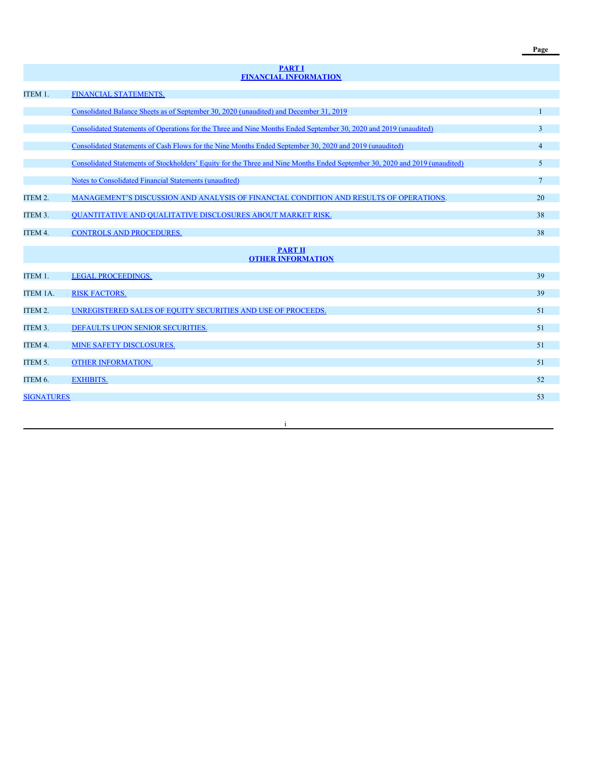| | | Page |
|---|---|---|
| | **PART I** **FINANCIAL INFORMATION** | |
| ITEM 1. | FINANCIAL STATEMENTS. | |
| | Consolidated Balance Sheets as of September 30, 2020 (unaudited) and December 31, 2019 | 1 |
| | Consolidated Statements of Operations for the Three and Nine Months Ended September 30, 2020 and 2019 (unaudited) | 3 |
| | Consolidated Statements of Cash Flows for the Nine Months Ended September 30, 2020 and 2019 (unaudited) | 4 |
| | Consolidated Statements of Stockholders' Equity for the Three and Nine Months Ended September 30, 2020 and 2019 (unaudited) | 5 |
| | Notes to Consolidated Financial Statements (unaudited) | 7 |
| ITEM 2. | MANAGEMENT'S DISCUSSION AND ANALYSIS OF FINANCIAL CONDITION AND RESULTS OF OPERATIONS. | 20 |
| ITEM 3. | QUANTITATIVE AND QUALITATIVE DISCLOSURES ABOUT MARKET RISK. | 38 |
| ITEM 4. | CONTROLS AND PROCEDURES. | 38 |
| | **PART II** **OTHER INFORMATION** | |
| ITEM 1. | LEGAL PROCEEDINGS. | 39 |
| ITEM 1A. | RISK FACTORS. | 39 |
| ITEM 2. | UNREGISTERED SALES OF EQUITY SECURITIES AND USE OF PROCEEDS. | 51 |
| ITEM 3. | DEFAULTS UPON SENIOR SECURITIES. | 51 |
| ITEM 4. | MINE SAFETY DISCLOSURES. | 51 |
| ITEM 5. | OTHER INFORMATION. | 51 |
| ITEM 6. | EXHIBITS. | 52 |
| SIGNATURES | | 53 |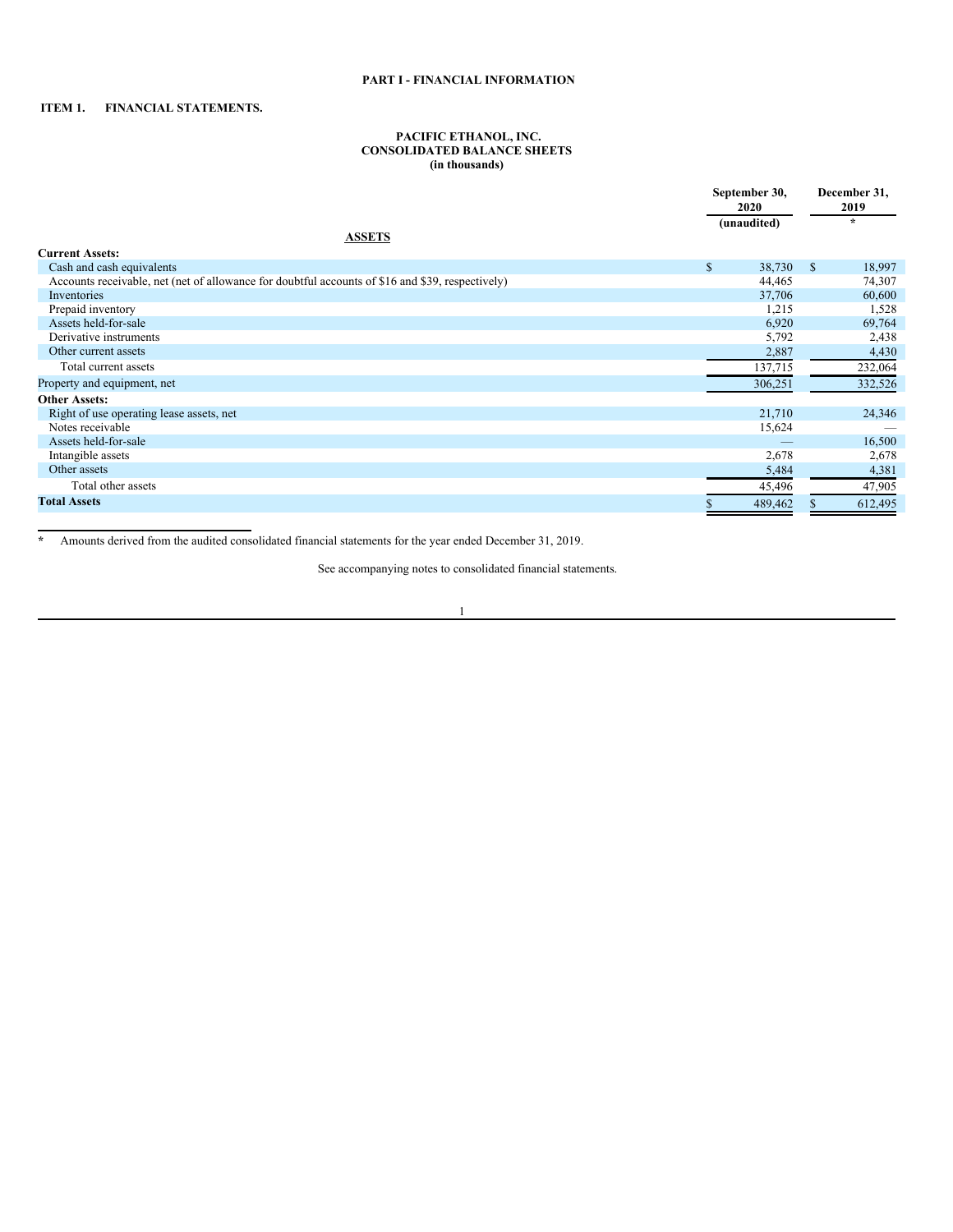# PART I - FINANCIAL INFORMATION

## ITEM 1. FINANCIAL STATEMENTS.

### PACIFIC ETHANOL, INC.
### CONSOLIDATED BALANCE SHEETS
### (in thousands)

| | September 30, 2020 (unaudited) | December 31, 2019 * |
|---|---|---|
| **ASSETS** | | |
| **Current Assets:** | | |
| Cash and cash equivalents | $ 38,730 | $ 18,997 |
| Accounts receivable, net (net of allowance for doubtful accounts of $16 and $39, respectively) | 44,465 | 74,307 |
| Inventories | 37,706 | 60,600 |
| Prepaid inventory | 1,215 | 1,528 |
| Assets held-for-sale | 6,920 | 69,764 |
| Derivative instruments | 5,792 | 2,438 |
| Other current assets | 2,887 | 4,430 |
| Total current assets | 137,715 | 232,064 |
| Property and equipment, net | 306,251 | 332,526 |
| **Other Assets:** | | |
| Right of use operating lease assets, net | 21,710 | 24,346 |
| Notes receivable | 15,624 | — |
| Assets held-for-sale | — | 16,500 |
| Intangible assets | 2,678 | 2,678 |
| Other assets | 5,484 | 4,381 |
| Total other assets | 45,496 | 47,905 |
| **Total Assets** | $ 489,462 | $ 612,495 |

\* Amounts derived from the audited consolidated financial statements for the year ended December 31, 2019.

See accompanying notes to consolidated financial statements.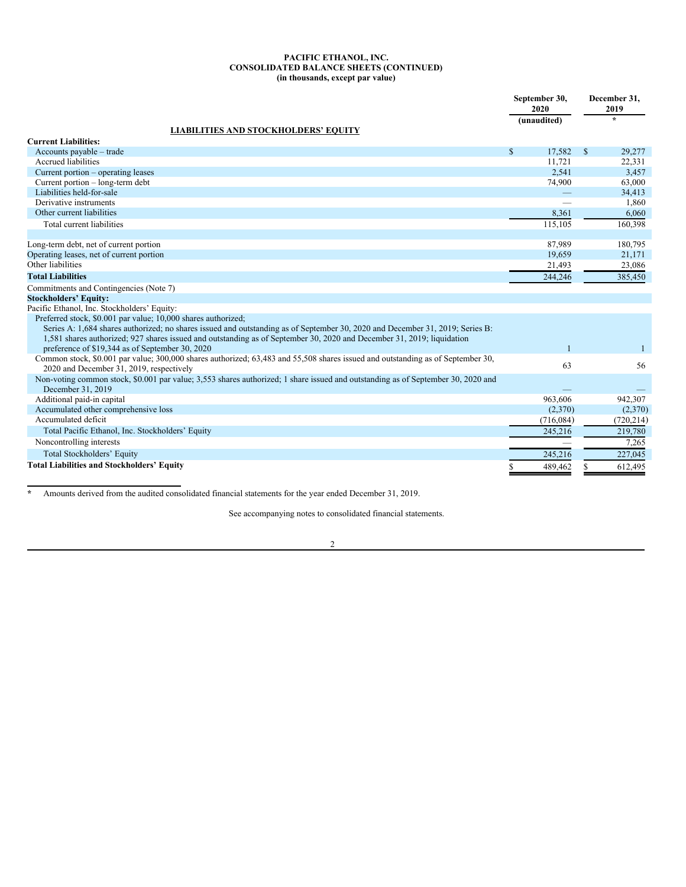**PACIFIC ETHANOL, INC.**
**CONSOLIDATED BALANCE SHEETS (CONTINUED)**
**(in thousands, except par value)**

| | September 30, 2020 | December 31, 2019 |
|---|---|---|
| | (unaudited) | * |
| **LIABILITIES AND STOCKHOLDERS' EQUITY** | | |
| **Current Liabilities:** | | |
| Accounts payable – trade | $ 17,582 | $ 29,277 |
| Accrued liabilities | 11,721 | 22,331 |
| Current portion – operating leases | 2,541 | 3,457 |
| Current portion – long-term debt | 74,900 | 63,000 |
| Liabilities held-for-sale | — | 34,413 |
| Derivative instruments | — | 1,860 |
| Other current liabilities | 8,361 | 6,060 |
| Total current liabilities | 115,105 | 160,398 |
| | | |
| Long-term debt, net of current portion | 87,989 | 180,795 |
| Operating leases, net of current portion | 19,659 | 21,171 |
| Other liabilities | 21,493 | 23,086 |
| **Total Liabilities** | 244,246 | 385,450 |
| Commitments and Contingencies (Note 7) | | |
| **Stockholders' Equity:** | | |
| Pacific Ethanol, Inc. Stockholders' Equity: | | |
| Preferred stock, $0.001 par value; 10,000 shares authorized; Series A: 1,684 shares authorized; no shares issued and outstanding as of September 30, 2020 and December 31, 2019; Series B: 1,581 shares authorized; 927 shares issued and outstanding as of September 30, 2020 and December 31, 2019; liquidation preference of $19,344 as of September 30, 2020 | 1 | 1 |
| Common stock, $0.001 par value; 300,000 shares authorized; 63,483 and 55,508 shares issued and outstanding as of September 30, 2020 and December 31, 2019, respectively | 63 | 56 |
| Non-voting common stock, $0.001 par value; 3,553 shares authorized; 1 share issued and outstanding as of September 30, 2020 and December 31, 2019 | — | — |
| Additional paid-in capital | 963,606 | 942,307 |
| Accumulated other comprehensive loss | (2,370) | (2,370) |
| Accumulated deficit | (716,084) | (720,214) |
| Total Pacific Ethanol, Inc. Stockholders' Equity | 245,216 | 219,780 |
| Noncontrolling interests | — | 7,265 |
| Total Stockholders' Equity | 245,216 | 227,045 |
| **Total Liabilities and Stockholders' Equity** | $ 489,462 | $ 612,495 |

\* Amounts derived from the audited consolidated financial statements for the year ended December 31, 2019.

See accompanying notes to consolidated financial statements.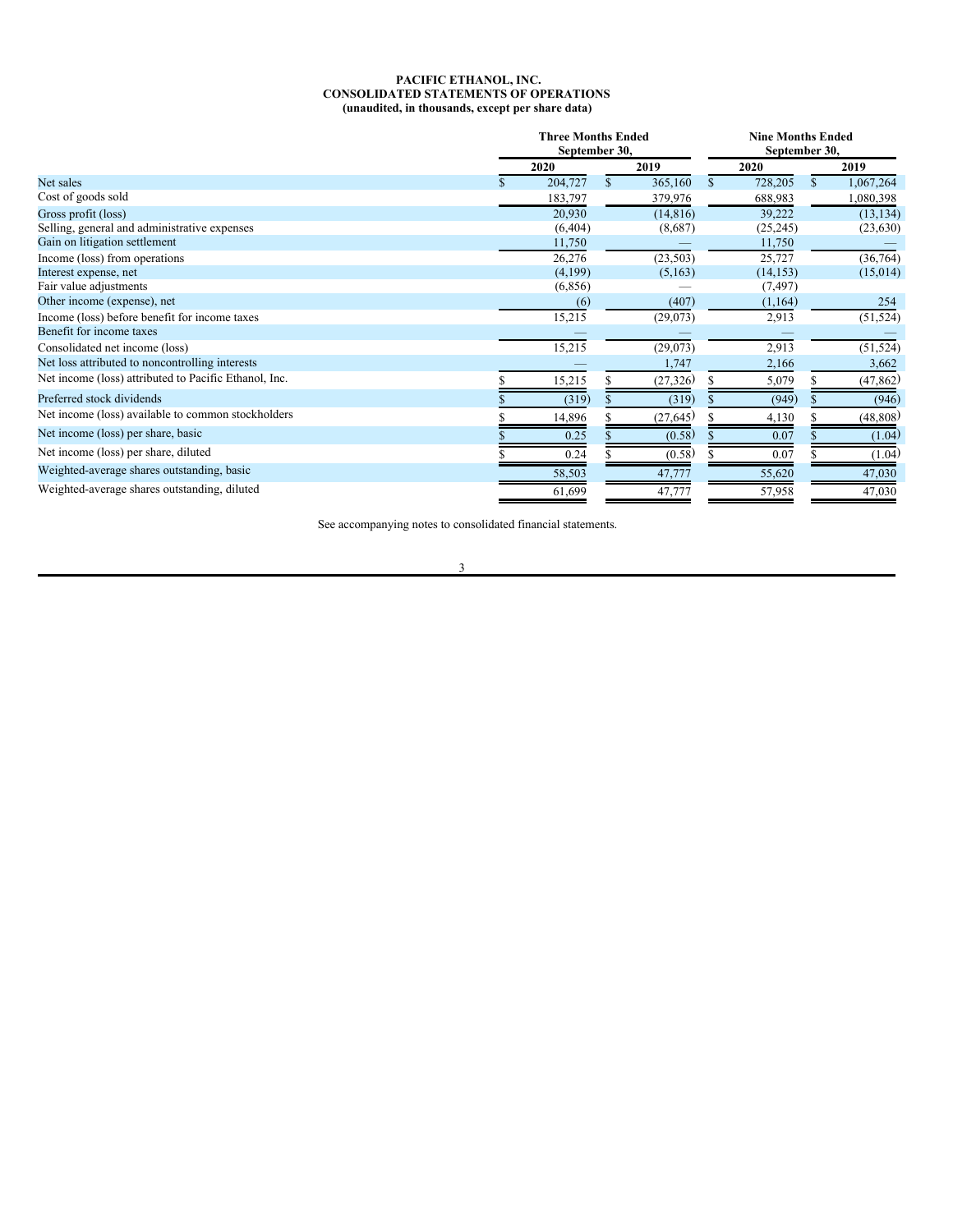**PACIFIC ETHANOL, INC.**
**CONSOLIDATED STATEMENTS OF OPERATIONS**
**(unaudited, in thousands, except per share data)**

| | Three Months Ended September 30, | | Nine Months Ended September 30, | |
|---|---|---|---|---|
| | 2020 | 2019 | 2020 | 2019 |
| Net sales | $ 204,727 | $ 365,160 | $ 728,205 | $ 1,067,264 |
| Cost of goods sold | 183,797 | 379,976 | 688,983 | 1,080,398 |
| Gross profit (loss) | 20,930 | (14,816) | 39,222 | (13,134) |
| Selling, general and administrative expenses | (6,404) | (8,687) | (25,245) | (23,630) |
| Gain on litigation settlement | 11,750 | — | 11,750 | — |
| Income (loss) from operations | 26,276 | (23,503) | 25,727 | (36,764) |
| Interest expense, net | (4,199) | (5,163) | (14,153) | (15,014) |
| Fair value adjustments | (6,856) | — | (7,497) | |
| Other income (expense), net | (6) | (407) | (1,164) | 254 |
| Income (loss) before benefit for income taxes | 15,215 | (29,073) | 2,913 | (51,524) |
| Benefit for income taxes | — | — | — | — |
| Consolidated net income (loss) | 15,215 | (29,073) | 2,913 | (51,524) |
| Net loss attributed to noncontrolling interests | — | 1,747 | 2,166 | 3,662 |
| Net income (loss) attributed to Pacific Ethanol, Inc. | $ 15,215 | $ (27,326) | $ 5,079 | $ (47,862) |
| Preferred stock dividends | $ (319) | $ (319) | $ (949) | $ (946) |
| Net income (loss) available to common stockholders | $ 14,896 | $ (27,645) | $ 4,130 | $ (48,808) |
| Net income (loss) per share, basic | $ 0.25 | $ (0.58) | $ 0.07 | $ (1.04) |
| Net income (loss) per share, diluted | $ 0.24 | $ (0.58) | $ 0.07 | $ (1.04) |
| Weighted-average shares outstanding, basic | 58,503 | 47,777 | 55,620 | 47,030 |
| Weighted-average shares outstanding, diluted | 61,699 | 47,777 | 57,958 | 47,030 |

See accompanying notes to consolidated financial statements.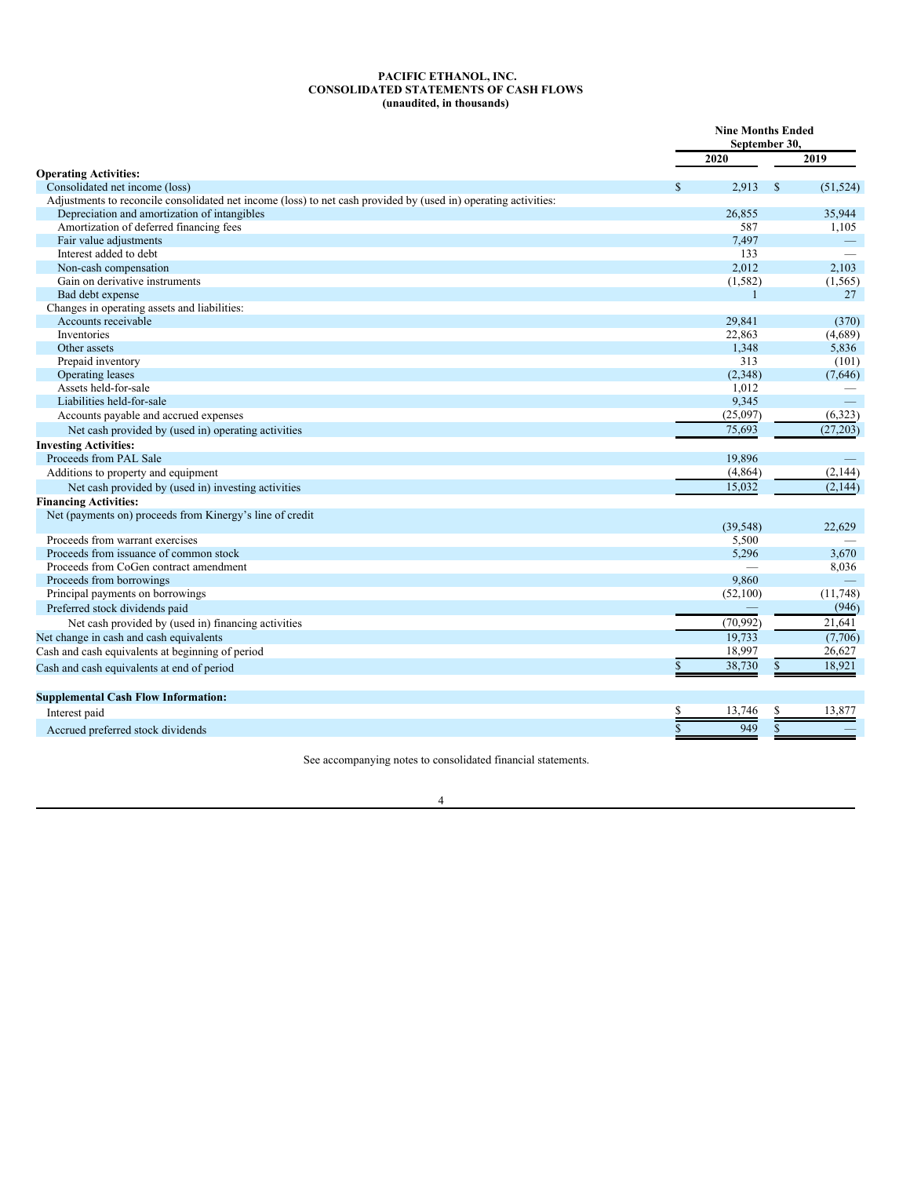**PACIFIC ETHANOL, INC.**
**CONSOLIDATED STATEMENTS OF CASH FLOWS**
**(unaudited, in thousands)**

| | Nine Months Ended September 30, | |
|---|---|---|
| | 2020 | 2019 |
| **Operating Activities:** | | |
| Consolidated net income (loss) | $ 2,913 | $ (51,524) |
| Adjustments to reconcile consolidated net income (loss) to net cash provided by (used in) operating activities: | | |
| Depreciation and amortization of intangibles | 26,855 | 35,944 |
| Amortization of deferred financing fees | 587 | 1,105 |
| Fair value adjustments | 7,497 | — |
| Interest added to debt | 133 | — |
| Non-cash compensation | 2,012 | 2,103 |
| Gain on derivative instruments | (1,582) | (1,565) |
| Bad debt expense | 1 | 27 |
| Changes in operating assets and liabilities: | | |
| Accounts receivable | 29,841 | (370) |
| Inventories | 22,863 | (4,689) |
| Other assets | 1,348 | 5,836 |
| Prepaid inventory | 313 | (101) |
| Operating leases | (2,348) | (7,646) |
| Assets held-for-sale | 1,012 | — |
| Liabilities held-for-sale | 9,345 | — |
| Accounts payable and accrued expenses | (25,097) | (6,323) |
| Net cash provided by (used in) operating activities | 75,693 | (27,203) |
| **Investing Activities:** | | |
| Proceeds from PAL Sale | 19,896 | — |
| Additions to property and equipment | (4,864) | (2,144) |
| Net cash provided by (used in) investing activities | 15,032 | (2,144) |
| **Financing Activities:** | | |
| Net (payments on) proceeds from Kinergy's line of credit | (39,548) | 22,629 |
| Proceeds from warrant exercises | 5,500 | — |
| Proceeds from issuance of common stock | 5,296 | 3,670 |
| Proceeds from CoGen contract amendment | — | 8,036 |
| Proceeds from borrowings | 9,860 | — |
| Principal payments on borrowings | (52,100) | (11,748) |
| Preferred stock dividends paid | — | (946) |
| Net cash provided by (used in) financing activities | (70,992) | 21,641 |
| Net change in cash and cash equivalents | 19,733 | (7,706) |
| Cash and cash equivalents at beginning of period | 18,997 | 26,627 |
| Cash and cash equivalents at end of period | $ 38,730 | $ 18,921 |
| | | |
| **Supplemental Cash Flow Information:** | | |
| Interest paid | $ 13,746 | $ 13,877 |
| Accrued preferred stock dividends | $ 949 | $ — |

See accompanying notes to consolidated financial statements.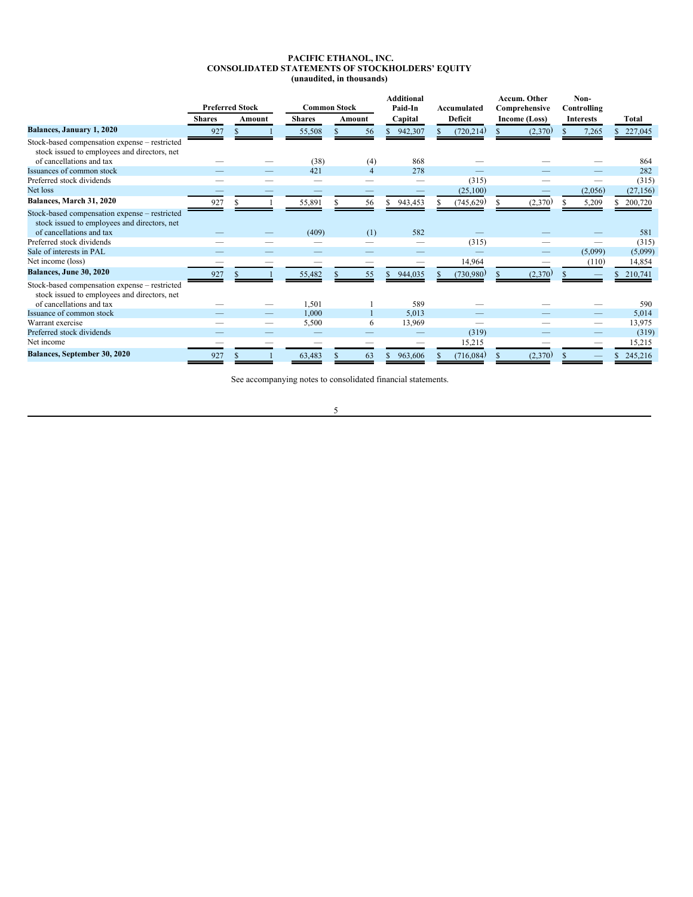# PACIFIC ETHANOL, INC.
## CONSOLIDATED STATEMENTS OF STOCKHOLDERS' EQUITY
### (unaudited, in thousands)

| | Preferred Stock | | Common Stock | | Additional Paid-In | Accumulated | Accum. Other Comprehensive | Non-Controlling | |
|---|---|---|---|---|---|---|---|---|---|
| | Shares | Amount | Shares | Amount | Capital | Deficit | Income (Loss) | Interests | Total |
| **Balances, January 1, 2020** | 927 | $ 1 | 55,508 | $ 56 | $ 942,307 | $ (720,214) | $ (2,370) | $ 7,265 | $ 227,045 |
| Stock-based compensation expense – restricted stock issued to employees and directors, net of cancellations and tax | — | — | (38) | (4) | 868 | — | — | — | 864 |
| Issuances of common stock | — | — | 421 | 4 | 278 | — | — | — | 282 |
| Preferred stock dividends | — | — | — | — | — | (315) | — | — | (315) |
| Net loss | — | — | — | — | — | (25,100) | — | (2,056) | (27,156) |
| **Balances, March 31, 2020** | 927 | $ 1 | 55,891 | $ 56 | $ 943,453 | $ (745,629) | $ (2,370) | $ 5,209 | $ 200,720 |
| Stock-based compensation expense – restricted stock issued to employees and directors, net of cancellations and tax | — | — | (409) | (1) | 582 | — | — | — | 581 |
| Preferred stock dividends | — | — | — | — | — | (315) | — | — | (315) |
| Sale of interests in PAL | — | — | — | — | — | — | — | (5,099) | (5,099) |
| Net income (loss) | — | — | — | — | — | 14,964 | — | (110) | 14,854 |
| **Balances, June 30, 2020** | 927 | $ 1 | 55,482 | $ 55 | $ 944,035 | $ (730,980) | $ (2,370) | $ — | $ 210,741 |
| Stock-based compensation expense – restricted stock issued to employees and directors, net of cancellations and tax | — | — | 1,501 | 1 | 589 | — | — | — | 590 |
| Issuance of common stock | — | — | 1,000 | 1 | 5,013 | — | — | — | 5,014 |
| Warrant exercise | — | — | 5,500 | 6 | 13,969 | — | — | — | 13,975 |
| Preferred stock dividends | — | — | — | — | — | (319) | — | — | (319) |
| Net income | — | — | — | — | — | 15,215 | — | — | 15,215 |
| **Balances, September 30, 2020** | 927 | $ 1 | 63,483 | $ 63 | $ 963,606 | $ (716,084) | $ (2,370) | $ — | $ 245,216 |

See accompanying notes to consolidated financial statements.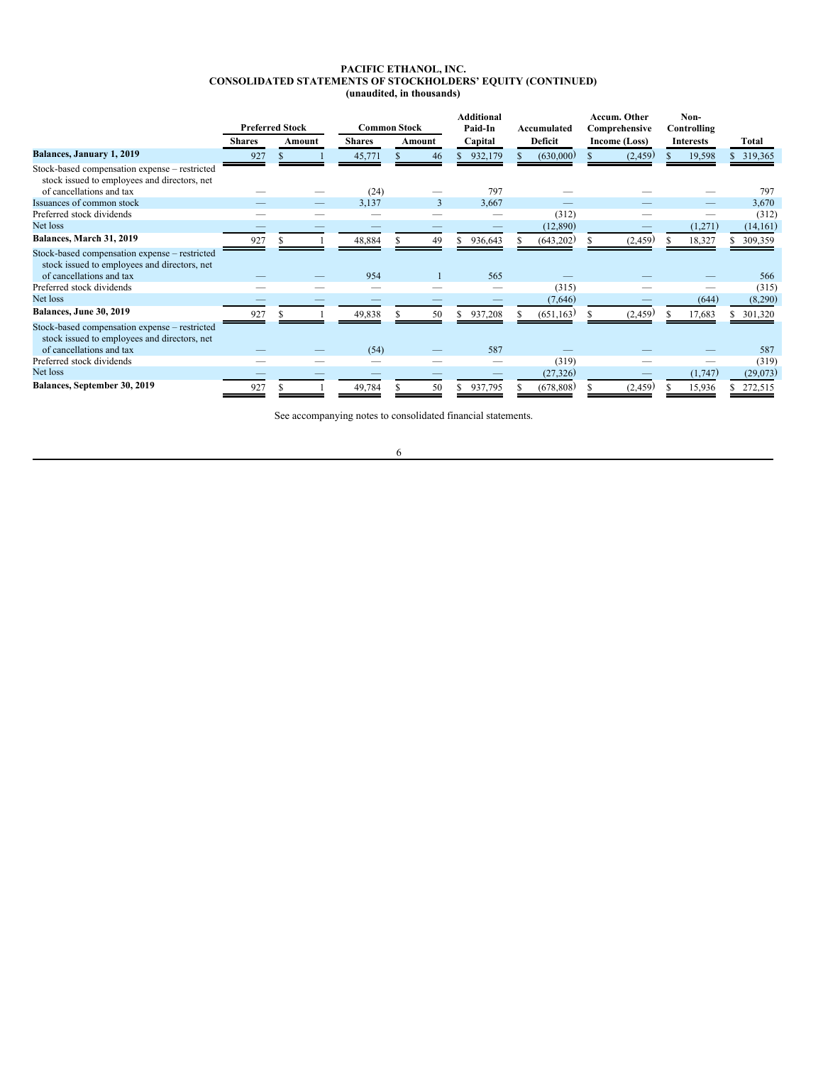# PACIFIC ETHANOL, INC.
## CONSOLIDATED STATEMENTS OF STOCKHOLDERS' EQUITY (CONTINUED)
### (unaudited, in thousands)

| | Preferred Stock | | Common Stock | | Additional Paid-In | Accumulated | Accum. Other Comprehensive | Non-Controlling | |
|---|---|---|---|---|---|---|---|---|---|
| | Shares | Amount | Shares | Amount | Capital | Deficit | Income (Loss) | Interests | Total |
| **Balances, January 1, 2019** | 927 | $ 1 | 45,771 | $ 46 | $ 932,179 | $ (630,000) | $ (2,459) | $ 19,598 | $ 319,365 |
| Stock-based compensation expense – restricted stock issued to employees and directors, net of cancellations and tax | — | — | (24) | — | 797 | — | — | — | 797 |
| Issuances of common stock | — | — | 3,137 | 3 | 3,667 | — | — | — | 3,670 |
| Preferred stock dividends | — | — | — | — | — | (312) | — | — | (312) |
| Net loss | — | — | — | — | — | (12,890) | — | (1,271) | (14,161) |
| **Balances, March 31, 2019** | 927 | $ 1 | 48,884 | $ 49 | $ 936,643 | $ (643,202) | $ (2,459) | $ 18,327 | $ 309,359 |
| Stock-based compensation expense – restricted stock issued to employees and directors, net of cancellations and tax | — | — | 954 | 1 | 565 | — | — | — | 566 |
| Preferred stock dividends | — | — | — | — | — | (315) | — | — | (315) |
| Net loss | — | — | — | — | — | (7,646) | — | (644) | (8,290) |
| **Balances, June 30, 2019** | 927 | $ 1 | 49,838 | $ 50 | $ 937,208 | $ (651,163) | $ (2,459) | $ 17,683 | $ 301,320 |
| Stock-based compensation expense – restricted stock issued to employees and directors, net of cancellations and tax | — | — | (54) | — | 587 | — | — | — | 587 |
| Preferred stock dividends | — | — | — | — | — | (319) | — | — | (319) |
| Net loss | — | — | — | — | — | (27,326) | — | (1,747) | (29,073) |
| **Balances, September 30, 2019** | 927 | $ 1 | 49,784 | $ 50 | $ 937,795 | $ (678,808) | $ (2,459) | $ 15,936 | $ 272,515 |

See accompanying notes to consolidated financial statements.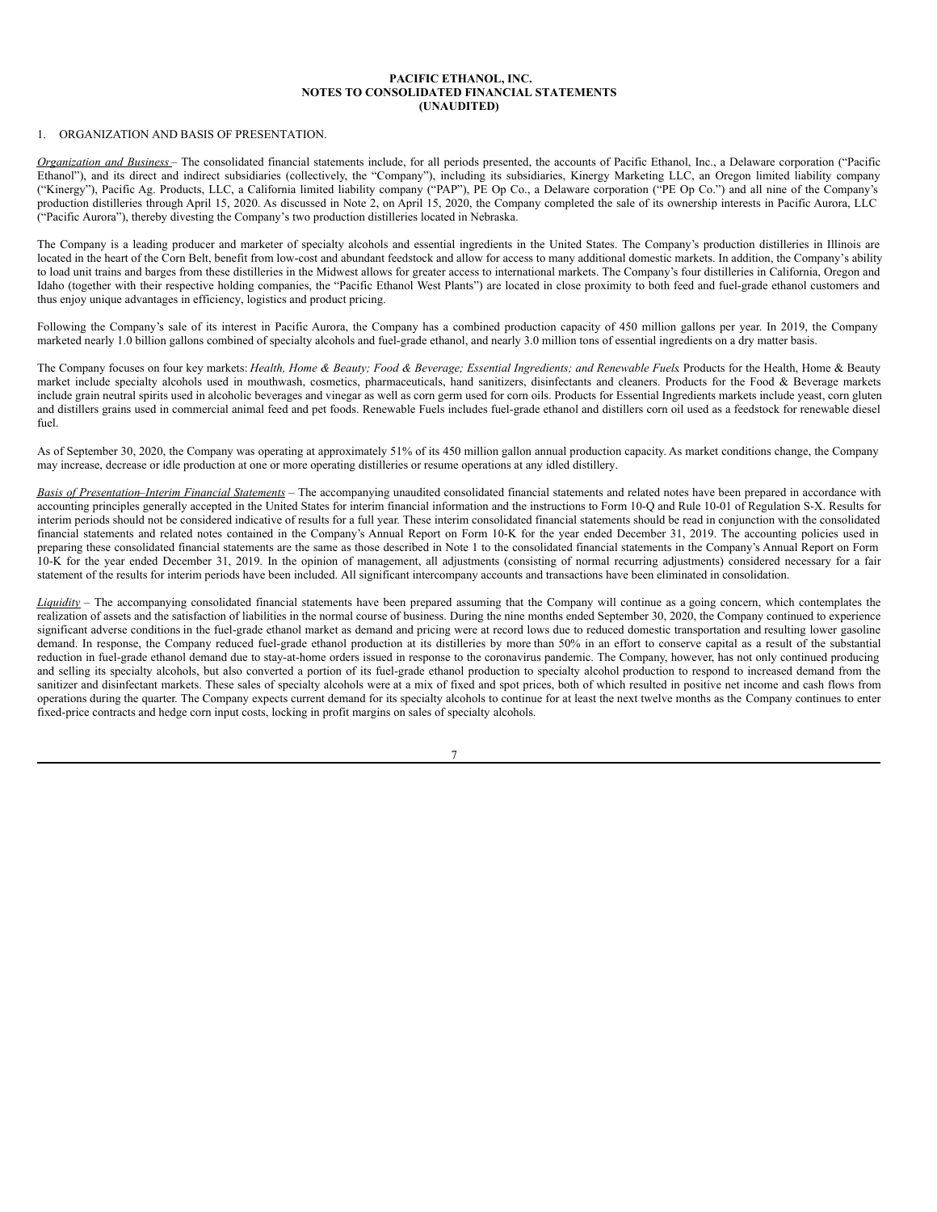**PACIFIC ETHANOL, INC.**
**NOTES TO CONSOLIDATED FINANCIAL STATEMENTS**
**(UNAUDITED)**

1. ORGANIZATION AND BASIS OF PRESENTATION.

*Organization and Business* – The consolidated financial statements include, for all periods presented, the accounts of Pacific Ethanol, Inc., a Delaware corporation ("Pacific Ethanol"), and its direct and indirect subsidiaries (collectively, the "Company"), including its subsidiaries, Kinergy Marketing LLC, an Oregon limited liability company ("Kinergy"), Pacific Ag. Products, LLC, a California limited liability company ("PAP"), PE Op Co., a Delaware corporation ("PE Op Co.") and all nine of the Company's production distilleries through April 15, 2020. As discussed in Note 2, on April 15, 2020, the Company completed the sale of its ownership interests in Pacific Aurora, LLC ("Pacific Aurora"), thereby divesting the Company's two production distilleries located in Nebraska.

The Company is a leading producer and marketer of specialty alcohols and essential ingredients in the United States. The Company's production distilleries in Illinois are located in the heart of the Corn Belt, benefit from low-cost and abundant feedstock and allow for access to many additional domestic markets. In addition, the Company's ability to load unit trains and barges from these distilleries in the Midwest allows for greater access to international markets. The Company's four distilleries in California, Oregon and Idaho (together with their respective holding companies, the "Pacific Ethanol West Plants") are located in close proximity to both feed and fuel-grade ethanol customers and thus enjoy unique advantages in efficiency, logistics and product pricing.

Following the Company's sale of its interest in Pacific Aurora, the Company has a combined production capacity of 450 million gallons per year. In 2019, the Company marketed nearly 1.0 billion gallons combined of specialty alcohols and fuel-grade ethanol, and nearly 3.0 million tons of essential ingredients on a dry matter basis.

The Company focuses on four key markets: *Health, Home & Beauty; Food & Beverage; Essential Ingredients; and Renewable Fuels*. Products for the Health, Home & Beauty market include specialty alcohols used in mouthwash, cosmetics, pharmaceuticals, hand sanitizers, disinfectants and cleaners. Products for the Food & Beverage markets include grain neutral spirits used in alcoholic beverages and vinegar as well as corn germ used for corn oils. Products for Essential Ingredients markets include yeast, corn gluten and distillers grains used in commercial animal feed and pet foods. Renewable Fuels includes fuel-grade ethanol and distillers corn oil used as a feedstock for renewable diesel fuel.

As of September 30, 2020, the Company was operating at approximately 51% of its 450 million gallon annual production capacity. As market conditions change, the Company may increase, decrease or idle production at one or more operating distilleries or resume operations at any idled distillery.

*Basis of Presentation–Interim Financial Statements* – The accompanying unaudited consolidated financial statements and related notes have been prepared in accordance with accounting principles generally accepted in the United States for interim financial information and the instructions to Form 10-Q and Rule 10-01 of Regulation S-X. Results for interim periods should not be considered indicative of results for a full year. These interim consolidated financial statements should be read in conjunction with the consolidated financial statements and related notes contained in the Company's Annual Report on Form 10-K for the year ended December 31, 2019. The accounting policies used in preparing these consolidated financial statements are the same as those described in Note 1 to the consolidated financial statements in the Company's Annual Report on Form 10-K for the year ended December 31, 2019. In the opinion of management, all adjustments (consisting of normal recurring adjustments) considered necessary for a fair statement of the results for interim periods have been included. All significant intercompany accounts and transactions have been eliminated in consolidation.

*Liquidity* – The accompanying consolidated financial statements have been prepared assuming that the Company will continue as a going concern, which contemplates the realization of assets and the satisfaction of liabilities in the normal course of business. During the nine months ended September 30, 2020, the Company continued to experience significant adverse conditions in the fuel-grade ethanol market as demand and pricing were at record lows due to reduced domestic transportation and resulting lower gasoline demand. In response, the Company reduced fuel-grade ethanol production at its distilleries by more than 50% in an effort to conserve capital as a result of the substantial reduction in fuel-grade ethanol demand due to stay-at-home orders issued in response to the coronavirus pandemic. The Company, however, has not only continued producing and selling its specialty alcohols, but also converted a portion of its fuel-grade ethanol production to specialty alcohol production to respond to increased demand from the sanitizer and disinfectant markets. These sales of specialty alcohols were at a mix of fixed and spot prices, both of which resulted in positive net income and cash flows from operations during the quarter. The Company expects current demand for its specialty alcohols to continue for at least the next twelve months as the Company continues to enter fixed-price contracts and hedge corn input costs, locking in profit margins on sales of specialty alcohols.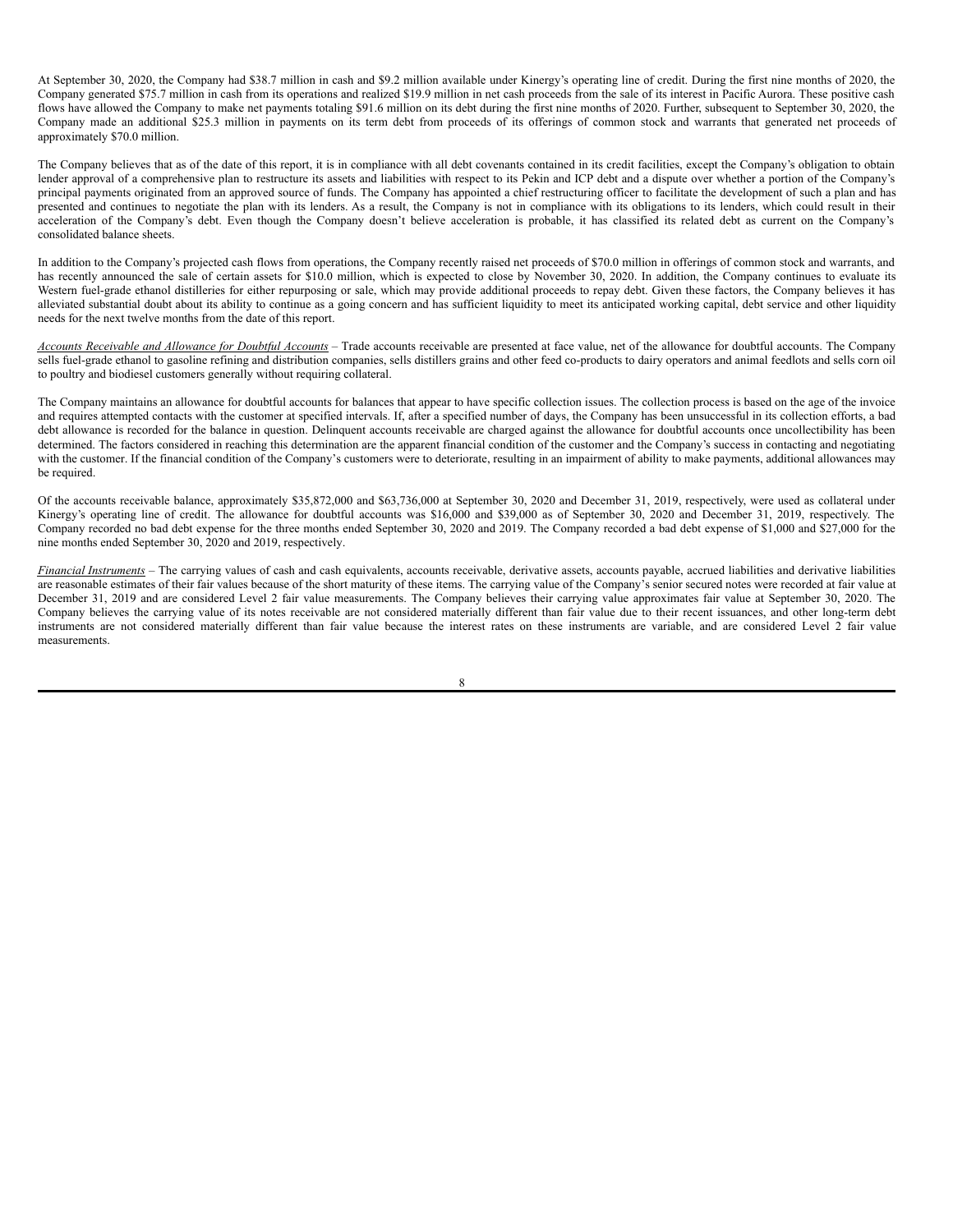At September 30, 2020, the Company had $38.7 million in cash and $9.2 million available under Kinergy's operating line of credit. During the first nine months of 2020, the Company generated $75.7 million in cash from its operations and realized $19.9 million in net cash proceeds from the sale of its interest in Pacific Aurora. These positive cash flows have allowed the Company to make net payments totaling $91.6 million on its debt during the first nine months of 2020. Further, subsequent to September 30, 2020, the Company made an additional $25.3 million in payments on its term debt from proceeds of its offerings of common stock and warrants that generated net proceeds of approximately $70.0 million.

The Company believes that as of the date of this report, it is in compliance with all debt covenants contained in its credit facilities, except the Company's obligation to obtain lender approval of a comprehensive plan to restructure its assets and liabilities with respect to its Pekin and ICP debt and a dispute over whether a portion of the Company's principal payments originated from an approved source of funds. The Company has appointed a chief restructuring officer to facilitate the development of such a plan and has presented and continues to negotiate the plan with its lenders. As a result, the Company is not in compliance with its obligations to its lenders, which could result in their acceleration of the Company's debt. Even though the Company doesn't believe acceleration is probable, it has classified its related debt as current on the Company's consolidated balance sheets.

In addition to the Company's projected cash flows from operations, the Company recently raised net proceeds of $70.0 million in offerings of common stock and warrants, and has recently announced the sale of certain assets for $10.0 million, which is expected to close by November 30, 2020. In addition, the Company continues to evaluate its Western fuel-grade ethanol distilleries for either repurposing or sale, which may provide additional proceeds to repay debt. Given these factors, the Company believes it has alleviated substantial doubt about its ability to continue as a going concern and has sufficient liquidity to meet its anticipated working capital, debt service and other liquidity needs for the next twelve months from the date of this report.

*Accounts Receivable and Allowance for Doubtful Accounts* – Trade accounts receivable are presented at face value, net of the allowance for doubtful accounts. The Company sells fuel-grade ethanol to gasoline refining and distribution companies, sells distillers grains and other feed co-products to dairy operators and animal feedlots and sells corn oil to poultry and biodiesel customers generally without requiring collateral.

The Company maintains an allowance for doubtful accounts for balances that appear to have specific collection issues. The collection process is based on the age of the invoice and requires attempted contacts with the customer at specified intervals. If, after a specified number of days, the Company has been unsuccessful in its collection efforts, a bad debt allowance is recorded for the balance in question. Delinquent accounts receivable are charged against the allowance for doubtful accounts once uncollectibility has been determined. The factors considered in reaching this determination are the apparent financial condition of the customer and the Company's success in contacting and negotiating with the customer. If the financial condition of the Company's customers were to deteriorate, resulting in an impairment of ability to make payments, additional allowances may be required.

Of the accounts receivable balance, approximately $35,872,000 and $63,736,000 at September 30, 2020 and December 31, 2019, respectively, were used as collateral under Kinergy's operating line of credit. The allowance for doubtful accounts was $16,000 and $39,000 as of September 30, 2020 and December 31, 2019, respectively. The Company recorded no bad debt expense for the three months ended September 30, 2020 and 2019. The Company recorded a bad debt expense of $1,000 and $27,000 for the nine months ended September 30, 2020 and 2019, respectively.

*Financial Instruments* – The carrying values of cash and cash equivalents, accounts receivable, derivative assets, accounts payable, accrued liabilities and derivative liabilities are reasonable estimates of their fair values because of the short maturity of these items. The carrying value of the Company's senior secured notes were recorded at fair value at December 31, 2019 and are considered Level 2 fair value measurements. The Company believes their carrying value approximates fair value at September 30, 2020. The Company believes the carrying value of its notes receivable are not considered materially different than fair value due to their recent issuances, and other long-term debt instruments are not considered materially different than fair value because the interest rates on these instruments are variable, and are considered Level 2 fair value measurements.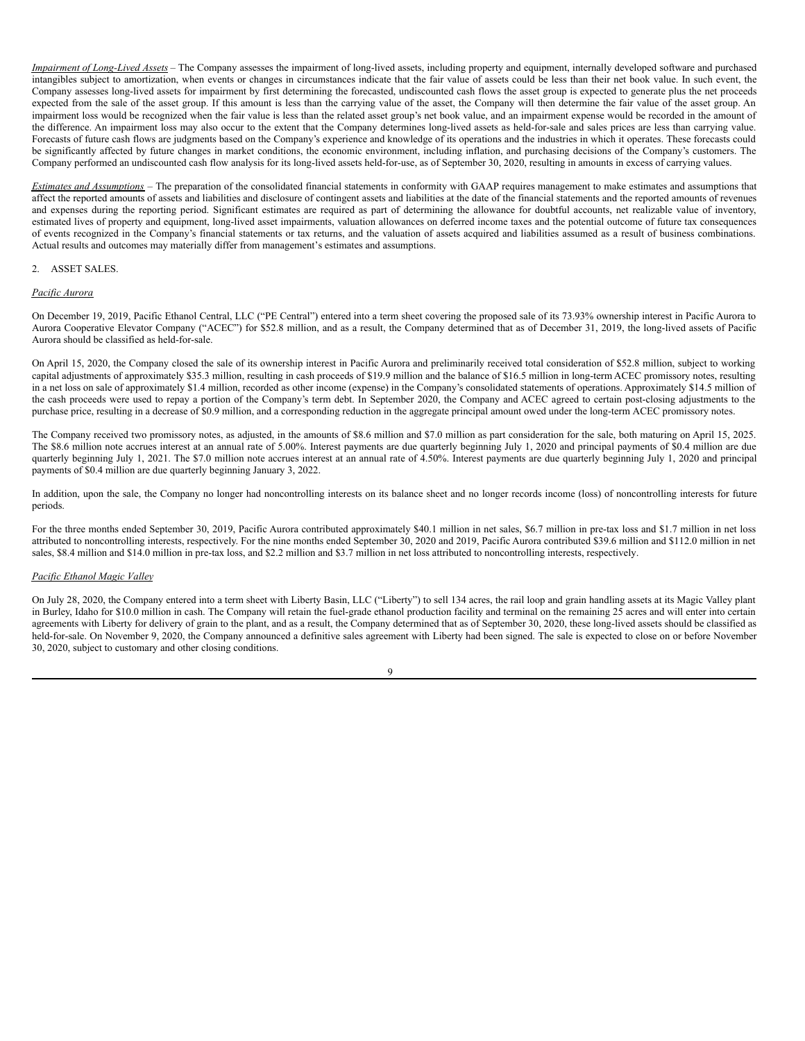*Impairment of Long-Lived Assets* – The Company assesses the impairment of long-lived assets, including property and equipment, internally developed software and purchased intangibles subject to amortization, when events or changes in circumstances indicate that the fair value of assets could be less than their net book value. In such event, the Company assesses long-lived assets for impairment by first determining the forecasted, undiscounted cash flows the asset group is expected to generate plus the net proceeds expected from the sale of the asset group. If this amount is less than the carrying value of the asset, the Company will then determine the fair value of the asset group. An impairment loss would be recognized when the fair value is less than the related asset group's net book value, and an impairment expense would be recorded in the amount of the difference. An impairment loss may also occur to the extent that the Company determines long-lived assets as held-for-sale and sales prices are less than carrying value. Forecasts of future cash flows are judgments based on the Company's experience and knowledge of its operations and the industries in which it operates. These forecasts could be significantly affected by future changes in market conditions, the economic environment, including inflation, and purchasing decisions of the Company's customers. The Company performed an undiscounted cash flow analysis for its long-lived assets held-for-use, as of September 30, 2020, resulting in amounts in excess of carrying values.

*Estimates and Assumptions* – The preparation of the consolidated financial statements in conformity with GAAP requires management to make estimates and assumptions that affect the reported amounts of assets and liabilities and disclosure of contingent assets and liabilities at the date of the financial statements and the reported amounts of revenues and expenses during the reporting period. Significant estimates are required as part of determining the allowance for doubtful accounts, net realizable value of inventory, estimated lives of property and equipment, long-lived asset impairments, valuation allowances on deferred income taxes and the potential outcome of future tax consequences of events recognized in the Company's financial statements or tax returns, and the valuation of assets acquired and liabilities assumed as a result of business combinations. Actual results and outcomes may materially differ from management's estimates and assumptions.

2. ASSET SALES.

*Pacific Aurora*

On December 19, 2019, Pacific Ethanol Central, LLC ("PE Central") entered into a term sheet covering the proposed sale of its 73.93% ownership interest in Pacific Aurora to Aurora Cooperative Elevator Company ("ACEC") for $52.8 million, and as a result, the Company determined that as of December 31, 2019, the long-lived assets of Pacific Aurora should be classified as held-for-sale.

On April 15, 2020, the Company closed the sale of its ownership interest in Pacific Aurora and preliminarily received total consideration of $52.8 million, subject to working capital adjustments of approximately $35.3 million, resulting in cash proceeds of $19.9 million and the balance of $16.5 million in long-term ACEC promissory notes, resulting in a net loss on sale of approximately $1.4 million, recorded as other income (expense) in the Company's consolidated statements of operations. Approximately $14.5 million of the cash proceeds were used to repay a portion of the Company's term debt. In September 2020, the Company and ACEC agreed to certain post-closing adjustments to the purchase price, resulting in a decrease of $0.9 million, and a corresponding reduction in the aggregate principal amount owed under the long-term ACEC promissory notes.

The Company received two promissory notes, as adjusted, in the amounts of $8.6 million and $7.0 million as part consideration for the sale, both maturing on April 15, 2025. The $8.6 million note accrues interest at an annual rate of 5.00%. Interest payments are due quarterly beginning July 1, 2020 and principal payments of $0.4 million are due quarterly beginning July 1, 2021. The $7.0 million note accrues interest at an annual rate of 4.50%. Interest payments are due quarterly beginning July 1, 2020 and principal payments of $0.4 million are due quarterly beginning January 3, 2022.

In addition, upon the sale, the Company no longer had noncontrolling interests on its balance sheet and no longer records income (loss) of noncontrolling interests for future periods.

For the three months ended September 30, 2019, Pacific Aurora contributed approximately $40.1 million in net sales, $6.7 million in pre-tax loss and $1.7 million in net loss attributed to noncontrolling interests, respectively. For the nine months ended September 30, 2020 and 2019, Pacific Aurora contributed $39.6 million and $112.0 million in net sales, $8.4 million and $14.0 million in pre-tax loss, and $2.2 million and $3.7 million in net loss attributed to noncontrolling interests, respectively.

*Pacific Ethanol Magic Valley*

On July 28, 2020, the Company entered into a term sheet with Liberty Basin, LLC ("Liberty") to sell 134 acres, the rail loop and grain handling assets at its Magic Valley plant in Burley, Idaho for $10.0 million in cash. The Company will retain the fuel-grade ethanol production facility and terminal on the remaining 25 acres and will enter into certain agreements with Liberty for delivery of grain to the plant, and as a result, the Company determined that as of September 30, 2020, these long-lived assets should be classified as held-for-sale. On November 9, 2020, the Company announced a definitive sales agreement with Liberty had been signed. The sale is expected to close on or before November 30, 2020, subject to customary and other closing conditions.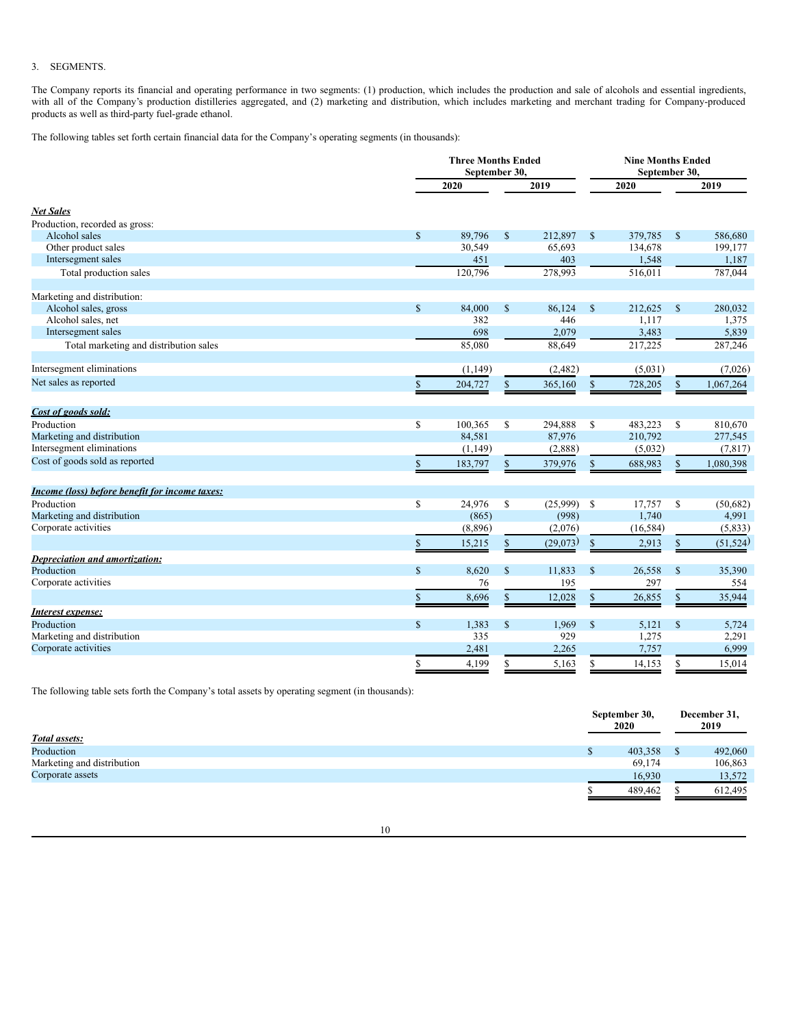3. SEGMENTS.

The Company reports its financial and operating performance in two segments: (1) production, which includes the production and sale of alcohols and essential ingredients, with all of the Company's production distilleries aggregated, and (2) marketing and distribution, which includes marketing and merchant trading for Company-produced products as well as third-party fuel-grade ethanol.

The following tables set forth certain financial data for the Company's operating segments (in thousands):

| | Three Months Ended September 30, | | Nine Months Ended September 30, | |
|---|---|---|---|---|
| | 2020 | 2019 | 2020 | 2019 |
| ***Net Sales*** | | | | |
| Production, recorded as gross: | | | | |
| Alcohol sales | $ 89,796 | $ 212,897 | $ 379,785 | $ 586,680 |
| Other product sales | 30,549 | 65,693 | 134,678 | 199,177 |
| Intersegment sales | 451 | 403 | 1,548 | 1,187 |
| Total production sales | 120,796 | 278,993 | 516,011 | 787,044 |
| Marketing and distribution: | | | | |
| Alcohol sales, gross | $ 84,000 | $ 86,124 | $ 212,625 | $ 280,032 |
| Alcohol sales, net | 382 | 446 | 1,117 | 1,375 |
| Intersegment sales | 698 | 2,079 | 3,483 | 5,839 |
| Total marketing and distribution sales | 85,080 | 88,649 | 217,225 | 287,246 |
| Intersegment eliminations | (1,149) | (2,482) | (5,031) | (7,026) |
| Net sales as reported | $ 204,727 | $ 365,160 | $ 728,205 | $ 1,067,264 |
| ***Cost of goods sold:*** | | | | |
| Production | $ 100,365 | $ 294,888 | $ 483,223 | $ 810,670 |
| Marketing and distribution | 84,581 | 87,976 | 210,792 | 277,545 |
| Intersegment eliminations | (1,149) | (2,888) | (5,032) | (7,817) |
| Cost of goods sold as reported | $ 183,797 | $ 379,976 | $ 688,983 | $ 1,080,398 |
| ***Income (loss) before benefit for income taxes:*** | | | | |
| Production | $ 24,976 | $ (25,999) | $ 17,757 | $ (50,682) |
| Marketing and distribution | (865) | (998) | 1,740 | 4,991 |
| Corporate activities | (8,896) | (2,076) | (16,584) | (5,833) |
| | $ 15,215 | $ (29,073) | $ 2,913 | $ (51,524) |
| ***Depreciation and amortization:*** | | | | |
| Production | $ 8,620 | $ 11,833 | $ 26,558 | $ 35,390 |
| Corporate activities | 76 | 195 | 297 | 554 |
| | $ 8,696 | $ 12,028 | $ 26,855 | $ 35,944 |
| ***Interest expense:*** | | | | |
| Production | $ 1,383 | $ 1,969 | $ 5,121 | $ 5,724 |
| Marketing and distribution | 335 | 929 | 1,275 | 2,291 |
| Corporate activities | 2,481 | 2,265 | 7,757 | 6,999 |
| | $ 4,199 | $ 5,163 | $ 14,153 | $ 15,014 |

The following table sets forth the Company's total assets by operating segment (in thousands):

| | September 30, 2020 | December 31, 2019 |
|---|---|---|
| ***Total assets:*** | | |
| Production | $ 403,358 | $ 492,060 |
| Marketing and distribution | 69,174 | 106,863 |
| Corporate assets | 16,930 | 13,572 |
| | $ 489,462 | $ 612,495 |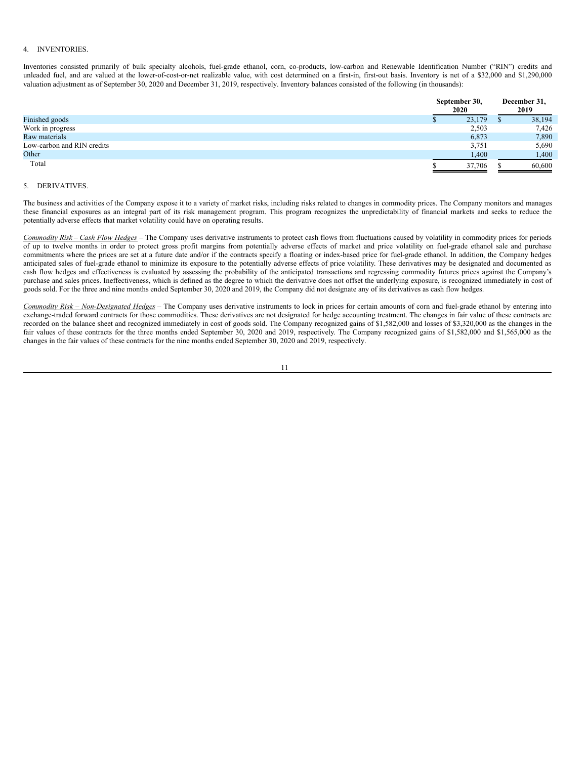4. INVENTORIES.

Inventories consisted primarily of bulk specialty alcohols, fuel-grade ethanol, corn, co-products, low-carbon and Renewable Identification Number ("RIN") credits and unleaded fuel, and are valued at the lower-of-cost-or-net realizable value, with cost determined on a first-in, first-out basis. Inventory is net of a $32,000 and $1,290,000 valuation adjustment as of September 30, 2020 and December 31, 2019, respectively. Inventory balances consisted of the following (in thousands):

| | September 30, 2020 | December 31, 2019 |
|---|---|---|
| Finished goods | $ 23,179 | $ 38,194 |
| Work in progress | 2,503 | 7,426 |
| Raw materials | 6,873 | 7,890 |
| Low-carbon and RIN credits | 3,751 | 5,690 |
| Other | 1,400 | 1,400 |
| Total | $ 37,706 | $ 60,600 |

5. DERIVATIVES.

The business and activities of the Company expose it to a variety of market risks, including risks related to changes in commodity prices. The Company monitors and manages these financial exposures as an integral part of its risk management program. This program recognizes the unpredictability of financial markets and seeks to reduce the potentially adverse effects that market volatility could have on operating results.

*Commodity Risk – Cash Flow Hedges* – The Company uses derivative instruments to protect cash flows from fluctuations caused by volatility in commodity prices for periods of up to twelve months in order to protect gross profit margins from potentially adverse effects of market and price volatility on fuel-grade ethanol sale and purchase commitments where the prices are set at a future date and/or if the contracts specify a floating or index-based price for fuel-grade ethanol. In addition, the Company hedges anticipated sales of fuel-grade ethanol to minimize its exposure to the potentially adverse effects of price volatility. These derivatives may be designated and documented as cash flow hedges and effectiveness is evaluated by assessing the probability of the anticipated transactions and regressing commodity futures prices against the Company's purchase and sales prices. Ineffectiveness, which is defined as the degree to which the derivative does not offset the underlying exposure, is recognized immediately in cost of goods sold. For the three and nine months ended September 30, 2020 and 2019, the Company did not designate any of its derivatives as cash flow hedges.

*Commodity Risk – Non-Designated Hedges* – The Company uses derivative instruments to lock in prices for certain amounts of corn and fuel-grade ethanol by entering into exchange-traded forward contracts for those commodities. These derivatives are not designated for hedge accounting treatment. The changes in fair value of these contracts are recorded on the balance sheet and recognized immediately in cost of goods sold. The Company recognized gains of $1,582,000 and losses of $3,320,000 as the changes in the fair values of these contracts for the three months ended September 30, 2020 and 2019, respectively. The Company recognized gains of $1,582,000 and $1,565,000 as the changes in the fair values of these contracts for the nine months ended September 30, 2020 and 2019, respectively.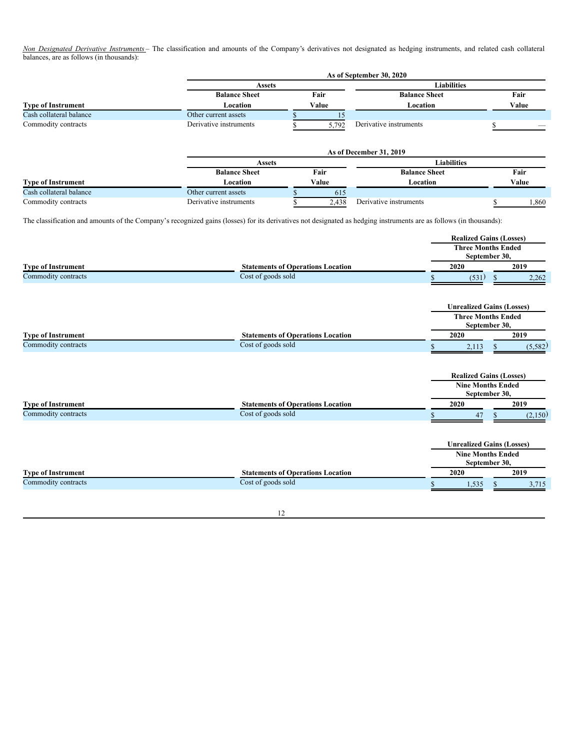*Non Designated Derivative Instruments* – The classification and amounts of the Company's derivatives not designated as hedging instruments, and related cash collateral balances, are as follows (in thousands):

| | As of September 30, 2020 | | | |
|---|---|---|---|---|
| | Assets | | Liabilities | |
| Type of Instrument | Balance Sheet Location | Fair Value | Balance Sheet Location | Fair Value |
| Cash collateral balance | Other current assets | $ 15 | | |
| Commodity contracts | Derivative instruments | $ 5,792 | Derivative instruments | $ — |

| | As of December 31, 2019 | | | |
|---|---|---|---|---|
| | Assets | | Liabilities | |
| Type of Instrument | Balance Sheet Location | Fair Value | Balance Sheet Location | Fair Value |
| Cash collateral balance | Other current assets | $ 615 | | |
| Commodity contracts | Derivative instruments | $ 2,438 | Derivative instruments | $ 1,860 |

The classification and amounts of the Company's recognized gains (losses) for its derivatives not designated as hedging instruments are as follows (in thousands):

| | | Realized Gains (Losses) Three Months Ended September 30, | |
|---|---|---|---|
| Type of Instrument | Statements of Operations Location | 2020 | 2019 |
| Commodity contracts | Cost of goods sold | $ (531) | $ 2,262 |

| | | Unrealized Gains (Losses) Three Months Ended September 30, | |
|---|---|---|---|
| Type of Instrument | Statements of Operations Location | 2020 | 2019 |
| Commodity contracts | Cost of goods sold | $ 2,113 | $ (5,582) |

| | | Realized Gains (Losses) Nine Months Ended September 30, | |
|---|---|---|---|
| Type of Instrument | Statements of Operations Location | 2020 | 2019 |
| Commodity contracts | Cost of goods sold | $ 47 | $ (2,150) |

| | | Unrealized Gains (Losses) Nine Months Ended September 30, | |
|---|---|---|---|
| Type of Instrument | Statements of Operations Location | 2020 | 2019 |
| Commodity contracts | Cost of goods sold | $ 1,535 | $ 3,715 |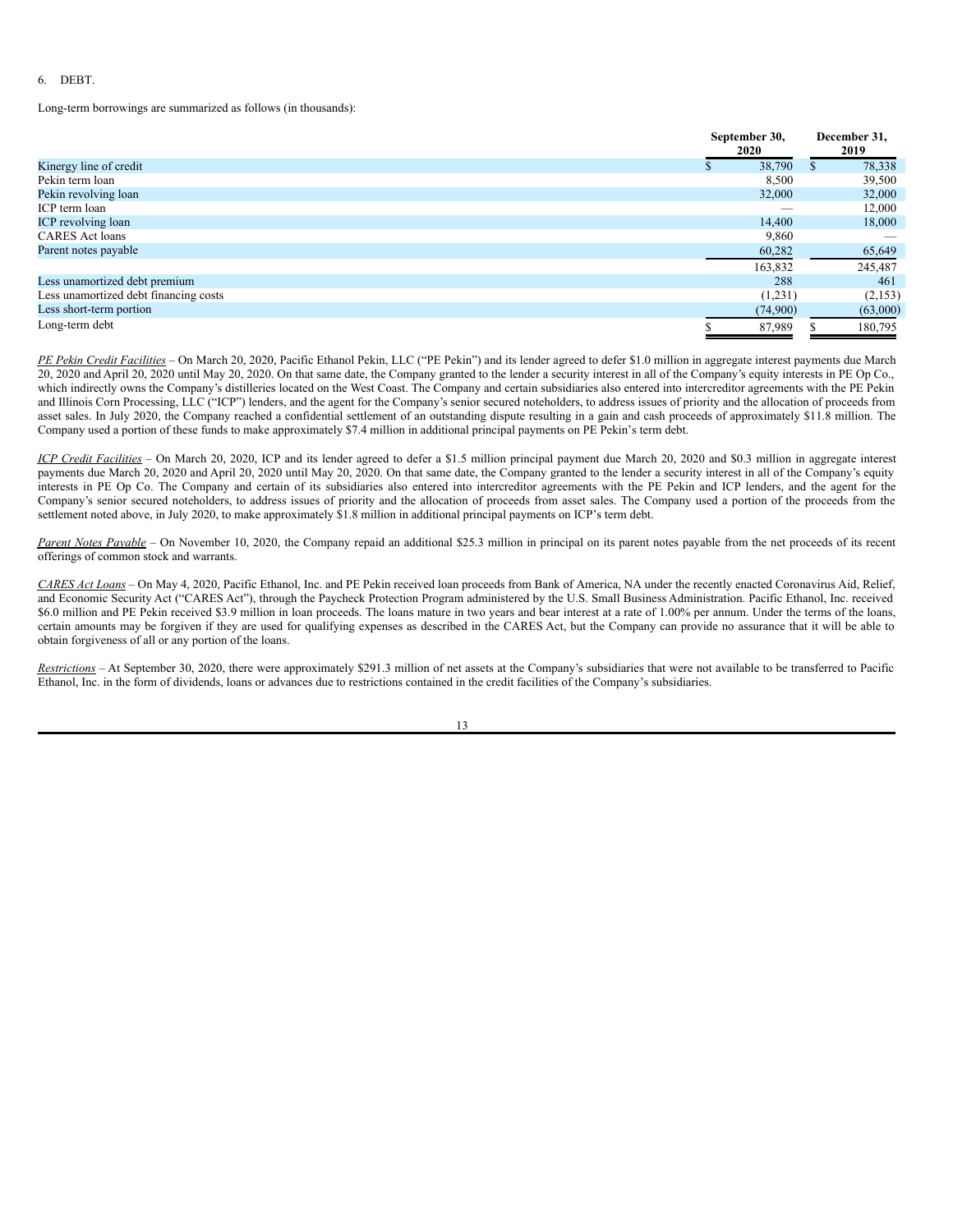6. DEBT.

Long-term borrowings are summarized as follows (in thousands):

| | September 30, 2020 | December 31, 2019 |
|---|---|---|
| Kinergy line of credit | $ 38,790 | $ 78,338 |
| Pekin term loan | 8,500 | 39,500 |
| Pekin revolving loan | 32,000 | 32,000 |
| ICP term loan | — | 12,000 |
| ICP revolving loan | 14,400 | 18,000 |
| CARES Act loans | 9,860 | — |
| Parent notes payable | 60,282 | 65,649 |
| | 163,832 | 245,487 |
| Less unamortized debt premium | 288 | 461 |
| Less unamortized debt financing costs | (1,231) | (2,153) |
| Less short-term portion | (74,900) | (63,000) |
| Long-term debt | $ 87,989 | $ 180,795 |

*PE Pekin Credit Facilities* – On March 20, 2020, Pacific Ethanol Pekin, LLC ("PE Pekin") and its lender agreed to defer $1.0 million in aggregate interest payments due March 20, 2020 and April 20, 2020 until May 20, 2020. On that same date, the Company granted to the lender a security interest in all of the Company's equity interests in PE Op Co., which indirectly owns the Company's distilleries located on the West Coast. The Company and certain subsidiaries also entered into intercreditor agreements with the PE Pekin and Illinois Corn Processing, LLC ("ICP") lenders, and the agent for the Company's senior secured noteholders, to address issues of priority and the allocation of proceeds from asset sales. In July 2020, the Company reached a confidential settlement of an outstanding dispute resulting in a gain and cash proceeds of approximately $11.8 million. The Company used a portion of these funds to make approximately $7.4 million in additional principal payments on PE Pekin's term debt.

*ICP Credit Facilities* – On March 20, 2020, ICP and its lender agreed to defer a $1.5 million principal payment due March 20, 2020 and $0.3 million in aggregate interest payments due March 20, 2020 and April 20, 2020 until May 20, 2020. On that same date, the Company granted to the lender a security interest in all of the Company's equity interests in PE Op Co. The Company and certain of its subsidiaries also entered into intercreditor agreements with the PE Pekin and ICP lenders, and the agent for the Company's senior secured noteholders, to address issues of priority and the allocation of proceeds from asset sales. The Company used a portion of the proceeds from the settlement noted above, in July 2020, to make approximately $1.8 million in additional principal payments on ICP's term debt.

*Parent Notes Payable* – On November 10, 2020, the Company repaid an additional $25.3 million in principal on its parent notes payable from the net proceeds of its recent offerings of common stock and warrants.

*CARES Act Loans* – On May 4, 2020, Pacific Ethanol, Inc. and PE Pekin received loan proceeds from Bank of America, NA under the recently enacted Coronavirus Aid, Relief, and Economic Security Act ("CARES Act"), through the Paycheck Protection Program administered by the U.S. Small Business Administration. Pacific Ethanol, Inc. received $6.0 million and PE Pekin received $3.9 million in loan proceeds. The loans mature in two years and bear interest at a rate of 1.00% per annum. Under the terms of the loans, certain amounts may be forgiven if they are used for qualifying expenses as described in the CARES Act, but the Company can provide no assurance that it will be able to obtain forgiveness of all or any portion of the loans.

*Restrictions* – At September 30, 2020, there were approximately $291.3 million of net assets at the Company's subsidiaries that were not available to be transferred to Pacific Ethanol, Inc. in the form of dividends, loans or advances due to restrictions contained in the credit facilities of the Company's subsidiaries.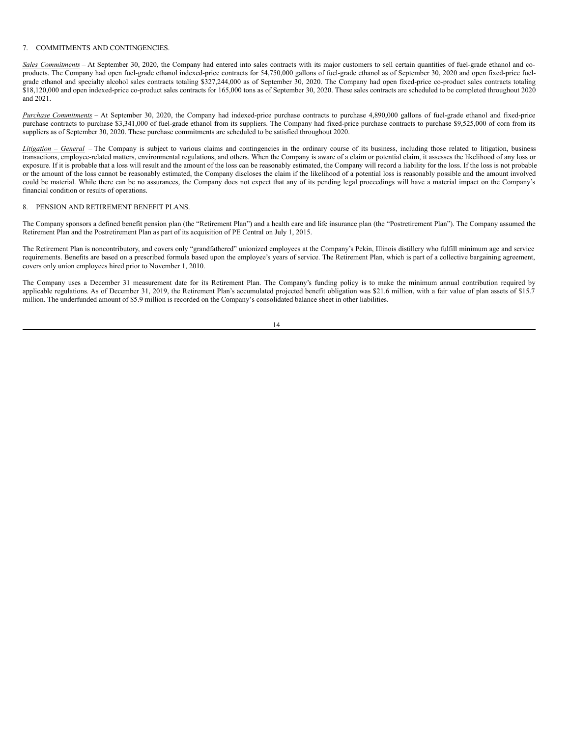## 7. COMMITMENTS AND CONTINGENCIES.

*Sales Commitments* – At September 30, 2020, the Company had entered into sales contracts with its major customers to sell certain quantities of fuel-grade ethanol and co-products. The Company had open fuel-grade ethanol indexed-price contracts for 54,750,000 gallons of fuel-grade ethanol as of September 30, 2020 and open fixed-price fuel-grade ethanol and specialty alcohol sales contracts totaling $327,244,000 as of September 30, 2020. The Company had open fixed-price co-product sales contracts totaling $18,120,000 and open indexed-price co-product sales contracts for 165,000 tons as of September 30, 2020. These sales contracts are scheduled to be completed throughout 2020 and 2021.

*Purchase Commitments* – At September 30, 2020, the Company had indexed-price purchase contracts to purchase 4,890,000 gallons of fuel-grade ethanol and fixed-price purchase contracts to purchase $3,341,000 of fuel-grade ethanol from its suppliers. The Company had fixed-price purchase contracts to purchase $9,525,000 of corn from its suppliers as of September 30, 2020. These purchase commitments are scheduled to be satisfied throughout 2020.

*Litigation – General* – The Company is subject to various claims and contingencies in the ordinary course of its business, including those related to litigation, business transactions, employee-related matters, environmental regulations, and others. When the Company is aware of a claim or potential claim, it assesses the likelihood of any loss or exposure. If it is probable that a loss will result and the amount of the loss can be reasonably estimated, the Company will record a liability for the loss. If the loss is not probable or the amount of the loss cannot be reasonably estimated, the Company discloses the claim if the likelihood of a potential loss is reasonably possible and the amount involved could be material. While there can be no assurances, the Company does not expect that any of its pending legal proceedings will have a material impact on the Company's financial condition or results of operations.

## 8. PENSION AND RETIREMENT BENEFIT PLANS.

The Company sponsors a defined benefit pension plan (the "Retirement Plan") and a health care and life insurance plan (the "Postretirement Plan"). The Company assumed the Retirement Plan and the Postretirement Plan as part of its acquisition of PE Central on July 1, 2015.

The Retirement Plan is noncontributory, and covers only "grandfathered" unionized employees at the Company's Pekin, Illinois distillery who fulfill minimum age and service requirements. Benefits are based on a prescribed formula based upon the employee's years of service. The Retirement Plan, which is part of a collective bargaining agreement, covers only union employees hired prior to November 1, 2010.

The Company uses a December 31 measurement date for its Retirement Plan. The Company's funding policy is to make the minimum annual contribution required by applicable regulations. As of December 31, 2019, the Retirement Plan's accumulated projected benefit obligation was $21.6 million, with a fair value of plan assets of $15.7 million. The underfunded amount of $5.9 million is recorded on the Company's consolidated balance sheet in other liabilities.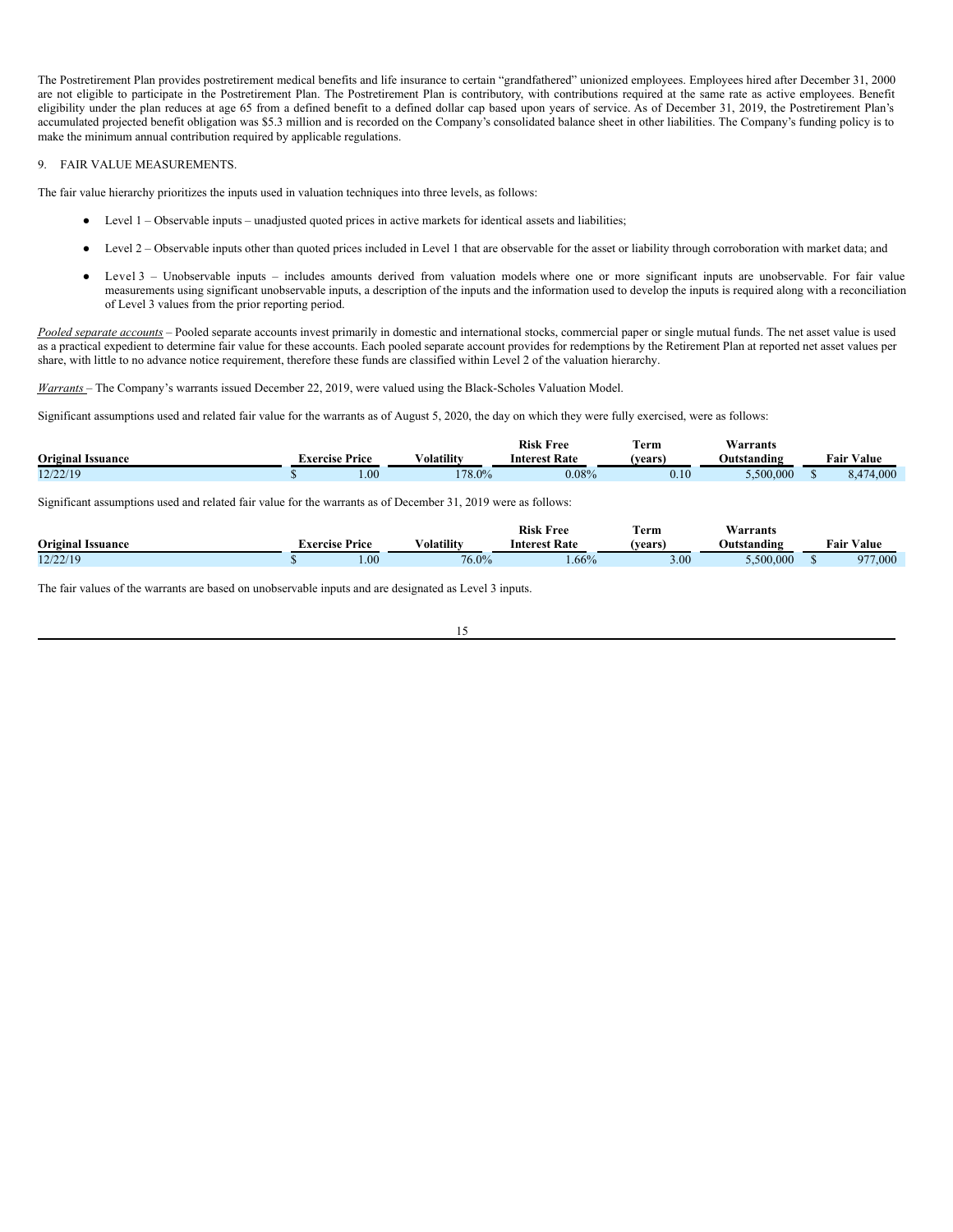The Postretirement Plan provides postretirement medical benefits and life insurance to certain "grandfathered" unionized employees. Employees hired after December 31, 2000 are not eligible to participate in the Postretirement Plan. The Postretirement Plan is contributory, with contributions required at the same rate as active employees. Benefit eligibility under the plan reduces at age 65 from a defined benefit to a defined dollar cap based upon years of service. As of December 31, 2019, the Postretirement Plan's accumulated projected benefit obligation was $5.3 million and is recorded on the Company's consolidated balance sheet in other liabilities. The Company's funding policy is to make the minimum annual contribution required by applicable regulations.

## 9. FAIR VALUE MEASUREMENTS.

The fair value hierarchy prioritizes the inputs used in valuation techniques into three levels, as follows:

- Level 1 – Observable inputs – unadjusted quoted prices in active markets for identical assets and liabilities;
- Level 2 – Observable inputs other than quoted prices included in Level 1 that are observable for the asset or liability through corroboration with market data; and
- Level 3 – Unobservable inputs – includes amounts derived from valuation models where one or more significant inputs are unobservable. For fair value measurements using significant unobservable inputs, a description of the inputs and the information used to develop the inputs is required along with a reconciliation of Level 3 values from the prior reporting period.

*Pooled separate accounts* – Pooled separate accounts invest primarily in domestic and international stocks, commercial paper or single mutual funds. The net asset value is used as a practical expedient to determine fair value for these accounts. Each pooled separate account provides for redemptions by the Retirement Plan at reported net asset values per share, with little to no advance notice requirement, therefore these funds are classified within Level 2 of the valuation hierarchy.

*Warrants* – The Company's warrants issued December 22, 2019, were valued using the Black-Scholes Valuation Model.

Significant assumptions used and related fair value for the warrants as of August 5, 2020, the day on which they were fully exercised, were as follows:

| Original Issuance | Exercise Price | Volatility | Risk Free Interest Rate | Term (years) | Warrants Outstanding | Fair Value |
|---|---|---|---|---|---|---|
| 12/22/19 | $ 1.00 | 178.0% | 0.08% | 0.10 | 5,500,000 | $ 8,474,000 |

Significant assumptions used and related fair value for the warrants as of December 31, 2019 were as follows:

| Original Issuance | Exercise Price | Volatility | Risk Free Interest Rate | Term (years) | Warrants Outstanding | Fair Value |
|---|---|---|---|---|---|---|
| 12/22/19 | $ 1.00 | 76.0% | 1.66% | 3.00 | 5,500,000 | $ 977,000 |

The fair values of the warrants are based on unobservable inputs and are designated as Level 3 inputs.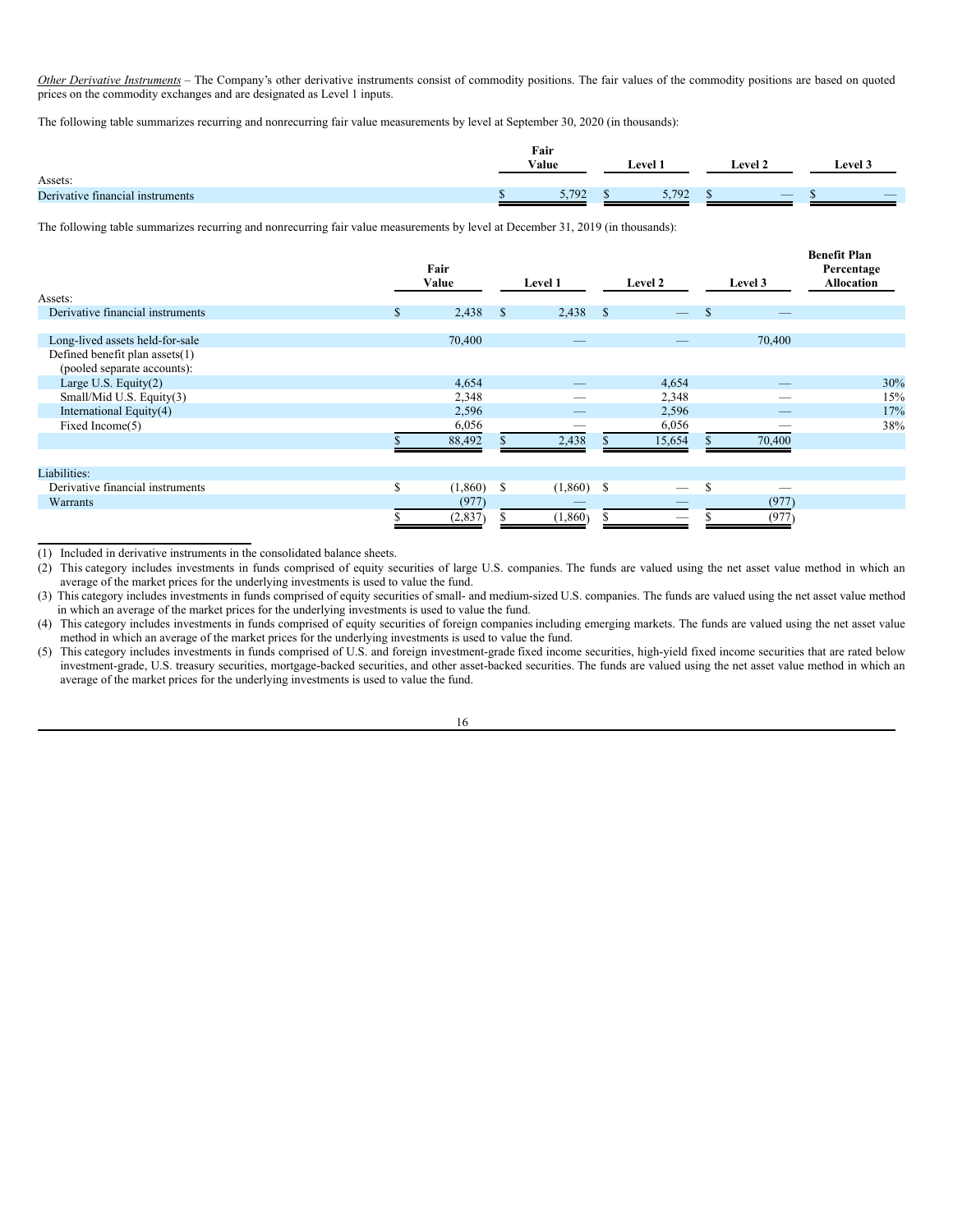*Other Derivative Instruments* – The Company's other derivative instruments consist of commodity positions. The fair values of the commodity positions are based on quoted prices on the commodity exchanges and are designated as Level 1 inputs.

The following table summarizes recurring and nonrecurring fair value measurements by level at September 30, 2020 (in thousands):

| | Fair Value | Level 1 | Level 2 | Level 3 |
|---|---|---|---|---|
| Assets: | | | | |
| Derivative financial instruments | $ 5,792 | $ 5,792 | $ — | $ — |

The following table summarizes recurring and nonrecurring fair value measurements by level at December 31, 2019 (in thousands):

| | Fair Value | Level 1 | Level 2 | Level 3 | Benefit Plan Percentage Allocation |
|---|---|---|---|---|---|
| Assets: | | | | | |
| Derivative financial instruments | $ 2,438 | $ 2,438 | $ — | $ — | |
| Long-lived assets held-for-sale | 70,400 | — | — | 70,400 | |
| Defined benefit plan assets(1) (pooled separate accounts): | | | | | |
| Large U.S. Equity(2) | 4,654 | — | 4,654 | — | 30% |
| Small/Mid U.S. Equity(3) | 2,348 | — | 2,348 | — | 15% |
| International Equity(4) | 2,596 | — | 2,596 | — | 17% |
| Fixed Income(5) | 6,056 | — | 6,056 | — | 38% |
| | $ 88,492 | $ 2,438 | $ 15,654 | $ 70,400 | |
| Liabilities: | | | | | |
| Derivative financial instruments | $ (1,860) | $ (1,860) | $ — | $ — | |
| Warrants | (977) | — | — | (977) | |
| | $ (2,837) | $ (1,860) | $ — | $ (977) | |

(1) Included in derivative instruments in the consolidated balance sheets.

(2) This category includes investments in funds comprised of equity securities of large U.S. companies. The funds are valued using the net asset value method in which an average of the market prices for the underlying investments is used to value the fund.

(3) This category includes investments in funds comprised of equity securities of small- and medium-sized U.S. companies. The funds are valued using the net asset value method in which an average of the market prices for the underlying investments is used to value the fund.

(4) This category includes investments in funds comprised of equity securities of foreign companies including emerging markets. The funds are valued using the net asset value method in which an average of the market prices for the underlying investments is used to value the fund.

(5) This category includes investments in funds comprised of U.S. and foreign investment-grade fixed income securities, high-yield fixed income securities that are rated below investment-grade, U.S. treasury securities, mortgage-backed securities, and other asset-backed securities. The funds are valued using the net asset value method in which an average of the market prices for the underlying investments is used to value the fund.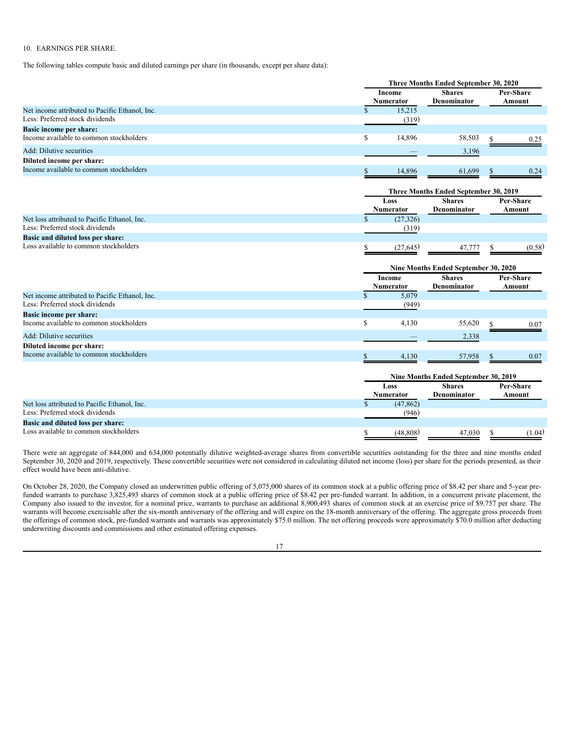10. EARNINGS PER SHARE.

The following tables compute basic and diluted earnings per share (in thousands, except per share data):

| | Three Months Ended September 30, 2020 | | |
|---|---|---|---|
| | Income Numerator | Shares Denominator | Per-Share Amount |
| Net income attributed to Pacific Ethanol, Inc. | $ 15,215 | | |
| Less: Preferred stock dividends | (319) | | |
| **Basic income per share:** | | | |
| Income available to common stockholders | $ 14,896 | 58,503 | $ 0.25 |
| Add: Dilutive securities | — | 3,196 | |
| **Diluted income per share:** | | | |
| Income available to common stockholders | $ 14,896 | 61,699 | $ 0.24 |

| | Three Months Ended September 30, 2019 | | |
|---|---|---|---|
| | Loss Numerator | Shares Denominator | Per-Share Amount |
| Net loss attributed to Pacific Ethanol, Inc. | $ (27,326) | | |
| Less: Preferred stock dividends | (319) | | |
| **Basic and diluted loss per share:** | | | |
| Loss available to common stockholders | $ (27,645) | 47,777 | $ (0.58) |

| | Nine Months Ended September 30, 2020 | | |
|---|---|---|---|
| | Income Numerator | Shares Denominator | Per-Share Amount |
| Net income attributed to Pacific Ethanol, Inc. | $ 5,079 | | |
| Less: Preferred stock dividends | (949) | | |
| **Basic income per share:** | | | |
| Income available to common stockholders | $ 4,130 | 55,620 | $ 0.07 |
| Add: Dilutive securities | — | 2,338 | |
| **Diluted income per share:** | | | |
| Income available to common stockholders | $ 4,130 | 57,958 | $ 0.07 |

| | Nine Months Ended September 30, 2019 | | |
|---|---|---|---|
| | Loss Numerator | Shares Denominator | Per-Share Amount |
| Net loss attributed to Pacific Ethanol, Inc. | $ (47,862) | | |
| Less: Preferred stock dividends | (946) | | |
| **Basic and diluted loss per share:** | | | |
| Loss available to common stockholders | $ (48,808) | 47,030 | $ (1.04) |

There were an aggregate of 844,000 and 634,000 potentially dilutive weighted-average shares from convertible securities outstanding for the three and nine months ended September 30, 2020 and 2019, respectively. These convertible securities were not considered in calculating diluted net income (loss) per share for the periods presented, as their effect would have been anti-dilutive.

On October 28, 2020, the Company closed an underwritten public offering of 5,075,000 shares of its common stock at a public offering price of $8.42 per share and 5-year pre-funded warrants to purchase 3,825,493 shares of common stock at a public offering price of $8.42 per pre-funded warrant. In addition, in a concurrent private placement, the Company also issued to the investor, for a nominal price, warrants to purchase an additional 8,900,493 shares of common stock at an exercise price of $9.757 per share. The warrants will become exercisable after the six-month anniversary of the offering and will expire on the 18-month anniversary of the offering. The aggregate gross proceeds from the offerings of common stock, pre-funded warrants and warrants was approximately $75.0 million. The net offering proceeds were approximately $70.0 million after deducting underwriting discounts and commissions and other estimated offering expenses.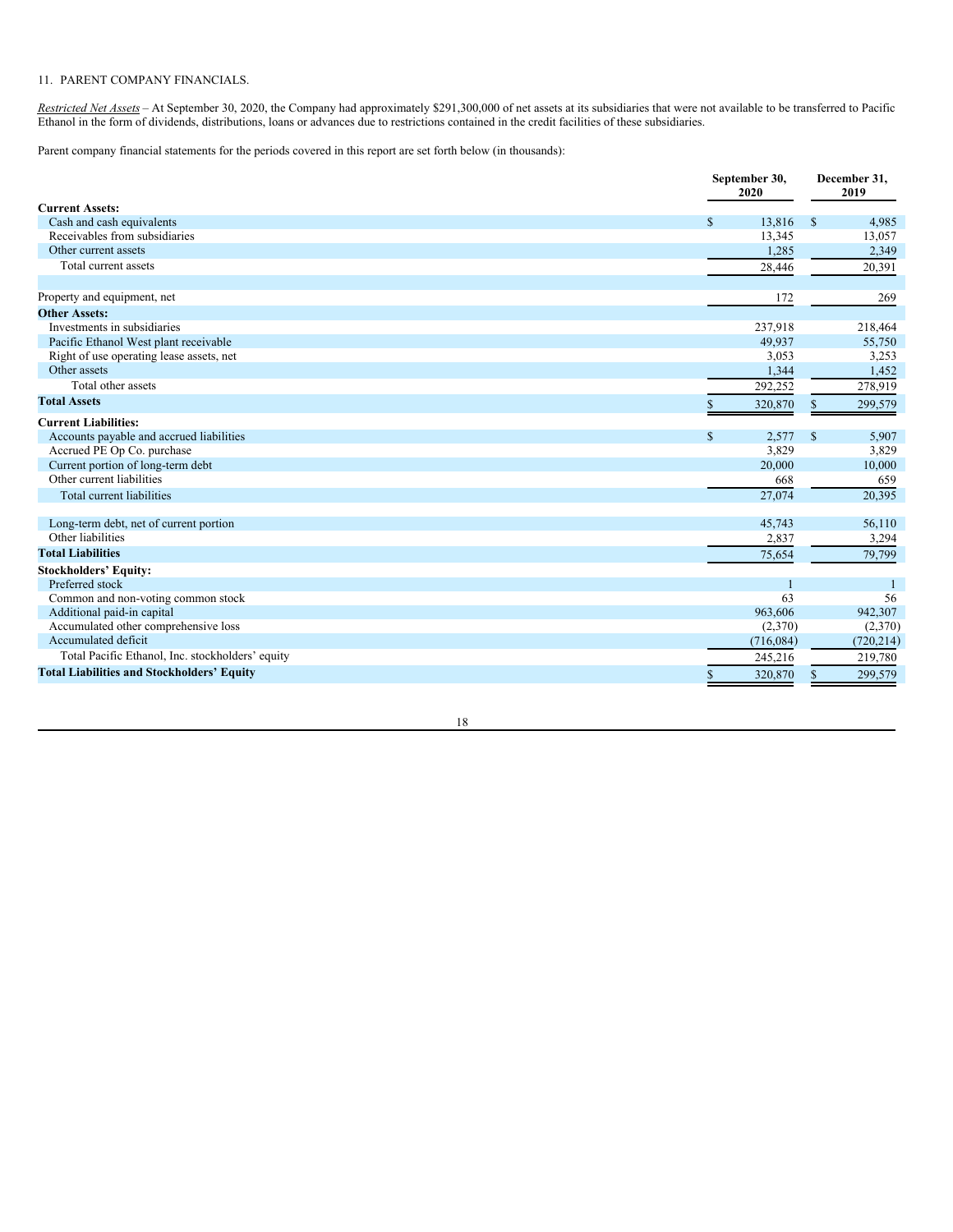11. PARENT COMPANY FINANCIALS.

*Restricted Net Assets* – At September 30, 2020, the Company had approximately $291,300,000 of net assets at its subsidiaries that were not available to be transferred to Pacific Ethanol in the form of dividends, distributions, loans or advances due to restrictions contained in the credit facilities of these subsidiaries.

Parent company financial statements for the periods covered in this report are set forth below (in thousands):

| | September 30, 2020 | December 31, 2019 |
|---|---|---|
| **Current Assets:** | | |
| Cash and cash equivalents | $ 13,816 | $ 4,985 |
| Receivables from subsidiaries | 13,345 | 13,057 |
| Other current assets | 1,285 | 2,349 |
| Total current assets | 28,446 | 20,391 |
| | | |
| Property and equipment, net | 172 | 269 |
| **Other Assets:** | | |
| Investments in subsidiaries | 237,918 | 218,464 |
| Pacific Ethanol West plant receivable | 49,937 | 55,750 |
| Right of use operating lease assets, net | 3,053 | 3,253 |
| Other assets | 1,344 | 1,452 |
| Total other assets | 292,252 | 278,919 |
| **Total Assets** | $ 320,870 | $ 299,579 |
| **Current Liabilities:** | | |
| Accounts payable and accrued liabilities | $ 2,577 | $ 5,907 |
| Accrued PE Op Co. purchase | 3,829 | 3,829 |
| Current portion of long-term debt | 20,000 | 10,000 |
| Other current liabilities | 668 | 659 |
| Total current liabilities | 27,074 | 20,395 |
| | | |
| Long-term debt, net of current portion | 45,743 | 56,110 |
| Other liabilities | 2,837 | 3,294 |
| **Total Liabilities** | 75,654 | 79,799 |
| **Stockholders' Equity:** | | |
| Preferred stock | 1 | 1 |
| Common and non-voting common stock | 63 | 56 |
| Additional paid-in capital | 963,606 | 942,307 |
| Accumulated other comprehensive loss | (2,370) | (2,370) |
| Accumulated deficit | (716,084) | (720,214) |
| Total Pacific Ethanol, Inc. stockholders' equity | 245,216 | 219,780 |
| **Total Liabilities and Stockholders' Equity** | $ 320,870 | $ 299,579 |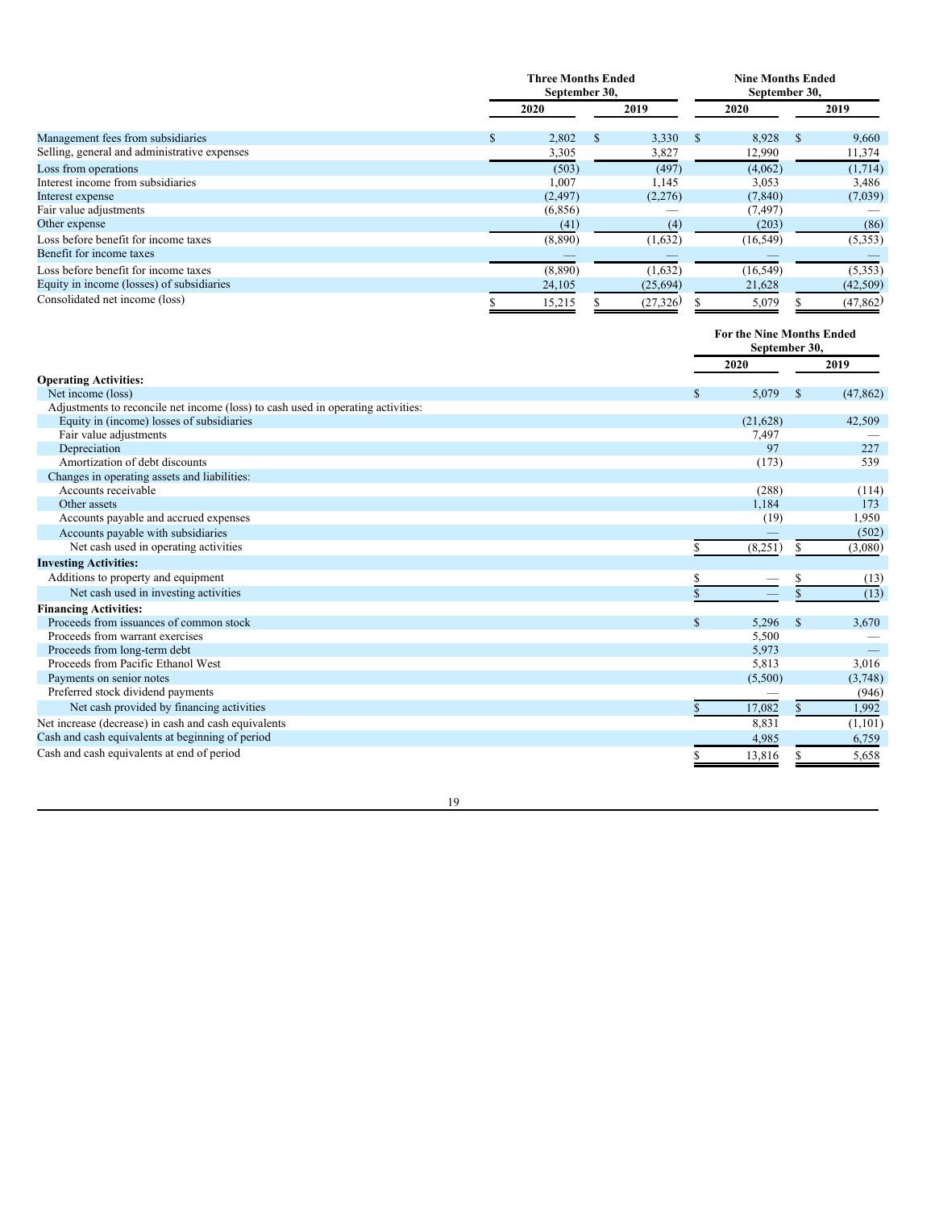| | Three Months Ended September 30, | | Nine Months Ended September 30, | |
|---|---|---|---|---|
| | 2020 | 2019 | 2020 | 2019 |
| Management fees from subsidiaries | $ 2,802 | $ 3,330 | $ 8,928 | $ 9,660 |
| Selling, general and administrative expenses | 3,305 | 3,827 | 12,990 | 11,374 |
| Loss from operations | (503) | (497) | (4,062) | (1,714) |
| Interest income from subsidiaries | 1,007 | 1,145 | 3,053 | 3,486 |
| Interest expense | (2,497) | (2,276) | (7,840) | (7,039) |
| Fair value adjustments | (6,856) | — | (7,497) | — |
| Other expense | (41) | (4) | (203) | (86) |
| Loss before benefit for income taxes | (8,890) | (1,632) | (16,549) | (5,353) |
| Benefit for income taxes | — | — | — | — |
| Loss before benefit for income taxes | (8,890) | (1,632) | (16,549) | (5,353) |
| Equity in income (losses) of subsidiaries | 24,105 | (25,694) | 21,628 | (42,509) |
| Consolidated net income (loss) | $ 15,215 | $ (27,326) | $ 5,079 | $ (47,862) |

| | For the Nine Months Ended September 30, | |
|---|---|---|
| | 2020 | 2019 |
| **Operating Activities:** | | |
| Net income (loss) | $ 5,079 | $ (47,862) |
| Adjustments to reconcile net income (loss) to cash used in operating activities: | | |
| Equity in (income) losses of subsidiaries | (21,628) | 42,509 |
| Fair value adjustments | 7,497 | — |
| Depreciation | 97 | 227 |
| Amortization of debt discounts | (173) | 539 |
| Changes in operating assets and liabilities: | | |
| Accounts receivable | (288) | (114) |
| Other assets | 1,184 | 173 |
| Accounts payable and accrued expenses | (19) | 1,950 |
| Accounts payable with subsidiaries | — | (502) |
| Net cash used in operating activities | $ (8,251) | $ (3,080) |
| **Investing Activities:** | | |
| Additions to property and equipment | $ — | $ (13) |
| Net cash used in investing activities | $ — | $ (13) |
| **Financing Activities:** | | |
| Proceeds from issuances of common stock | $ 5,296 | $ 3,670 |
| Proceeds from warrant exercises | 5,500 | — |
| Proceeds from long-term debt | 5,973 | — |
| Proceeds from Pacific Ethanol West | 5,813 | 3,016 |
| Payments on senior notes | (5,500) | (3,748) |
| Preferred stock dividend payments | — | (946) |
| Net cash provided by financing activities | $ 17,082 | $ 1,992 |
| Net increase (decrease) in cash and cash equivalents | 8,831 | (1,101) |
| Cash and cash equivalents at beginning of period | 4,985 | 6,759 |
| Cash and cash equivalents at end of period | $ 13,816 | $ 5,658 |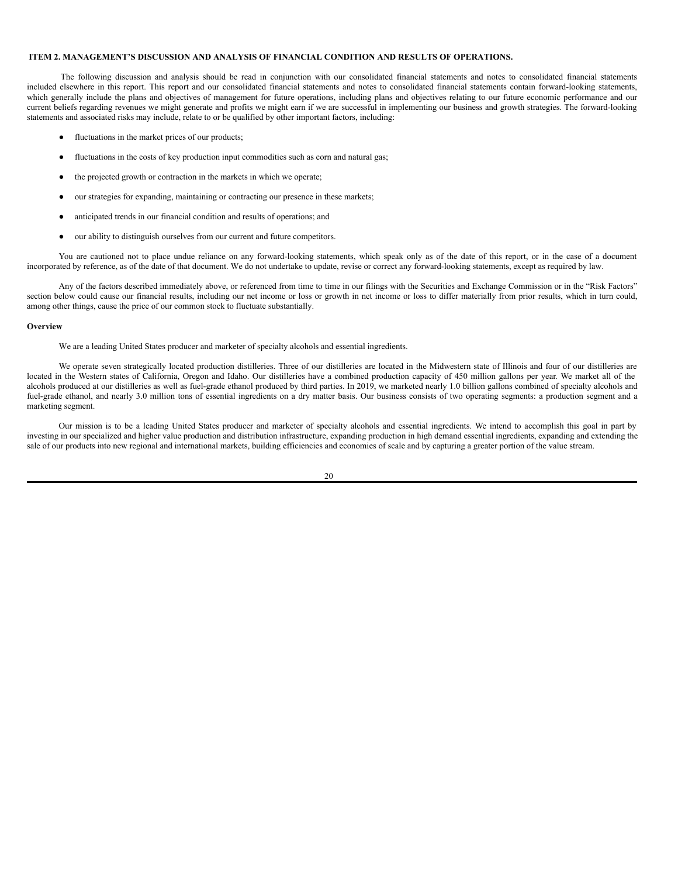## ITEM 2. MANAGEMENT'S DISCUSSION AND ANALYSIS OF FINANCIAL CONDITION AND RESULTS OF OPERATIONS.

The following discussion and analysis should be read in conjunction with our consolidated financial statements and notes to consolidated financial statements included elsewhere in this report. This report and our consolidated financial statements and notes to consolidated financial statements contain forward-looking statements, which generally include the plans and objectives of management for future operations, including plans and objectives relating to our future economic performance and our current beliefs regarding revenues we might generate and profits we might earn if we are successful in implementing our business and growth strategies. The forward-looking statements and associated risks may include, relate to or be qualified by other important factors, including:

- fluctuations in the market prices of our products;
- fluctuations in the costs of key production input commodities such as corn and natural gas;
- the projected growth or contraction in the markets in which we operate;
- our strategies for expanding, maintaining or contracting our presence in these markets;
- anticipated trends in our financial condition and results of operations; and
- our ability to distinguish ourselves from our current and future competitors.

You are cautioned not to place undue reliance on any forward-looking statements, which speak only as of the date of this report, or in the case of a document incorporated by reference, as of the date of that document. We do not undertake to update, revise or correct any forward-looking statements, except as required by law.

Any of the factors described immediately above, or referenced from time to time in our filings with the Securities and Exchange Commission or in the "Risk Factors" section below could cause our financial results, including our net income or loss or growth in net income or loss to differ materially from prior results, which in turn could, among other things, cause the price of our common stock to fluctuate substantially.

**Overview**

We are a leading United States producer and marketer of specialty alcohols and essential ingredients.

We operate seven strategically located production distilleries. Three of our distilleries are located in the Midwestern state of Illinois and four of our distilleries are located in the Western states of California, Oregon and Idaho. Our distilleries have a combined production capacity of 450 million gallons per year. We market all of the alcohols produced at our distilleries as well as fuel-grade ethanol produced by third parties. In 2019, we marketed nearly 1.0 billion gallons combined of specialty alcohols and fuel-grade ethanol, and nearly 3.0 million tons of essential ingredients on a dry matter basis. Our business consists of two operating segments: a production segment and a marketing segment.

Our mission is to be a leading United States producer and marketer of specialty alcohols and essential ingredients. We intend to accomplish this goal in part by investing in our specialized and higher value production and distribution infrastructure, expanding production in high demand essential ingredients, expanding and extending the sale of our products into new regional and international markets, building efficiencies and economies of scale and by capturing a greater portion of the value stream.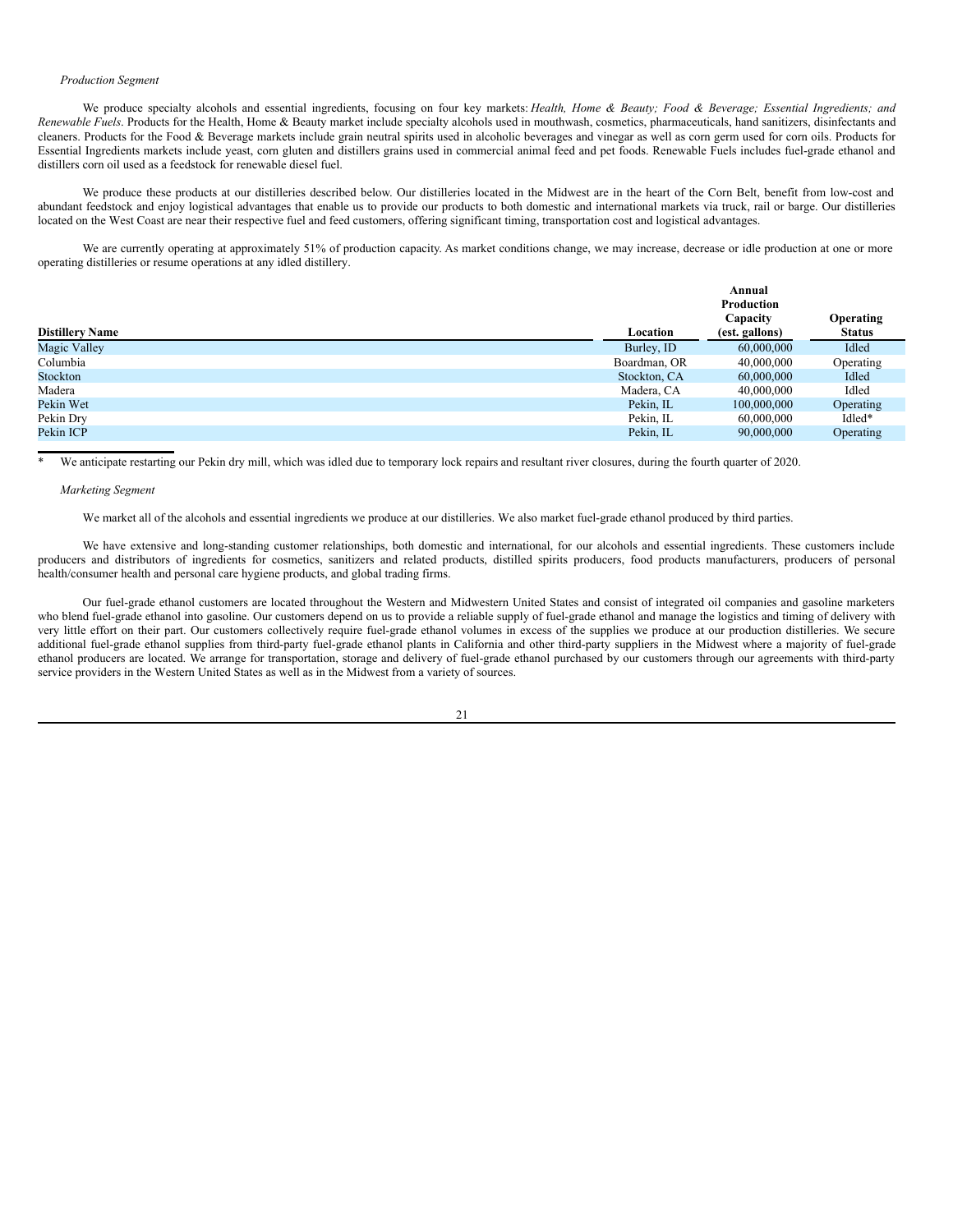*Production Segment*

We produce specialty alcohols and essential ingredients, focusing on four key markets: *Health, Home & Beauty; Food & Beverage; Essential Ingredients; and Renewable Fuels*. Products for the Health, Home & Beauty market include specialty alcohols used in mouthwash, cosmetics, pharmaceuticals, hand sanitizers, disinfectants and cleaners. Products for the Food & Beverage markets include grain neutral spirits used in alcoholic beverages and vinegar as well as corn germ used for corn oils. Products for Essential Ingredients markets include yeast, corn gluten and distillers grains used in commercial animal feed and pet foods. Renewable Fuels includes fuel-grade ethanol and distillers corn oil used as a feedstock for renewable diesel fuel.

We produce these products at our distilleries described below. Our distilleries located in the Midwest are in the heart of the Corn Belt, benefit from low-cost and abundant feedstock and enjoy logistical advantages that enable us to provide our products to both domestic and international markets via truck, rail or barge. Our distilleries located on the West Coast are near their respective fuel and feed customers, offering significant timing, transportation cost and logistical advantages.

We are currently operating at approximately 51% of production capacity. As market conditions change, we may increase, decrease or idle production at one or more operating distilleries or resume operations at any idled distillery.

| Distillery Name | Location | Annual Production Capacity (est. gallons) | Operating Status |
|---|---|---|---|
| Magic Valley | Burley, ID | 60,000,000 | Idled |
| Columbia | Boardman, OR | 40,000,000 | Operating |
| Stockton | Stockton, CA | 60,000,000 | Idled |
| Madera | Madera, CA | 40,000,000 | Idled |
| Pekin Wet | Pekin, IL | 100,000,000 | Operating |
| Pekin Dry | Pekin, IL | 60,000,000 | Idled* |
| Pekin ICP | Pekin, IL | 90,000,000 | Operating |

\* We anticipate restarting our Pekin dry mill, which was idled due to temporary lock repairs and resultant river closures, during the fourth quarter of 2020.

*Marketing Segment*

We market all of the alcohols and essential ingredients we produce at our distilleries. We also market fuel-grade ethanol produced by third parties.

We have extensive and long-standing customer relationships, both domestic and international, for our alcohols and essential ingredients. These customers include producers and distributors of ingredients for cosmetics, sanitizers and related products, distilled spirits producers, food products manufacturers, producers of personal health/consumer health and personal care hygiene products, and global trading firms.

Our fuel-grade ethanol customers are located throughout the Western and Midwestern United States and consist of integrated oil companies and gasoline marketers who blend fuel-grade ethanol into gasoline. Our customers depend on us to provide a reliable supply of fuel-grade ethanol and manage the logistics and timing of delivery with very little effort on their part. Our customers collectively require fuel-grade ethanol volumes in excess of the supplies we produce at our production distilleries. We secure additional fuel-grade ethanol supplies from third-party fuel-grade ethanol plants in California and other third-party suppliers in the Midwest where a majority of fuel-grade ethanol producers are located. We arrange for transportation, storage and delivery of fuel-grade ethanol purchased by our customers through our agreements with third-party service providers in the Western United States as well as in the Midwest from a variety of sources.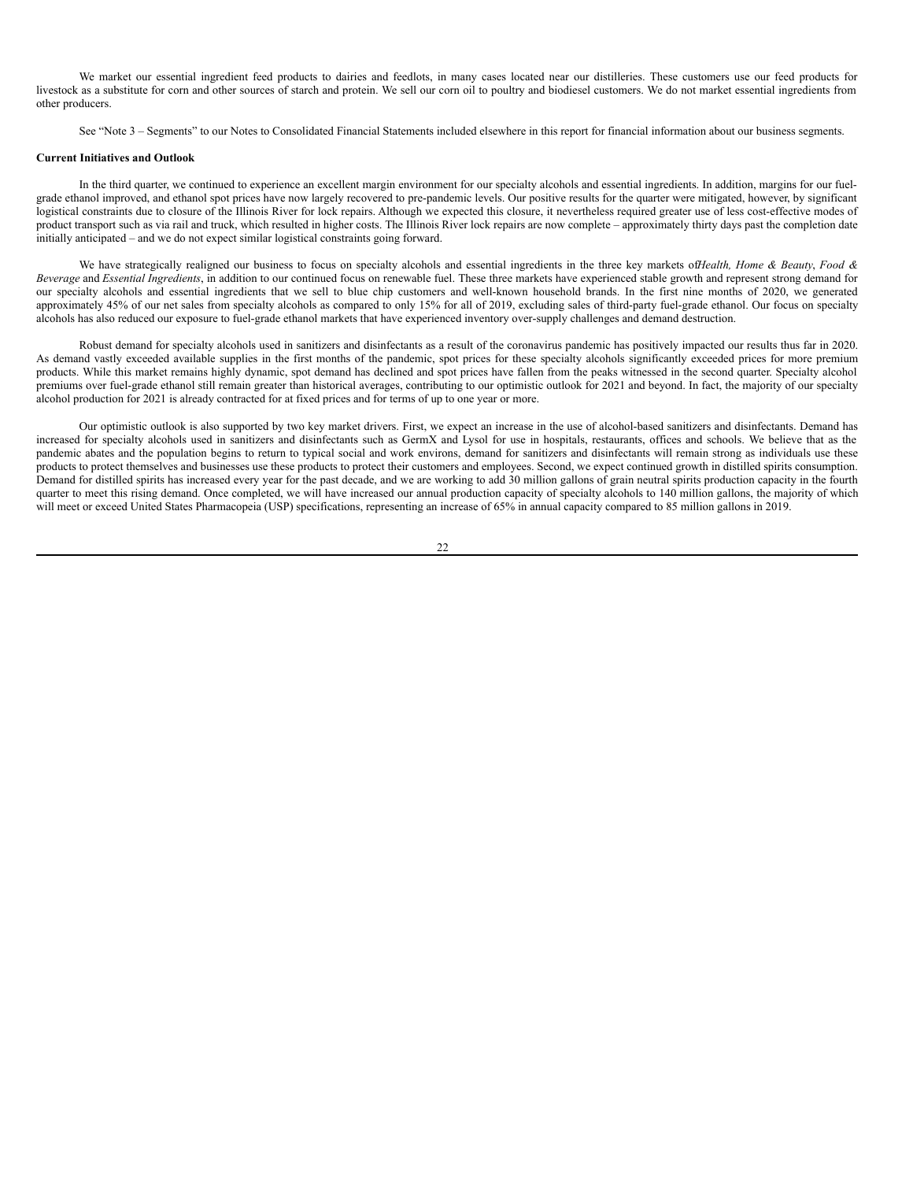We market our essential ingredient feed products to dairies and feedlots, in many cases located near our distilleries. These customers use our feed products for livestock as a substitute for corn and other sources of starch and protein. We sell our corn oil to poultry and biodiesel customers. We do not market essential ingredients from other producers.

See "Note 3 – Segments" to our Notes to Consolidated Financial Statements included elsewhere in this report for financial information about our business segments.

**Current Initiatives and Outlook**

In the third quarter, we continued to experience an excellent margin environment for our specialty alcohols and essential ingredients. In addition, margins for our fuel-grade ethanol improved, and ethanol spot prices have now largely recovered to pre-pandemic levels. Our positive results for the quarter were mitigated, however, by significant logistical constraints due to closure of the Illinois River for lock repairs. Although we expected this closure, it nevertheless required greater use of less cost-effective modes of product transport such as via rail and truck, which resulted in higher costs. The Illinois River lock repairs are now complete – approximately thirty days past the completion date initially anticipated – and we do not expect similar logistical constraints going forward.

We have strategically realigned our business to focus on specialty alcohols and essential ingredients in the three key markets of *Health, Home & Beauty*, *Food & Beverage* and *Essential Ingredients*, in addition to our continued focus on renewable fuel. These three markets have experienced stable growth and represent strong demand for our specialty alcohols and essential ingredients that we sell to blue chip customers and well-known household brands. In the first nine months of 2020, we generated approximately 45% of our net sales from specialty alcohols as compared to only 15% for all of 2019, excluding sales of third-party fuel-grade ethanol. Our focus on specialty alcohols has also reduced our exposure to fuel-grade ethanol markets that have experienced inventory over-supply challenges and demand destruction.

Robust demand for specialty alcohols used in sanitizers and disinfectants as a result of the coronavirus pandemic has positively impacted our results thus far in 2020. As demand vastly exceeded available supplies in the first months of the pandemic, spot prices for these specialty alcohols significantly exceeded prices for more premium products. While this market remains highly dynamic, spot demand has declined and spot prices have fallen from the peaks witnessed in the second quarter. Specialty alcohol premiums over fuel-grade ethanol still remain greater than historical averages, contributing to our optimistic outlook for 2021 and beyond. In fact, the majority of our specialty alcohol production for 2021 is already contracted for at fixed prices and for terms of up to one year or more.

Our optimistic outlook is also supported by two key market drivers. First, we expect an increase in the use of alcohol-based sanitizers and disinfectants. Demand has increased for specialty alcohols used in sanitizers and disinfectants such as GermX and Lysol for use in hospitals, restaurants, offices and schools. We believe that as the pandemic abates and the population begins to return to typical social and work environs, demand for sanitizers and disinfectants will remain strong as individuals use these products to protect themselves and businesses use these products to protect their customers and employees. Second, we expect continued growth in distilled spirits consumption. Demand for distilled spirits has increased every year for the past decade, and we are working to add 30 million gallons of grain neutral spirits production capacity in the fourth quarter to meet this rising demand. Once completed, we will have increased our annual production capacity of specialty alcohols to 140 million gallons, the majority of which will meet or exceed United States Pharmacopeia (USP) specifications, representing an increase of 65% in annual capacity compared to 85 million gallons in 2019.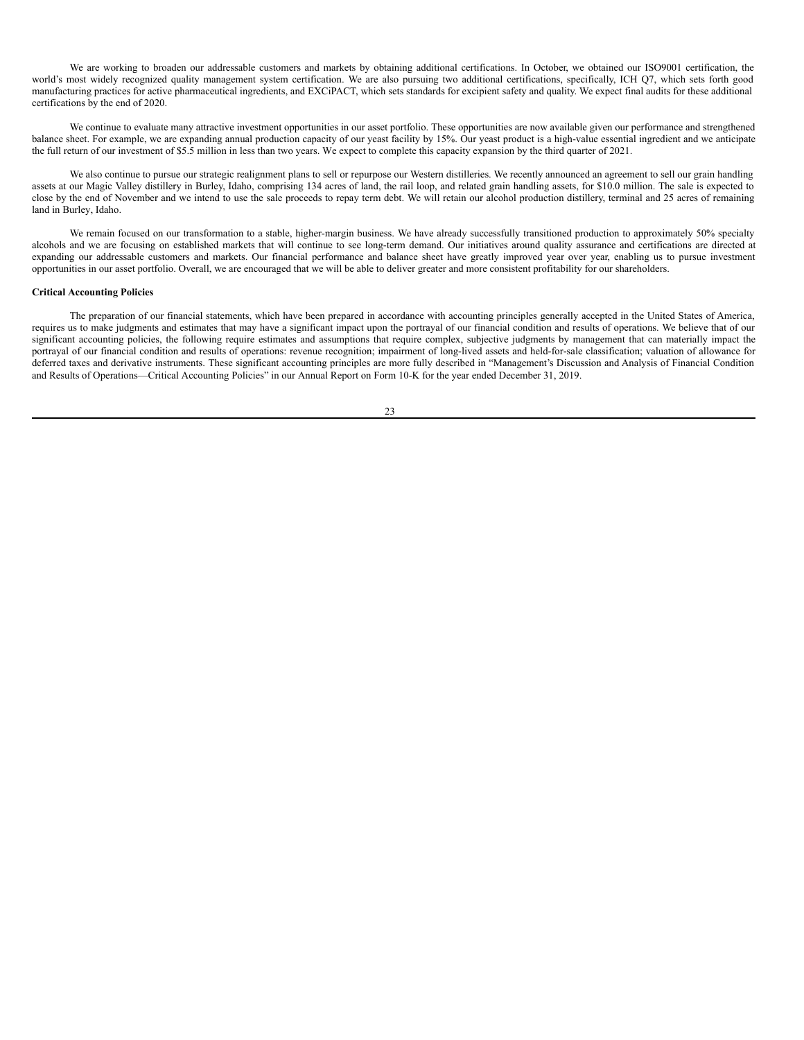We are working to broaden our addressable customers and markets by obtaining additional certifications. In October, we obtained our ISO9001 certification, the world's most widely recognized quality management system certification. We are also pursuing two additional certifications, specifically, ICH Q7, which sets forth good manufacturing practices for active pharmaceutical ingredients, and EXCiPACT, which sets standards for excipient safety and quality. We expect final audits for these additional certifications by the end of 2020.

We continue to evaluate many attractive investment opportunities in our asset portfolio. These opportunities are now available given our performance and strengthened balance sheet. For example, we are expanding annual production capacity of our yeast facility by 15%. Our yeast product is a high-value essential ingredient and we anticipate the full return of our investment of $5.5 million in less than two years. We expect to complete this capacity expansion by the third quarter of 2021.

We also continue to pursue our strategic realignment plans to sell or repurpose our Western distilleries. We recently announced an agreement to sell our grain handling assets at our Magic Valley distillery in Burley, Idaho, comprising 134 acres of land, the rail loop, and related grain handling assets, for $10.0 million. The sale is expected to close by the end of November and we intend to use the sale proceeds to repay term debt. We will retain our alcohol production distillery, terminal and 25 acres of remaining land in Burley, Idaho.

We remain focused on our transformation to a stable, higher-margin business. We have already successfully transitioned production to approximately 50% specialty alcohols and we are focusing on established markets that will continue to see long-term demand. Our initiatives around quality assurance and certifications are directed at expanding our addressable customers and markets. Our financial performance and balance sheet have greatly improved year over year, enabling us to pursue investment opportunities in our asset portfolio. Overall, we are encouraged that we will be able to deliver greater and more consistent profitability for our shareholders.

**Critical Accounting Policies**

The preparation of our financial statements, which have been prepared in accordance with accounting principles generally accepted in the United States of America, requires us to make judgments and estimates that may have a significant impact upon the portrayal of our financial condition and results of operations. We believe that of our significant accounting policies, the following require estimates and assumptions that require complex, subjective judgments by management that can materially impact the portrayal of our financial condition and results of operations: revenue recognition; impairment of long-lived assets and held-for-sale classification; valuation of allowance for deferred taxes and derivative instruments. These significant accounting principles are more fully described in "Management's Discussion and Analysis of Financial Condition and Results of Operations—Critical Accounting Policies" in our Annual Report on Form 10-K for the year ended December 31, 2019.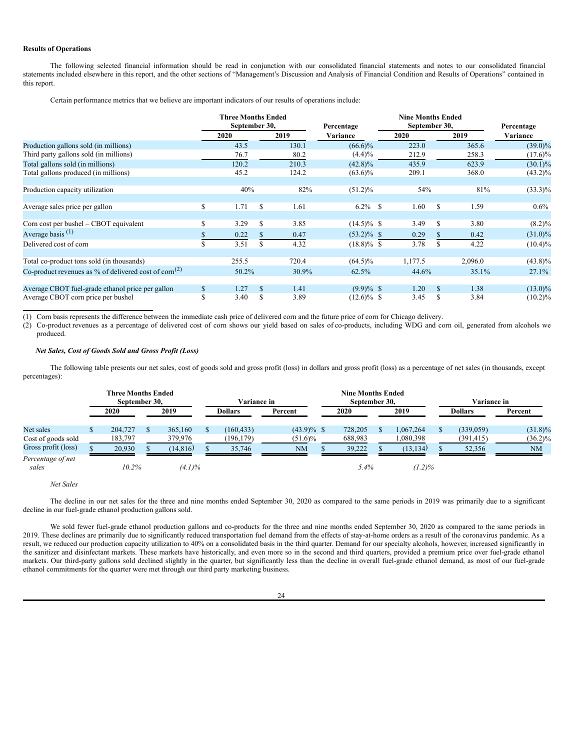**Results of Operations**

The following selected financial information should be read in conjunction with our consolidated financial statements and notes to our consolidated financial statements included elsewhere in this report, and the other sections of "Management's Discussion and Analysis of Financial Condition and Results of Operations" contained in this report.

Certain performance metrics that we believe are important indicators of our results of operations include:

| | Three Months Ended September 30, | | Percentage | Nine Months Ended September 30, | | Percentage |
|---|---|---|---|---|---|---|
| | 2020 | 2019 | Variance | 2020 | 2019 | Variance |
| Production gallons sold (in millions) | 43.5 | 130.1 | (66.6)% | 223.0 | 365.6 | (39.0)% |
| Third party gallons sold (in millions) | 76.7 | 80.2 | (4.4)% | 212.9 | 258.3 | (17.6)% |
| Total gallons sold (in millions) | 120.2 | 210.3 | (42.8)% | 435.9 | 623.9 | (30.1)% |
| Total gallons produced (in millions) | 45.2 | 124.2 | (63.6)% | 209.1 | 368.0 | (43.2)% |
| Production capacity utilization | 40% | 82% | (51.2)% | 54% | 81% | (33.3)% |
| Average sales price per gallon | $ 1.71 | $ 1.61 | 6.2% | $ 1.60 | $ 1.59 | 0.6% |
| Corn cost per bushel – CBOT equivalent | $ 3.29 | $ 3.85 | (14.5)% | $ 3.49 | $ 3.80 | (8.2)% |
| Average basis [(1)] | $ 0.22 | $ 0.47 | (53.2)% | $ 0.29 | $ 0.42 | (31.0)% |
| Delivered cost of corn | $ 3.51 | $ 4.32 | (18.8)% | $ 3.78 | $ 4.22 | (10.4)% |
| Total co-product tons sold (in thousands) | 255.5 | 720.4 | (64.5)% | 1,177.5 | 2,096.0 | (43.8)% |
| Co-product revenues as % of delivered cost of corn[(2)] | 50.2% | 30.9% | 62.5% | 44.6% | 35.1% | 27.1% |
| Average CBOT fuel-grade ethanol price per gallon | $ 1.27 | $ 1.41 | (9.9)% | $ 1.20 | $ 1.38 | (13.0)% |
| Average CBOT corn price per bushel | $ 3.40 | $ 3.89 | (12.6)% | $ 3.45 | $ 3.84 | (10.2)% |

(1) Corn basis represents the difference between the immediate cash price of delivered corn and the future price of corn for Chicago delivery.

(2) Co-product revenues as a percentage of delivered cost of corn shows our yield based on sales of co-products, including WDG and corn oil, generated from alcohols we produced.

***Net Sales, Cost of Goods Sold and Gross Profit (Loss)***

The following table presents our net sales, cost of goods sold and gross profit (loss) in dollars and gross profit (loss) as a percentage of net sales (in thousands, except percentages):

| | Three Months Ended September 30, | | Variance in | | Nine Months Ended September 30, | | Variance in | |
|---|---|---|---|---|---|---|---|---|
| | 2020 | 2019 | Dollars | Percent | 2020 | 2019 | Dollars | Percent |
| Net sales | $ 204,727 | $ 365,160 | $ (160,433) | (43.9)% | $ 728,205 | $ 1,067,264 | $ (339,059) | (31.8)% |
| Cost of goods sold | 183,797 | 379,976 | (196,179) | (51.6)% | 688,983 | 1,080,398 | (391,415) | (36.2)% |
| Gross profit (loss) | $ 20,930 | $ (14,816) | $ 35,746 | NM | $ 39,222 | $ (13,134) | $ 52,356 | NM |
| *Percentage of net sales* | *10.2%* | *(4.1)%* | | | *5.4%* | *(1.2)%* | | |

*Net Sales*

The decline in our net sales for the three and nine months ended September 30, 2020 as compared to the same periods in 2019 was primarily due to a significant decline in our fuel-grade ethanol production gallons sold.

We sold fewer fuel-grade ethanol production gallons and co-products for the three and nine months ended September 30, 2020 as compared to the same periods in 2019. These declines are primarily due to significantly reduced transportation fuel demand from the effects of stay-at-home orders as a result of the coronavirus pandemic. As a result, we reduced our production capacity utilization to 40% on a consolidated basis in the third quarter. Demand for our specialty alcohols, however, increased significantly in the sanitizer and disinfectant markets. These markets have historically, and even more so in the second and third quarters, provided a premium price over fuel-grade ethanol markets. Our third-party gallons sold declined slightly in the quarter, but significantly less than the decline in overall fuel-grade ethanol demand, as most of our fuel-grade ethanol commitments for the quarter were met through our third party marketing business.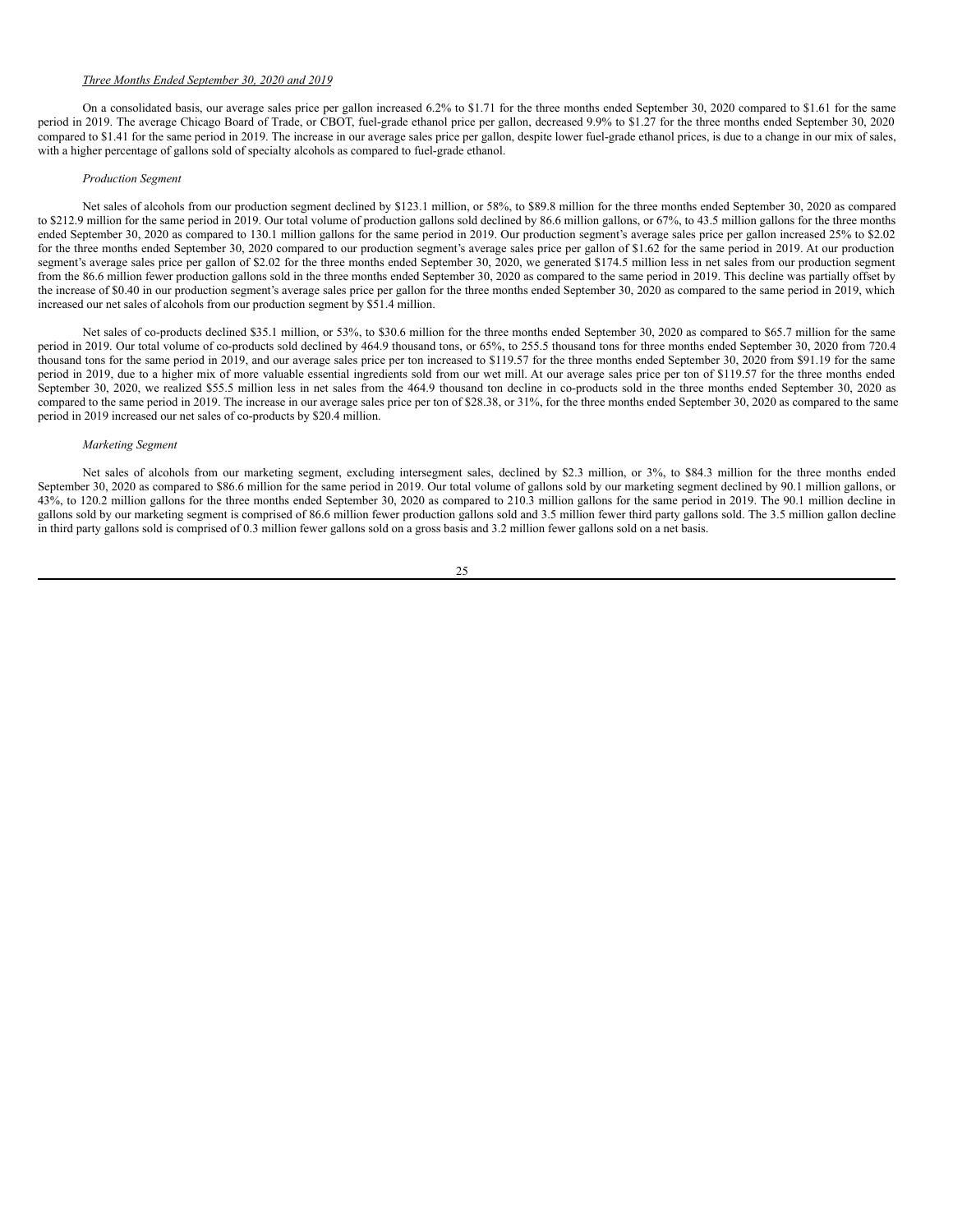*Three Months Ended September 30, 2020 and 2019*

On a consolidated basis, our average sales price per gallon increased 6.2% to $1.71 for the three months ended September 30, 2020 compared to $1.61 for the same period in 2019. The average Chicago Board of Trade, or CBOT, fuel-grade ethanol price per gallon, decreased 9.9% to $1.27 for the three months ended September 30, 2020 compared to $1.41 for the same period in 2019. The increase in our average sales price per gallon, despite lower fuel-grade ethanol prices, is due to a change in our mix of sales, with a higher percentage of gallons sold of specialty alcohols as compared to fuel-grade ethanol.

*Production Segment*

Net sales of alcohols from our production segment declined by $123.1 million, or 58%, to $89.8 million for the three months ended September 30, 2020 as compared to $212.9 million for the same period in 2019. Our total volume of production gallons sold declined by 86.6 million gallons, or 67%, to 43.5 million gallons for the three months ended September 30, 2020 as compared to 130.1 million gallons for the same period in 2019. Our production segment's average sales price per gallon increased 25% to $2.02 for the three months ended September 30, 2020 compared to our production segment's average sales price per gallon of $1.62 for the same period in 2019. At our production segment's average sales price per gallon of $2.02 for the three months ended September 30, 2020, we generated $174.5 million less in net sales from our production segment from the 86.6 million fewer production gallons sold in the three months ended September 30, 2020 as compared to the same period in 2019. This decline was partially offset by the increase of $0.40 in our production segment's average sales price per gallon for the three months ended September 30, 2020 as compared to the same period in 2019, which increased our net sales of alcohols from our production segment by $51.4 million.

Net sales of co-products declined $35.1 million, or 53%, to $30.6 million for the three months ended September 30, 2020 as compared to $65.7 million for the same period in 2019. Our total volume of co-products sold declined by 464.9 thousand tons, or 65%, to 255.5 thousand tons for three months ended September 30, 2020 from 720.4 thousand tons for the same period in 2019, and our average sales price per ton increased to $119.57 for the three months ended September 30, 2020 from $91.19 for the same period in 2019, due to a higher mix of more valuable essential ingredients sold from our wet mill. At our average sales price per ton of $119.57 for the three months ended September 30, 2020, we realized $55.5 million less in net sales from the 464.9 thousand ton decline in co-products sold in the three months ended September 30, 2020 as compared to the same period in 2019. The increase in our average sales price per ton of $28.38, or 31%, for the three months ended September 30, 2020 as compared to the same period in 2019 increased our net sales of co-products by $20.4 million.

*Marketing Segment*

Net sales of alcohols from our marketing segment, excluding intersegment sales, declined by $2.3 million, or 3%, to $84.3 million for the three months ended September 30, 2020 as compared to $86.6 million for the same period in 2019. Our total volume of gallons sold by our marketing segment declined by 90.1 million gallons, or 43%, to 120.2 million gallons for the three months ended September 30, 2020 as compared to 210.3 million gallons for the same period in 2019. The 90.1 million decline in gallons sold by our marketing segment is comprised of 86.6 million fewer production gallons sold and 3.5 million fewer third party gallons sold. The 3.5 million gallon decline in third party gallons sold is comprised of 0.3 million fewer gallons sold on a gross basis and 3.2 million fewer gallons sold on a net basis.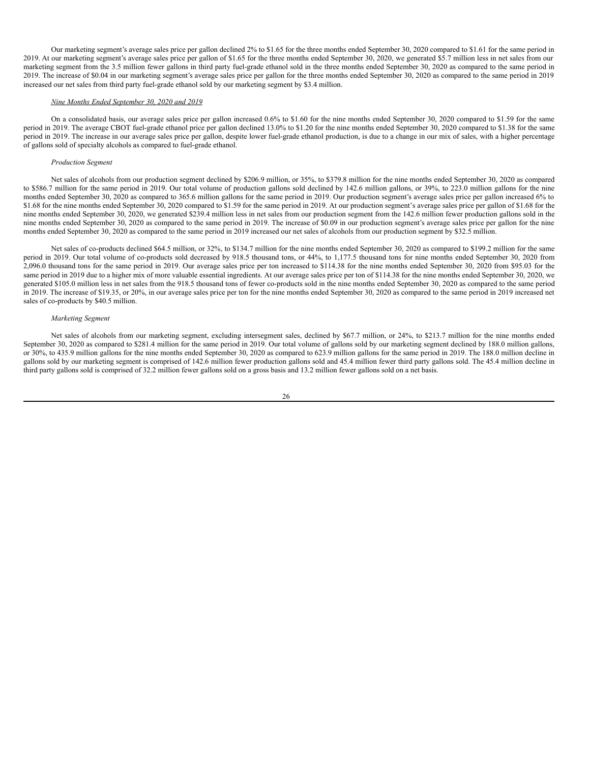Our marketing segment's average sales price per gallon declined 2% to $1.65 for the three months ended September 30, 2020 compared to $1.61 for the same period in 2019. At our marketing segment's average sales price per gallon of $1.65 for the three months ended September 30, 2020, we generated $5.7 million less in net sales from our marketing segment from the 3.5 million fewer gallons in third party fuel-grade ethanol sold in the three months ended September 30, 2020 as compared to the same period in 2019. The increase of $0.04 in our marketing segment's average sales price per gallon for the three months ended September 30, 2020 as compared to the same period in 2019 increased our net sales from third party fuel-grade ethanol sold by our marketing segment by $3.4 million.

*Nine Months Ended September 30, 2020 and 2019*

On a consolidated basis, our average sales price per gallon increased 0.6% to $1.60 for the nine months ended September 30, 2020 compared to $1.59 for the same period in 2019. The average CBOT fuel-grade ethanol price per gallon declined 13.0% to $1.20 for the nine months ended September 30, 2020 compared to $1.38 for the same period in 2019. The increase in our average sales price per gallon, despite lower fuel-grade ethanol production, is due to a change in our mix of sales, with a higher percentage of gallons sold of specialty alcohols as compared to fuel-grade ethanol.

*Production Segment*

Net sales of alcohols from our production segment declined by $206.9 million, or 35%, to $379.8 million for the nine months ended September 30, 2020 as compared to $586.7 million for the same period in 2019. Our total volume of production gallons sold declined by 142.6 million gallons, or 39%, to 223.0 million gallons for the nine months ended September 30, 2020 as compared to 365.6 million gallons for the same period in 2019. Our production segment's average sales price per gallon increased 6% to $1.68 for the nine months ended September 30, 2020 compared to $1.59 for the same period in 2019. At our production segment's average sales price per gallon of $1.68 for the nine months ended September 30, 2020, we generated $239.4 million less in net sales from our production segment from the 142.6 million fewer production gallons sold in the nine months ended September 30, 2020 as compared to the same period in 2019. The increase of $0.09 in our production segment's average sales price per gallon for the nine months ended September 30, 2020 as compared to the same period in 2019 increased our net sales of alcohols from our production segment by $32.5 million.

Net sales of co-products declined $64.5 million, or 32%, to $134.7 million for the nine months ended September 30, 2020 as compared to $199.2 million for the same period in 2019. Our total volume of co-products sold decreased by 918.5 thousand tons, or 44%, to 1,177.5 thousand tons for nine months ended September 30, 2020 from 2,096.0 thousand tons for the same period in 2019. Our average sales price per ton increased to $114.38 for the nine months ended September 30, 2020 from $95.03 for the same period in 2019 due to a higher mix of more valuable essential ingredients. At our average sales price per ton of $114.38 for the nine months ended September 30, 2020, we generated $105.0 million less in net sales from the 918.5 thousand tons of fewer co-products sold in the nine months ended September 30, 2020 as compared to the same period in 2019. The increase of $19.35, or 20%, in our average sales price per ton for the nine months ended September 30, 2020 as compared to the same period in 2019 increased net sales of co-products by $40.5 million.

*Marketing Segment*

Net sales of alcohols from our marketing segment, excluding intersegment sales, declined by $67.7 million, or 24%, to $213.7 million for the nine months ended September 30, 2020 as compared to $281.4 million for the same period in 2019. Our total volume of gallons sold by our marketing segment declined by 188.0 million gallons, or 30%, to 435.9 million gallons for the nine months ended September 30, 2020 as compared to 623.9 million gallons for the same period in 2019. The 188.0 million decline in gallons sold by our marketing segment is comprised of 142.6 million fewer production gallons sold and 45.4 million fewer third party gallons sold. The 45.4 million decline in third party gallons sold is comprised of 32.2 million fewer gallons sold on a gross basis and 13.2 million fewer gallons sold on a net basis.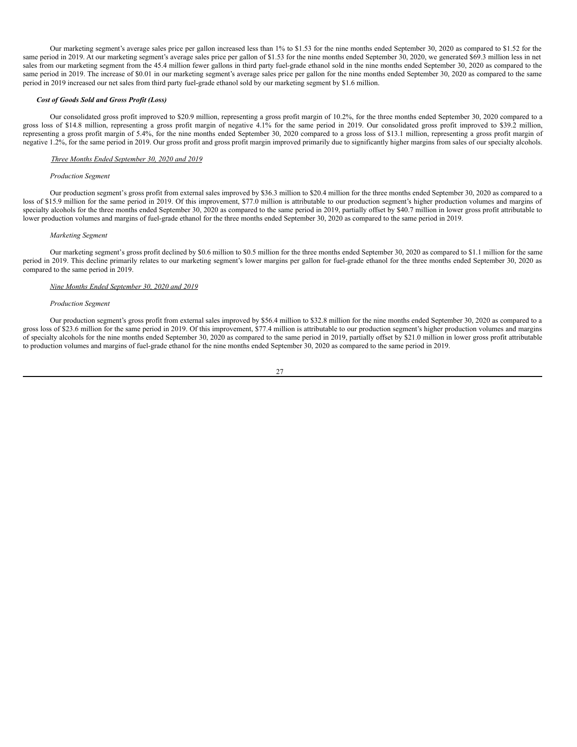Our marketing segment's average sales price per gallon increased less than 1% to $1.53 for the nine months ended September 30, 2020 as compared to $1.52 for the same period in 2019. At our marketing segment's average sales price per gallon of $1.53 for the nine months ended September 30, 2020, we generated $69.3 million less in net sales from our marketing segment from the 45.4 million fewer gallons in third party fuel-grade ethanol sold in the nine months ended September 30, 2020 as compared to the same period in 2019. The increase of $0.01 in our marketing segment's average sales price per gallon for the nine months ended September 30, 2020 as compared to the same period in 2019 increased our net sales from third party fuel-grade ethanol sold by our marketing segment by $1.6 million.

***Cost of Goods Sold and Gross Profit (Loss)***

Our consolidated gross profit improved to $20.9 million, representing a gross profit margin of 10.2%, for the three months ended September 30, 2020 compared to a gross loss of $14.8 million, representing a gross profit margin of negative 4.1% for the same period in 2019. Our consolidated gross profit improved to $39.2 million, representing a gross profit margin of 5.4%, for the nine months ended September 30, 2020 compared to a gross loss of $13.1 million, representing a gross profit margin of negative 1.2%, for the same period in 2019. Our gross profit and gross profit margin improved primarily due to significantly higher margins from sales of our specialty alcohols.

*Three Months Ended September 30, 2020 and 2019*

*Production Segment*

Our production segment's gross profit from external sales improved by $36.3 million to $20.4 million for the three months ended September 30, 2020 as compared to a loss of $15.9 million for the same period in 2019. Of this improvement, $77.0 million is attributable to our production segment's higher production volumes and margins of specialty alcohols for the three months ended September 30, 2020 as compared to the same period in 2019, partially offset by $40.7 million in lower gross profit attributable to lower production volumes and margins of fuel-grade ethanol for the three months ended September 30, 2020 as compared to the same period in 2019.

*Marketing Segment*

Our marketing segment's gross profit declined by $0.6 million to $0.5 million for the three months ended September 30, 2020 as compared to $1.1 million for the same period in 2019. This decline primarily relates to our marketing segment's lower margins per gallon for fuel-grade ethanol for the three months ended September 30, 2020 as compared to the same period in 2019.

*Nine Months Ended September 30, 2020 and 2019*

*Production Segment*

Our production segment's gross profit from external sales improved by $56.4 million to $32.8 million for the nine months ended September 30, 2020 as compared to a gross loss of $23.6 million for the same period in 2019. Of this improvement, $77.4 million is attributable to our production segment's higher production volumes and margins of specialty alcohols for the nine months ended September 30, 2020 as compared to the same period in 2019, partially offset by $21.0 million in lower gross profit attributable to production volumes and margins of fuel-grade ethanol for the nine months ended September 30, 2020 as compared to the same period in 2019.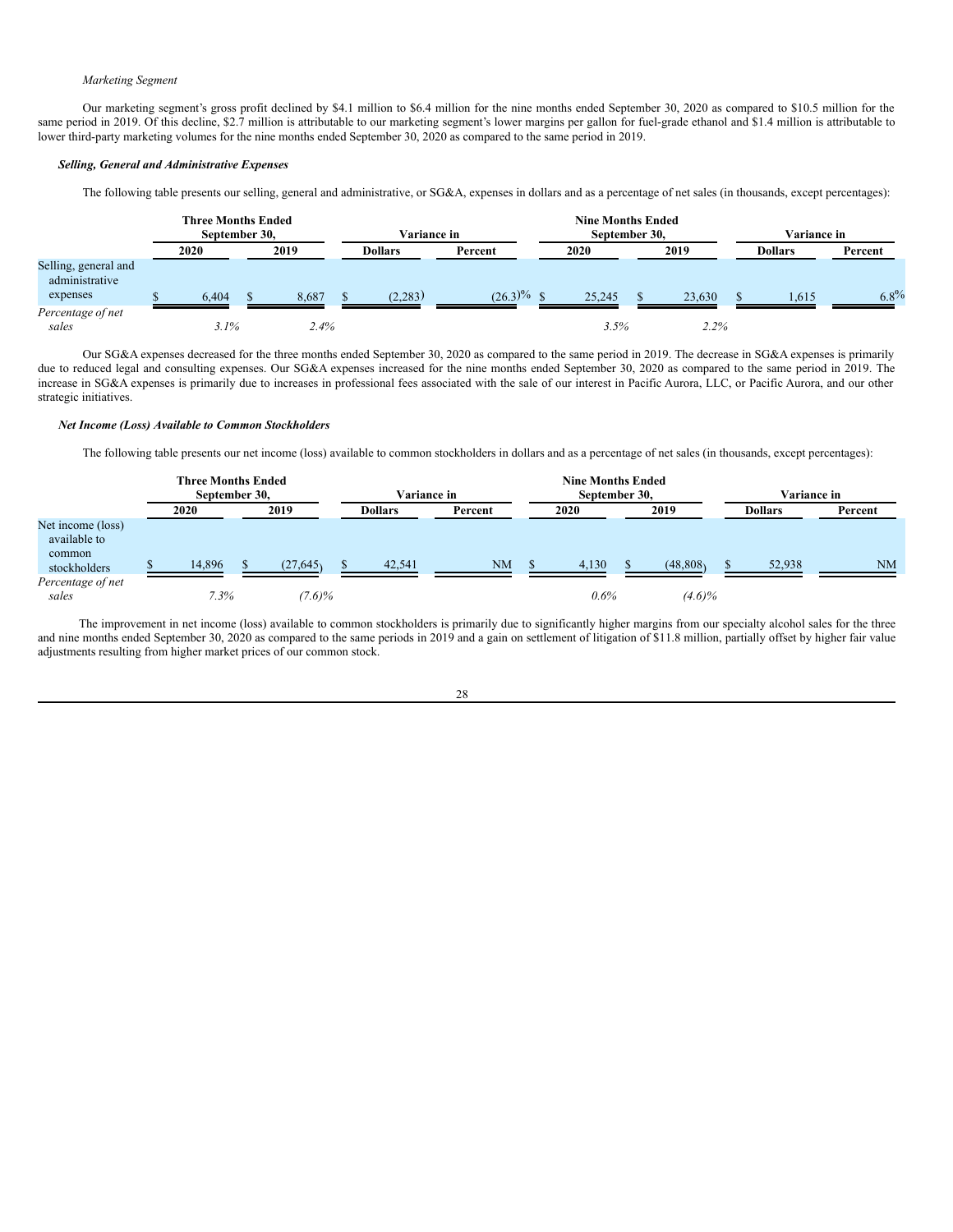*Marketing Segment*

Our marketing segment's gross profit declined by $4.1 million to $6.4 million for the nine months ended September 30, 2020 as compared to $10.5 million for the same period in 2019. Of this decline, $2.7 million is attributable to our marketing segment's lower margins per gallon for fuel-grade ethanol and $1.4 million is attributable to lower third-party marketing volumes for the nine months ended September 30, 2020 as compared to the same period in 2019.

***Selling, General and Administrative Expenses***

The following table presents our selling, general and administrative, or SG&A, expenses in dollars and as a percentage of net sales (in thousands, except percentages):

| | Three Months Ended September 30, | | Variance in | | Nine Months Ended September 30, | | Variance in | |
|---|---|---|---|---|---|---|---|---|
| | 2020 | 2019 | Dollars | Percent | 2020 | 2019 | Dollars | Percent |
| Selling, general and administrative expenses | $ 6,404 | $ 8,687 | $ (2,283) | (26.3)% | $ 25,245 | $ 23,630 | $ 1,615 | 6.8% |
| *Percentage of net sales* | *3.1%* | *2.4%* | | | *3.5%* | *2.2%* | | |

Our SG&A expenses decreased for the three months ended September 30, 2020 as compared to the same period in 2019. The decrease in SG&A expenses is primarily due to reduced legal and consulting expenses. Our SG&A expenses increased for the nine months ended September 30, 2020 as compared to the same period in 2019. The increase in SG&A expenses is primarily due to increases in professional fees associated with the sale of our interest in Pacific Aurora, LLC, or Pacific Aurora, and our other strategic initiatives.

***Net Income (Loss) Available to Common Stockholders***

The following table presents our net income (loss) available to common stockholders in dollars and as a percentage of net sales (in thousands, except percentages):

| | Three Months Ended September 30, | | Variance in | | Nine Months Ended September 30, | | Variance in | |
|---|---|---|---|---|---|---|---|---|
| | 2020 | 2019 | Dollars | Percent | 2020 | 2019 | Dollars | Percent |
| Net income (loss) available to common stockholders | $ 14,896 | $ (27,645) | $ 42,541 | NM | $ 4,130 | $ (48,808) | $ 52,938 | NM |
| *Percentage of net sales* | *7.3%* | *(7.6)%* | | | *0.6%* | *(4.6)%* | | |

The improvement in net income (loss) available to common stockholders is primarily due to significantly higher margins from our specialty alcohol sales for the three and nine months ended September 30, 2020 as compared to the same periods in 2019 and a gain on settlement of litigation of $11.8 million, partially offset by higher fair value adjustments resulting from higher market prices of our common stock.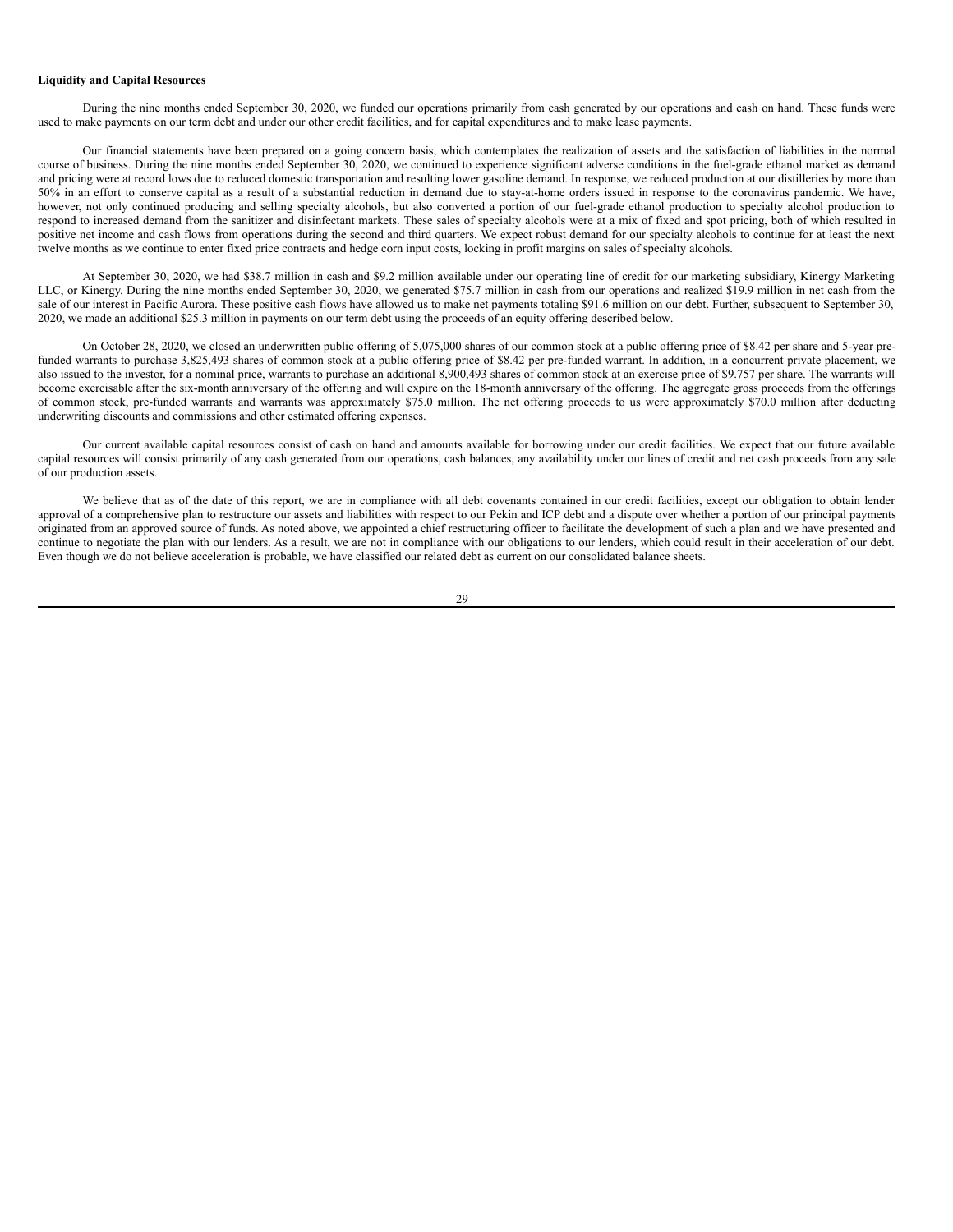**Liquidity and Capital Resources**

During the nine months ended September 30, 2020, we funded our operations primarily from cash generated by our operations and cash on hand. These funds were used to make payments on our term debt and under our other credit facilities, and for capital expenditures and to make lease payments.

Our financial statements have been prepared on a going concern basis, which contemplates the realization of assets and the satisfaction of liabilities in the normal course of business. During the nine months ended September 30, 2020, we continued to experience significant adverse conditions in the fuel-grade ethanol market as demand and pricing were at record lows due to reduced domestic transportation and resulting lower gasoline demand. In response, we reduced production at our distilleries by more than 50% in an effort to conserve capital as a result of a substantial reduction in demand due to stay-at-home orders issued in response to the coronavirus pandemic. We have, however, not only continued producing and selling specialty alcohols, but also converted a portion of our fuel-grade ethanol production to specialty alcohol production to respond to increased demand from the sanitizer and disinfectant markets. These sales of specialty alcohols were at a mix of fixed and spot pricing, both of which resulted in positive net income and cash flows from operations during the second and third quarters. We expect robust demand for our specialty alcohols to continue for at least the next twelve months as we continue to enter fixed price contracts and hedge corn input costs, locking in profit margins on sales of specialty alcohols.

At September 30, 2020, we had $38.7 million in cash and $9.2 million available under our operating line of credit for our marketing subsidiary, Kinergy Marketing LLC, or Kinergy. During the nine months ended September 30, 2020, we generated $75.7 million in cash from our operations and realized $19.9 million in net cash from the sale of our interest in Pacific Aurora. These positive cash flows have allowed us to make net payments totaling $91.6 million on our debt. Further, subsequent to September 30, 2020, we made an additional $25.3 million in payments on our term debt using the proceeds of an equity offering described below.

On October 28, 2020, we closed an underwritten public offering of 5,075,000 shares of our common stock at a public offering price of $8.42 per share and 5-year pre-funded warrants to purchase 3,825,493 shares of common stock at a public offering price of $8.42 per pre-funded warrant. In addition, in a concurrent private placement, we also issued to the investor, for a nominal price, warrants to purchase an additional 8,900,493 shares of common stock at an exercise price of $9.757 per share. The warrants will become exercisable after the six-month anniversary of the offering and will expire on the 18-month anniversary of the offering. The aggregate gross proceeds from the offerings of common stock, pre-funded warrants and warrants was approximately $75.0 million. The net offering proceeds to us were approximately $70.0 million after deducting underwriting discounts and commissions and other estimated offering expenses.

Our current available capital resources consist of cash on hand and amounts available for borrowing under our credit facilities. We expect that our future available capital resources will consist primarily of any cash generated from our operations, cash balances, any availability under our lines of credit and net cash proceeds from any sale of our production assets.

We believe that as of the date of this report, we are in compliance with all debt covenants contained in our credit facilities, except our obligation to obtain lender approval of a comprehensive plan to restructure our assets and liabilities with respect to our Pekin and ICP debt and a dispute over whether a portion of our principal payments originated from an approved source of funds. As noted above, we appointed a chief restructuring officer to facilitate the development of such a plan and we have presented and continue to negotiate the plan with our lenders. As a result, we are not in compliance with our obligations to our lenders, which could result in their acceleration of our debt. Even though we do not believe acceleration is probable, we have classified our related debt as current on our consolidated balance sheets.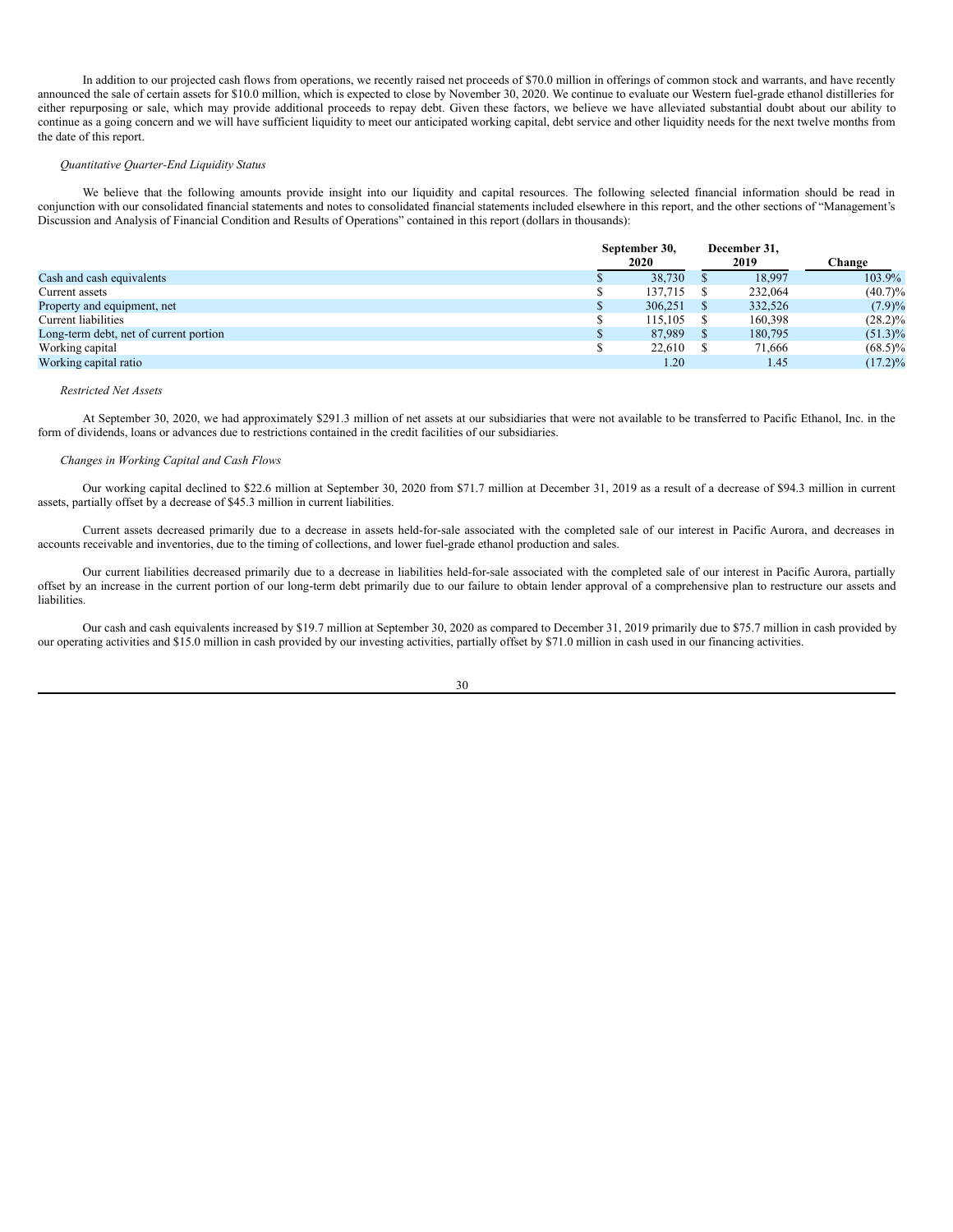In addition to our projected cash flows from operations, we recently raised net proceeds of $70.0 million in offerings of common stock and warrants, and have recently announced the sale of certain assets for $10.0 million, which is expected to close by November 30, 2020. We continue to evaluate our Western fuel-grade ethanol distilleries for either repurposing or sale, which may provide additional proceeds to repay debt. Given these factors, we believe we have alleviated substantial doubt about our ability to continue as a going concern and we will have sufficient liquidity to meet our anticipated working capital, debt service and other liquidity needs for the next twelve months from the date of this report.

*Quantitative Quarter-End Liquidity Status*

We believe that the following amounts provide insight into our liquidity and capital resources. The following selected financial information should be read in conjunction with our consolidated financial statements and notes to consolidated financial statements included elsewhere in this report, and the other sections of "Management's Discussion and Analysis of Financial Condition and Results of Operations" contained in this report (dollars in thousands):

| | September 30, 2020 | December 31, 2019 | Change |
|---|---|---|---|
| Cash and cash equivalents | $ 38,730 | $ 18,997 | 103.9% |
| Current assets | $ 137,715 | $ 232,064 | (40.7)% |
| Property and equipment, net | $ 306,251 | $ 332,526 | (7.9)% |
| Current liabilities | $ 115,105 | $ 160,398 | (28.2)% |
| Long-term debt, net of current portion | $ 87,989 | $ 180,795 | (51.3)% |
| Working capital | $ 22,610 | $ 71,666 | (68.5)% |
| Working capital ratio | 1.20 | 1.45 | (17.2)% |

*Restricted Net Assets*

At September 30, 2020, we had approximately $291.3 million of net assets at our subsidiaries that were not available to be transferred to Pacific Ethanol, Inc. in the form of dividends, loans or advances due to restrictions contained in the credit facilities of our subsidiaries.

*Changes in Working Capital and Cash Flows*

Our working capital declined to $22.6 million at September 30, 2020 from $71.7 million at December 31, 2019 as a result of a decrease of $94.3 million in current assets, partially offset by a decrease of $45.3 million in current liabilities.

Current assets decreased primarily due to a decrease in assets held-for-sale associated with the completed sale of our interest in Pacific Aurora, and decreases in accounts receivable and inventories, due to the timing of collections, and lower fuel-grade ethanol production and sales.

Our current liabilities decreased primarily due to a decrease in liabilities held-for-sale associated with the completed sale of our interest in Pacific Aurora, partially offset by an increase in the current portion of our long-term debt primarily due to our failure to obtain lender approval of a comprehensive plan to restructure our assets and liabilities.

Our cash and cash equivalents increased by $19.7 million at September 30, 2020 as compared to December 31, 2019 primarily due to $75.7 million in cash provided by our operating activities and $15.0 million in cash provided by our investing activities, partially offset by $71.0 million in cash used in our financing activities.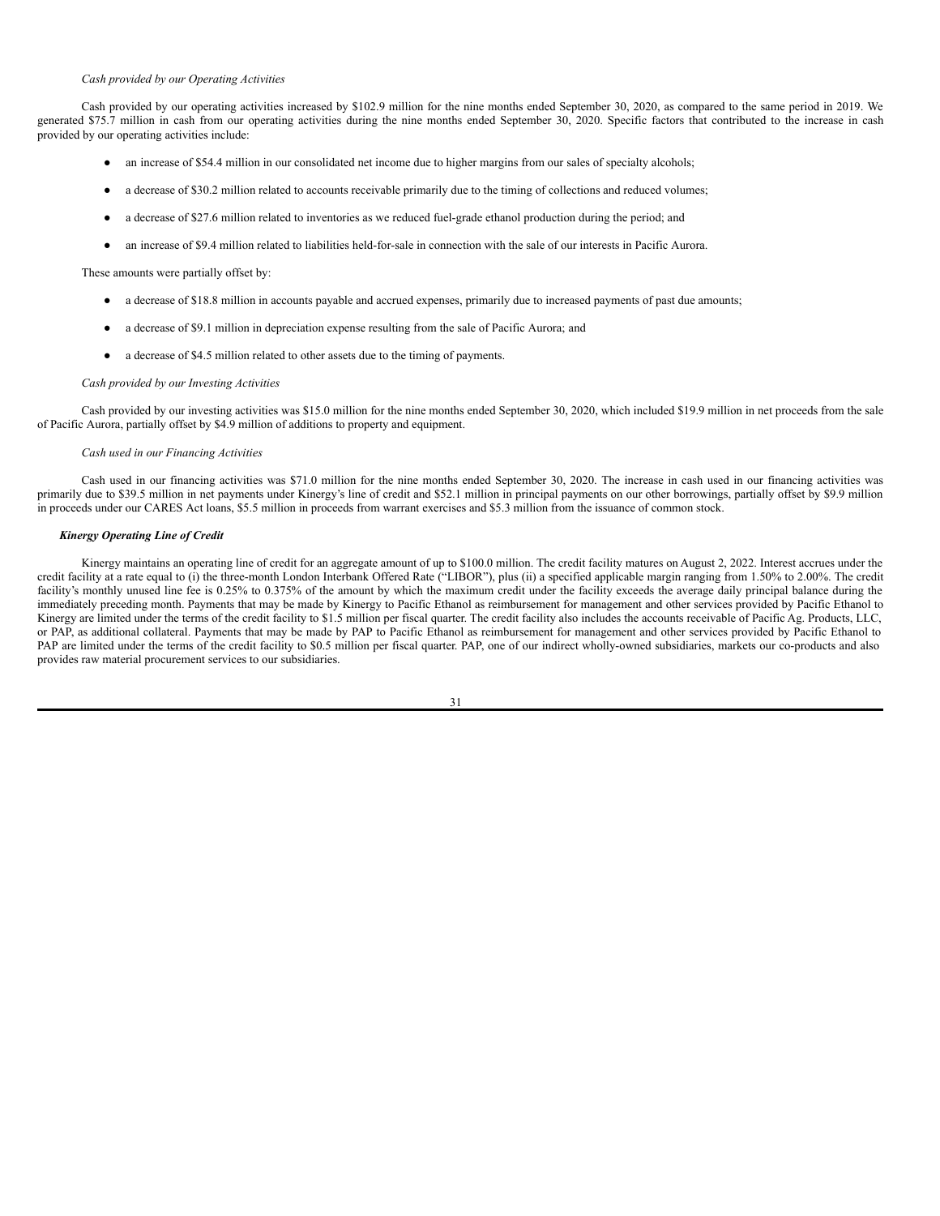*Cash provided by our Operating Activities*

Cash provided by our operating activities increased by $102.9 million for the nine months ended September 30, 2020, as compared to the same period in 2019. We generated $75.7 million in cash from our operating activities during the nine months ended September 30, 2020. Specific factors that contributed to the increase in cash provided by our operating activities include:

- an increase of $54.4 million in our consolidated net income due to higher margins from our sales of specialty alcohols;
- a decrease of $30.2 million related to accounts receivable primarily due to the timing of collections and reduced volumes;
- a decrease of $27.6 million related to inventories as we reduced fuel-grade ethanol production during the period; and
- an increase of $9.4 million related to liabilities held-for-sale in connection with the sale of our interests in Pacific Aurora.

These amounts were partially offset by:

- a decrease of $18.8 million in accounts payable and accrued expenses, primarily due to increased payments of past due amounts;
- a decrease of $9.1 million in depreciation expense resulting from the sale of Pacific Aurora; and
- a decrease of $4.5 million related to other assets due to the timing of payments.

*Cash provided by our Investing Activities*

Cash provided by our investing activities was $15.0 million for the nine months ended September 30, 2020, which included $19.9 million in net proceeds from the sale of Pacific Aurora, partially offset by $4.9 million of additions to property and equipment.

*Cash used in our Financing Activities*

Cash used in our financing activities was $71.0 million for the nine months ended September 30, 2020. The increase in cash used in our financing activities was primarily due to $39.5 million in net payments under Kinergy's line of credit and $52.1 million in principal payments on our other borrowings, partially offset by $9.9 million in proceeds under our CARES Act loans, $5.5 million in proceeds from warrant exercises and $5.3 million from the issuance of common stock.

***Kinergy Operating Line of Credit***

Kinergy maintains an operating line of credit for an aggregate amount of up to $100.0 million. The credit facility matures on August 2, 2022. Interest accrues under the credit facility at a rate equal to (i) the three-month London Interbank Offered Rate ("LIBOR"), plus (ii) a specified applicable margin ranging from 1.50% to 2.00%. The credit facility's monthly unused line fee is 0.25% to 0.375% of the amount by which the maximum credit under the facility exceeds the average daily principal balance during the immediately preceding month. Payments that may be made by Kinergy to Pacific Ethanol as reimbursement for management and other services provided by Pacific Ethanol to Kinergy are limited under the terms of the credit facility to $1.5 million per fiscal quarter. The credit facility also includes the accounts receivable of Pacific Ag. Products, LLC, or PAP, as additional collateral. Payments that may be made by PAP to Pacific Ethanol as reimbursement for management and other services provided by Pacific Ethanol to PAP are limited under the terms of the credit facility to $0.5 million per fiscal quarter. PAP, one of our indirect wholly-owned subsidiaries, markets our co-products and also provides raw material procurement services to our subsidiaries.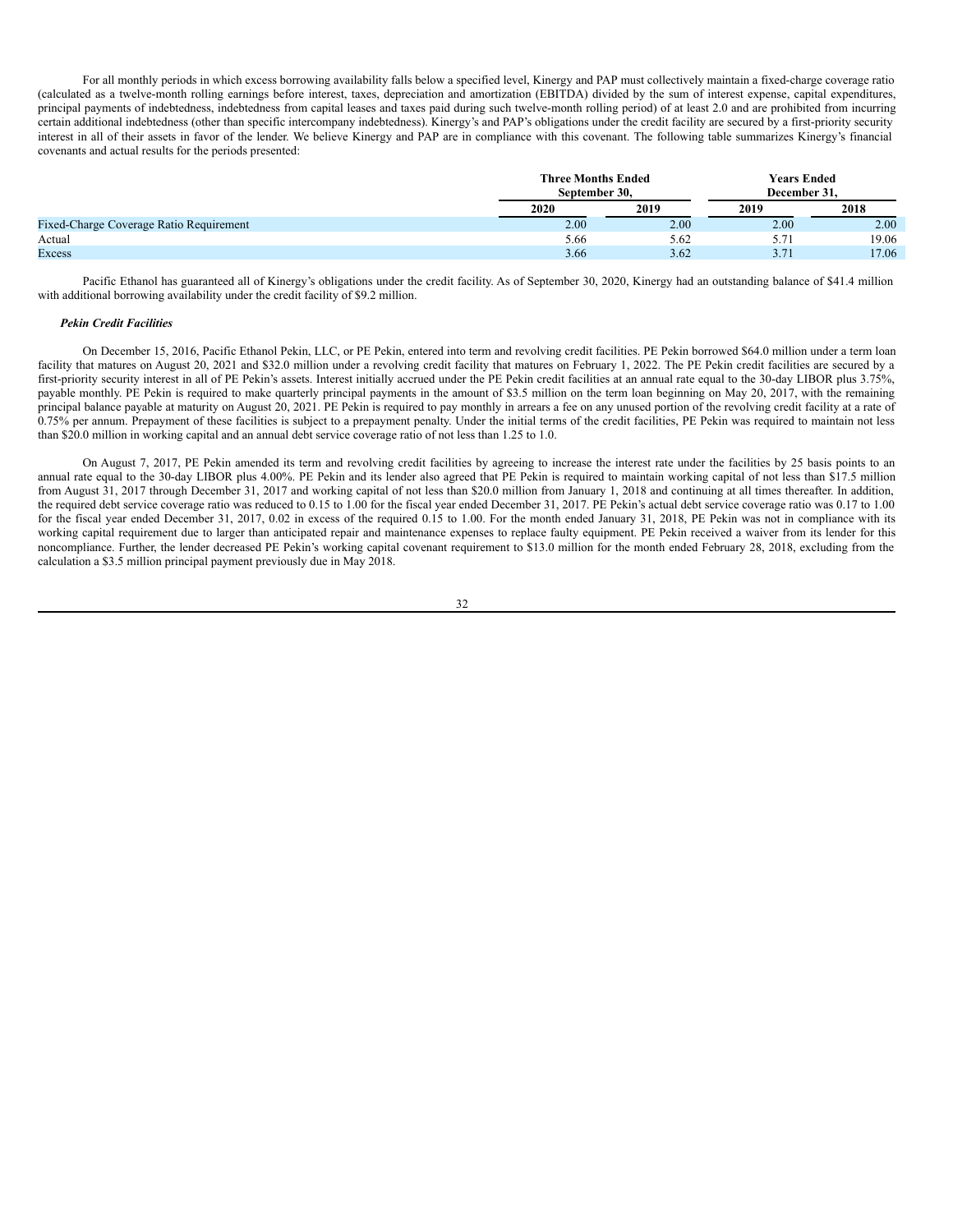For all monthly periods in which excess borrowing availability falls below a specified level, Kinergy and PAP must collectively maintain a fixed-charge coverage ratio (calculated as a twelve-month rolling earnings before interest, taxes, depreciation and amortization (EBITDA) divided by the sum of interest expense, capital expenditures, principal payments of indebtedness, indebtedness from capital leases and taxes paid during such twelve-month rolling period) of at least 2.0 and are prohibited from incurring certain additional indebtedness (other than specific intercompany indebtedness). Kinergy's and PAP's obligations under the credit facility are secured by a first-priority security interest in all of their assets in favor of the lender. We believe Kinergy and PAP are in compliance with this covenant. The following table summarizes Kinergy's financial covenants and actual results for the periods presented:

| | Three Months Ended September 30, | | Years Ended December 31, | |
|---|---|---|---|---|
| | 2020 | 2019 | 2019 | 2018 |
| Fixed-Charge Coverage Ratio Requirement | 2.00 | 2.00 | 2.00 | 2.00 |
| Actual | 5.66 | 5.62 | 5.71 | 19.06 |
| Excess | 3.66 | 3.62 | 3.71 | 17.06 |

Pacific Ethanol has guaranteed all of Kinergy's obligations under the credit facility. As of September 30, 2020, Kinergy had an outstanding balance of $41.4 million with additional borrowing availability under the credit facility of $9.2 million.

***Pekin Credit Facilities***

On December 15, 2016, Pacific Ethanol Pekin, LLC, or PE Pekin, entered into term and revolving credit facilities. PE Pekin borrowed $64.0 million under a term loan facility that matures on August 20, 2021 and $32.0 million under a revolving credit facility that matures on February 1, 2022. The PE Pekin credit facilities are secured by a first-priority security interest in all of PE Pekin's assets. Interest initially accrued under the PE Pekin credit facilities at an annual rate equal to the 30-day LIBOR plus 3.75%, payable monthly. PE Pekin is required to make quarterly principal payments in the amount of $3.5 million on the term loan beginning on May 20, 2017, with the remaining principal balance payable at maturity on August 20, 2021. PE Pekin is required to pay monthly in arrears a fee on any unused portion of the revolving credit facility at a rate of 0.75% per annum. Prepayment of these facilities is subject to a prepayment penalty. Under the initial terms of the credit facilities, PE Pekin was required to maintain not less than $20.0 million in working capital and an annual debt service coverage ratio of not less than 1.25 to 1.0.

On August 7, 2017, PE Pekin amended its term and revolving credit facilities by agreeing to increase the interest rate under the facilities by 25 basis points to an annual rate equal to the 30-day LIBOR plus 4.00%. PE Pekin and its lender also agreed that PE Pekin is required to maintain working capital of not less than $17.5 million from August 31, 2017 through December 31, 2017 and working capital of not less than $20.0 million from January 1, 2018 and continuing at all times thereafter. In addition, the required debt service coverage ratio was reduced to 0.15 to 1.00 for the fiscal year ended December 31, 2017. PE Pekin's actual debt service coverage ratio was 0.17 to 1.00 for the fiscal year ended December 31, 2017, 0.02 in excess of the required 0.15 to 1.00. For the month ended January 31, 2018, PE Pekin was not in compliance with its working capital requirement due to larger than anticipated repair and maintenance expenses to replace faulty equipment. PE Pekin received a waiver from its lender for this noncompliance. Further, the lender decreased PE Pekin's working capital covenant requirement to $13.0 million for the month ended February 28, 2018, excluding from the calculation a $3.5 million principal payment previously due in May 2018.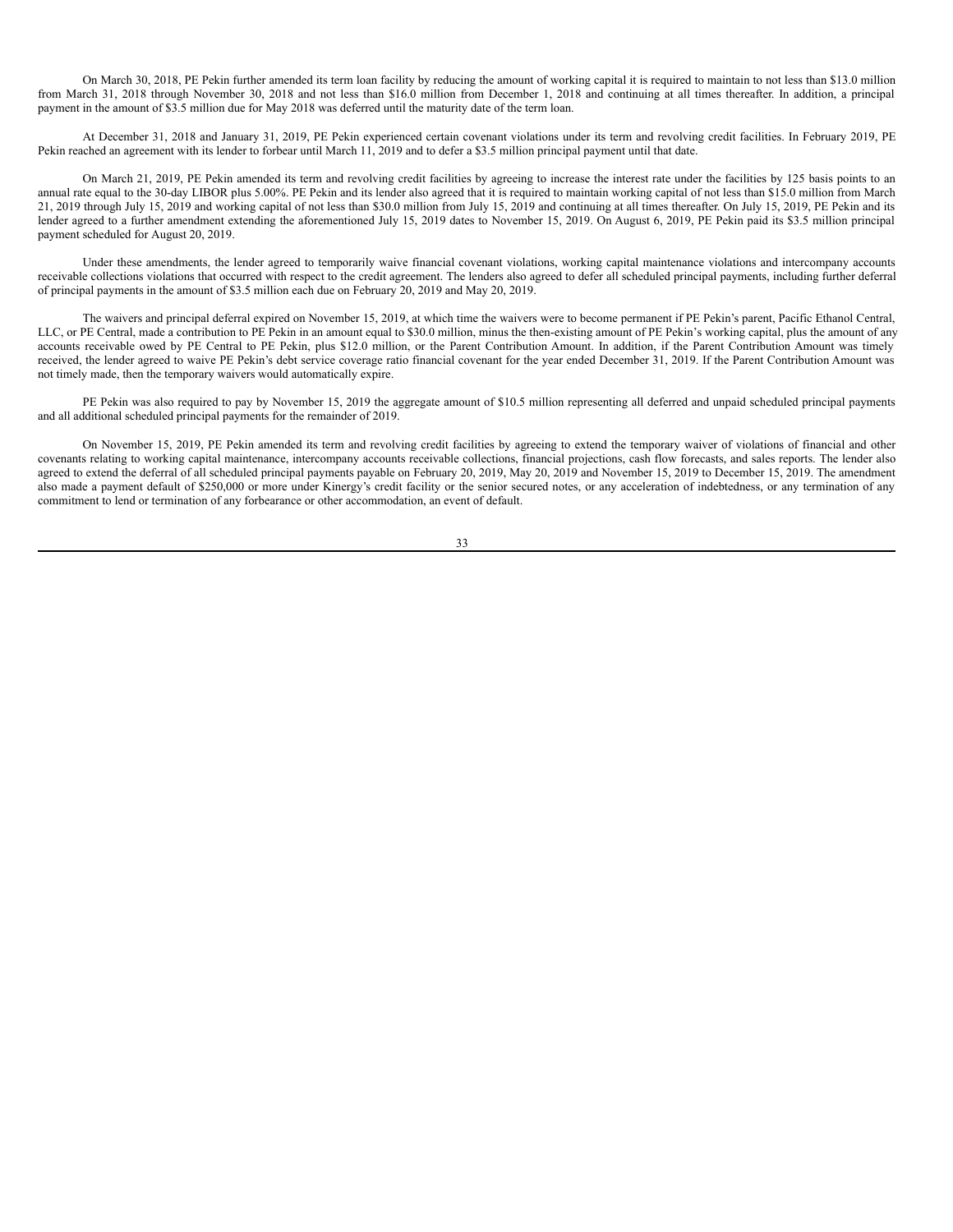On March 30, 2018, PE Pekin further amended its term loan facility by reducing the amount of working capital it is required to maintain to not less than $13.0 million from March 31, 2018 through November 30, 2018 and not less than $16.0 million from December 1, 2018 and continuing at all times thereafter. In addition, a principal payment in the amount of $3.5 million due for May 2018 was deferred until the maturity date of the term loan.

At December 31, 2018 and January 31, 2019, PE Pekin experienced certain covenant violations under its term and revolving credit facilities. In February 2019, PE Pekin reached an agreement with its lender to forbear until March 11, 2019 and to defer a $3.5 million principal payment until that date.

On March 21, 2019, PE Pekin amended its term and revolving credit facilities by agreeing to increase the interest rate under the facilities by 125 basis points to an annual rate equal to the 30-day LIBOR plus 5.00%. PE Pekin and its lender also agreed that it is required to maintain working capital of not less than $15.0 million from March 21, 2019 through July 15, 2019 and working capital of not less than $30.0 million from July 15, 2019 and continuing at all times thereafter. On July 15, 2019, PE Pekin and its lender agreed to a further amendment extending the aforementioned July 15, 2019 dates to November 15, 2019. On August 6, 2019, PE Pekin paid its $3.5 million principal payment scheduled for August 20, 2019.

Under these amendments, the lender agreed to temporarily waive financial covenant violations, working capital maintenance violations and intercompany accounts receivable collections violations that occurred with respect to the credit agreement. The lenders also agreed to defer all scheduled principal payments, including further deferral of principal payments in the amount of $3.5 million each due on February 20, 2019 and May 20, 2019.

The waivers and principal deferral expired on November 15, 2019, at which time the waivers were to become permanent if PE Pekin's parent, Pacific Ethanol Central, LLC, or PE Central, made a contribution to PE Pekin in an amount equal to $30.0 million, minus the then-existing amount of PE Pekin's working capital, plus the amount of any accounts receivable owed by PE Central to PE Pekin, plus $12.0 million, or the Parent Contribution Amount. In addition, if the Parent Contribution Amount was timely received, the lender agreed to waive PE Pekin's debt service coverage ratio financial covenant for the year ended December 31, 2019. If the Parent Contribution Amount was not timely made, then the temporary waivers would automatically expire.

PE Pekin was also required to pay by November 15, 2019 the aggregate amount of $10.5 million representing all deferred and unpaid scheduled principal payments and all additional scheduled principal payments for the remainder of 2019.

On November 15, 2019, PE Pekin amended its term and revolving credit facilities by agreeing to extend the temporary waiver of violations of financial and other covenants relating to working capital maintenance, intercompany accounts receivable collections, financial projections, cash flow forecasts, and sales reports. The lender also agreed to extend the deferral of all scheduled principal payments payable on February 20, 2019, May 20, 2019 and November 15, 2019 to December 15, 2019. The amendment also made a payment default of $250,000 or more under Kinergy's credit facility or the senior secured notes, or any acceleration of indebtedness, or any termination of any commitment to lend or termination of any forbearance or other accommodation, an event of default.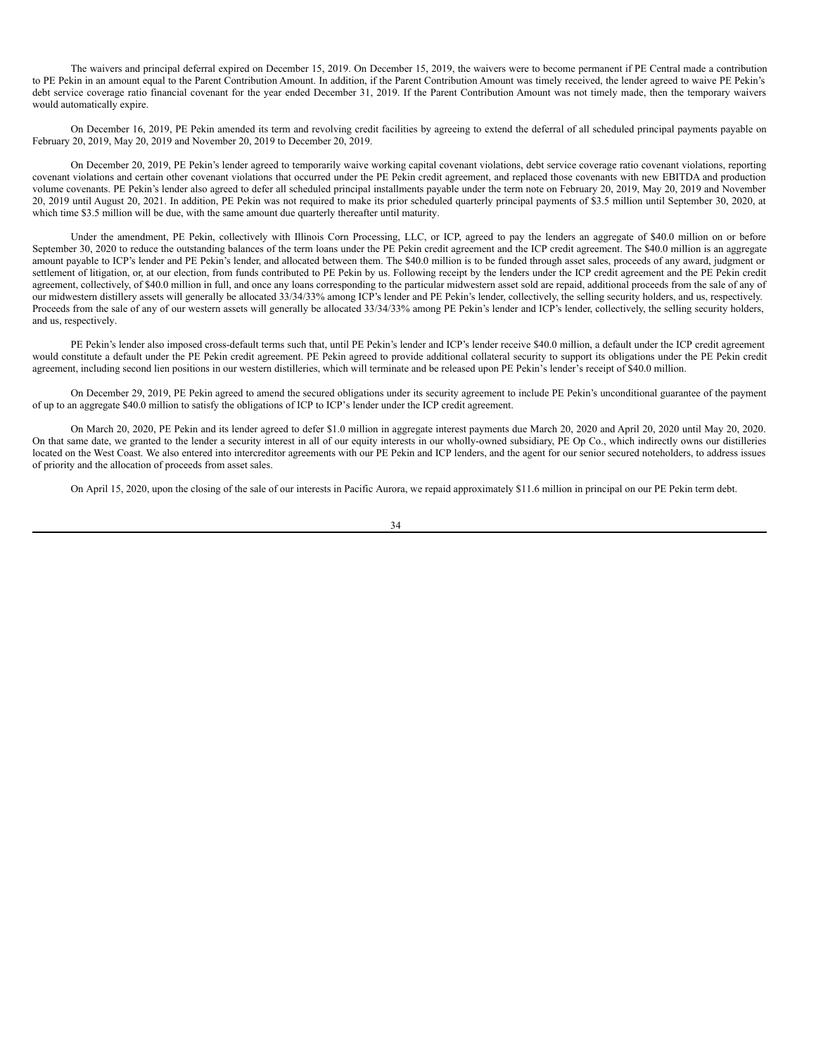The waivers and principal deferral expired on December 15, 2019. On December 15, 2019, the waivers were to become permanent if PE Central made a contribution to PE Pekin in an amount equal to the Parent Contribution Amount. In addition, if the Parent Contribution Amount was timely received, the lender agreed to waive PE Pekin's debt service coverage ratio financial covenant for the year ended December 31, 2019. If the Parent Contribution Amount was not timely made, then the temporary waivers would automatically expire.

On December 16, 2019, PE Pekin amended its term and revolving credit facilities by agreeing to extend the deferral of all scheduled principal payments payable on February 20, 2019, May 20, 2019 and November 20, 2019 to December 20, 2019.

On December 20, 2019, PE Pekin's lender agreed to temporarily waive working capital covenant violations, debt service coverage ratio covenant violations, reporting covenant violations and certain other covenant violations that occurred under the PE Pekin credit agreement, and replaced those covenants with new EBITDA and production volume covenants. PE Pekin's lender also agreed to defer all scheduled principal installments payable under the term note on February 20, 2019, May 20, 2019 and November 20, 2019 until August 20, 2021. In addition, PE Pekin was not required to make its prior scheduled quarterly principal payments of $3.5 million until September 30, 2020, at which time $3.5 million will be due, with the same amount due quarterly thereafter until maturity.

Under the amendment, PE Pekin, collectively with Illinois Corn Processing, LLC, or ICP, agreed to pay the lenders an aggregate of $40.0 million on or before September 30, 2020 to reduce the outstanding balances of the term loans under the PE Pekin credit agreement and the ICP credit agreement. The $40.0 million is an aggregate amount payable to ICP's lender and PE Pekin's lender, and allocated between them. The $40.0 million is to be funded through asset sales, proceeds of any award, judgment or settlement of litigation, or, at our election, from funds contributed to PE Pekin by us. Following receipt by the lenders under the ICP credit agreement and the PE Pekin credit agreement, collectively, of $40.0 million in full, and once any loans corresponding to the particular midwestern asset sold are repaid, additional proceeds from the sale of any of our midwestern distillery assets will generally be allocated 33/34/33% among ICP's lender and PE Pekin's lender, collectively, the selling security holders, and us, respectively. Proceeds from the sale of any of our western assets will generally be allocated 33/34/33% among PE Pekin's lender and ICP's lender, collectively, the selling security holders, and us, respectively.

PE Pekin's lender also imposed cross-default terms such that, until PE Pekin's lender and ICP's lender receive $40.0 million, a default under the ICP credit agreement would constitute a default under the PE Pekin credit agreement. PE Pekin agreed to provide additional collateral security to support its obligations under the PE Pekin credit agreement, including second lien positions in our western distilleries, which will terminate and be released upon PE Pekin's lender's receipt of $40.0 million.

On December 29, 2019, PE Pekin agreed to amend the secured obligations under its security agreement to include PE Pekin's unconditional guarantee of the payment of up to an aggregate $40.0 million to satisfy the obligations of ICP to ICP's lender under the ICP credit agreement.

On March 20, 2020, PE Pekin and its lender agreed to defer $1.0 million in aggregate interest payments due March 20, 2020 and April 20, 2020 until May 20, 2020. On that same date, we granted to the lender a security interest in all of our equity interests in our wholly-owned subsidiary, PE Op Co., which indirectly owns our distilleries located on the West Coast. We also entered into intercreditor agreements with our PE Pekin and ICP lenders, and the agent for our senior secured noteholders, to address issues of priority and the allocation of proceeds from asset sales.

On April 15, 2020, upon the closing of the sale of our interests in Pacific Aurora, we repaid approximately $11.6 million in principal on our PE Pekin term debt.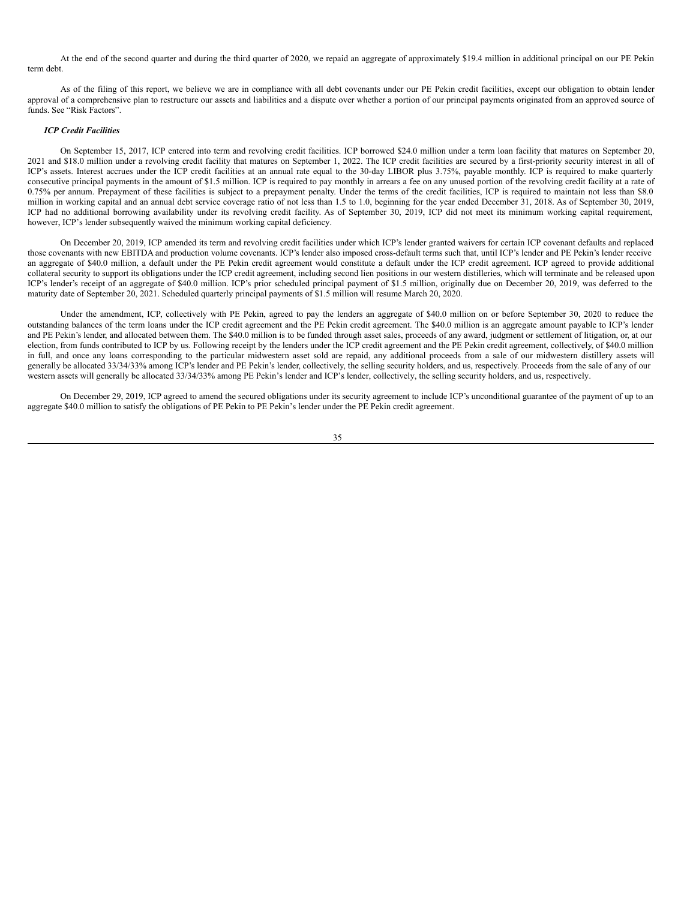At the end of the second quarter and during the third quarter of 2020, we repaid an aggregate of approximately $19.4 million in additional principal on our PE Pekin term debt.

As of the filing of this report, we believe we are in compliance with all debt covenants under our PE Pekin credit facilities, except our obligation to obtain lender approval of a comprehensive plan to restructure our assets and liabilities and a dispute over whether a portion of our principal payments originated from an approved source of funds. See "Risk Factors".

***ICP Credit Facilities***

On September 15, 2017, ICP entered into term and revolving credit facilities. ICP borrowed $24.0 million under a term loan facility that matures on September 20, 2021 and $18.0 million under a revolving credit facility that matures on September 1, 2022. The ICP credit facilities are secured by a first-priority security interest in all of ICP's assets. Interest accrues under the ICP credit facilities at an annual rate equal to the 30-day LIBOR plus 3.75%, payable monthly. ICP is required to make quarterly consecutive principal payments in the amount of $1.5 million. ICP is required to pay monthly in arrears a fee on any unused portion of the revolving credit facility at a rate of 0.75% per annum. Prepayment of these facilities is subject to a prepayment penalty. Under the terms of the credit facilities, ICP is required to maintain not less than $8.0 million in working capital and an annual debt service coverage ratio of not less than 1.5 to 1.0, beginning for the year ended December 31, 2018. As of September 30, 2019, ICP had no additional borrowing availability under its revolving credit facility. As of September 30, 2019, ICP did not meet its minimum working capital requirement, however, ICP's lender subsequently waived the minimum working capital deficiency.

On December 20, 2019, ICP amended its term and revolving credit facilities under which ICP's lender granted waivers for certain ICP covenant defaults and replaced those covenants with new EBITDA and production volume covenants. ICP's lender also imposed cross-default terms such that, until ICP's lender and PE Pekin's lender receive an aggregate of $40.0 million, a default under the PE Pekin credit agreement would constitute a default under the ICP credit agreement. ICP agreed to provide additional collateral security to support its obligations under the ICP credit agreement, including second lien positions in our western distilleries, which will terminate and be released upon ICP's lender's receipt of an aggregate of $40.0 million. ICP's prior scheduled principal payment of $1.5 million, originally due on December 20, 2019, was deferred to the maturity date of September 20, 2021. Scheduled quarterly principal payments of $1.5 million will resume March 20, 2020.

Under the amendment, ICP, collectively with PE Pekin, agreed to pay the lenders an aggregate of $40.0 million on or before September 30, 2020 to reduce the outstanding balances of the term loans under the ICP credit agreement and the PE Pekin credit agreement. The $40.0 million is an aggregate amount payable to ICP's lender and PE Pekin's lender, and allocated between them. The $40.0 million is to be funded through asset sales, proceeds of any award, judgment or settlement of litigation, or, at our election, from funds contributed to ICP by us. Following receipt by the lenders under the ICP credit agreement and the PE Pekin credit agreement, collectively, of $40.0 million in full, and once any loans corresponding to the particular midwestern asset sold are repaid, any additional proceeds from a sale of our midwestern distillery assets will generally be allocated 33/34/33% among ICP's lender and PE Pekin's lender, collectively, the selling security holders, and us, respectively. Proceeds from the sale of any of our western assets will generally be allocated 33/34/33% among PE Pekin's lender and ICP's lender, collectively, the selling security holders, and us, respectively.

On December 29, 2019, ICP agreed to amend the secured obligations under its security agreement to include ICP's unconditional guarantee of the payment of up to an aggregate $40.0 million to satisfy the obligations of PE Pekin to PE Pekin's lender under the PE Pekin credit agreement.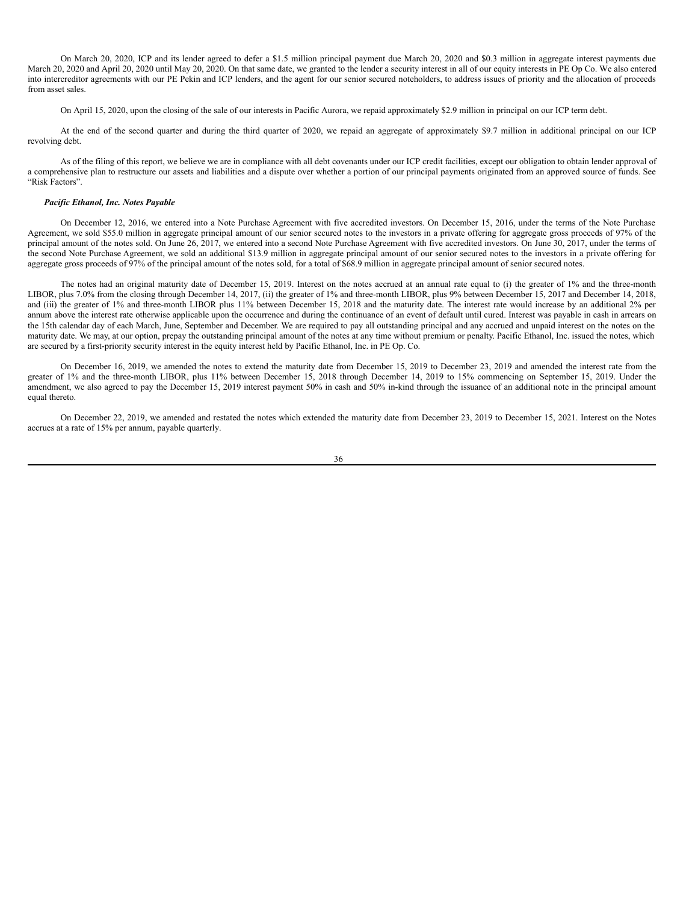On March 20, 2020, ICP and its lender agreed to defer a $1.5 million principal payment due March 20, 2020 and $0.3 million in aggregate interest payments due March 20, 2020 and April 20, 2020 until May 20, 2020. On that same date, we granted to the lender a security interest in all of our equity interests in PE Op Co. We also entered into intercreditor agreements with our PE Pekin and ICP lenders, and the agent for our senior secured noteholders, to address issues of priority and the allocation of proceeds from asset sales.

On April 15, 2020, upon the closing of the sale of our interests in Pacific Aurora, we repaid approximately $2.9 million in principal on our ICP term debt.

At the end of the second quarter and during the third quarter of 2020, we repaid an aggregate of approximately $9.7 million in additional principal on our ICP revolving debt.

As of the filing of this report, we believe we are in compliance with all debt covenants under our ICP credit facilities, except our obligation to obtain lender approval of a comprehensive plan to restructure our assets and liabilities and a dispute over whether a portion of our principal payments originated from an approved source of funds. See "Risk Factors".

***Pacific Ethanol, Inc. Notes Payable***

On December 12, 2016, we entered into a Note Purchase Agreement with five accredited investors. On December 15, 2016, under the terms of the Note Purchase Agreement, we sold $55.0 million in aggregate principal amount of our senior secured notes to the investors in a private offering for aggregate gross proceeds of 97% of the principal amount of the notes sold. On June 26, 2017, we entered into a second Note Purchase Agreement with five accredited investors. On June 30, 2017, under the terms of the second Note Purchase Agreement, we sold an additional $13.9 million in aggregate principal amount of our senior secured notes to the investors in a private offering for aggregate gross proceeds of 97% of the principal amount of the notes sold, for a total of $68.9 million in aggregate principal amount of senior secured notes.

The notes had an original maturity date of December 15, 2019. Interest on the notes accrued at an annual rate equal to (i) the greater of 1% and the three-month LIBOR, plus 7.0% from the closing through December 14, 2017, (ii) the greater of 1% and three-month LIBOR, plus 9% between December 15, 2017 and December 14, 2018, and (iii) the greater of 1% and three-month LIBOR plus 11% between December 15, 2018 and the maturity date. The interest rate would increase by an additional 2% per annum above the interest rate otherwise applicable upon the occurrence and during the continuance of an event of default until cured. Interest was payable in cash in arrears on the 15th calendar day of each March, June, September and December. We are required to pay all outstanding principal and any accrued and unpaid interest on the notes on the maturity date. We may, at our option, prepay the outstanding principal amount of the notes at any time without premium or penalty. Pacific Ethanol, Inc. issued the notes, which are secured by a first-priority security interest in the equity interest held by Pacific Ethanol, Inc. in PE Op. Co.

On December 16, 2019, we amended the notes to extend the maturity date from December 15, 2019 to December 23, 2019 and amended the interest rate from the greater of 1% and the three-month LIBOR, plus 11% between December 15, 2018 through December 14, 2019 to 15% commencing on September 15, 2019. Under the amendment, we also agreed to pay the December 15, 2019 interest payment 50% in cash and 50% in-kind through the issuance of an additional note in the principal amount equal thereto.

On December 22, 2019, we amended and restated the notes which extended the maturity date from December 23, 2019 to December 15, 2021. Interest on the Notes accrues at a rate of 15% per annum, payable quarterly.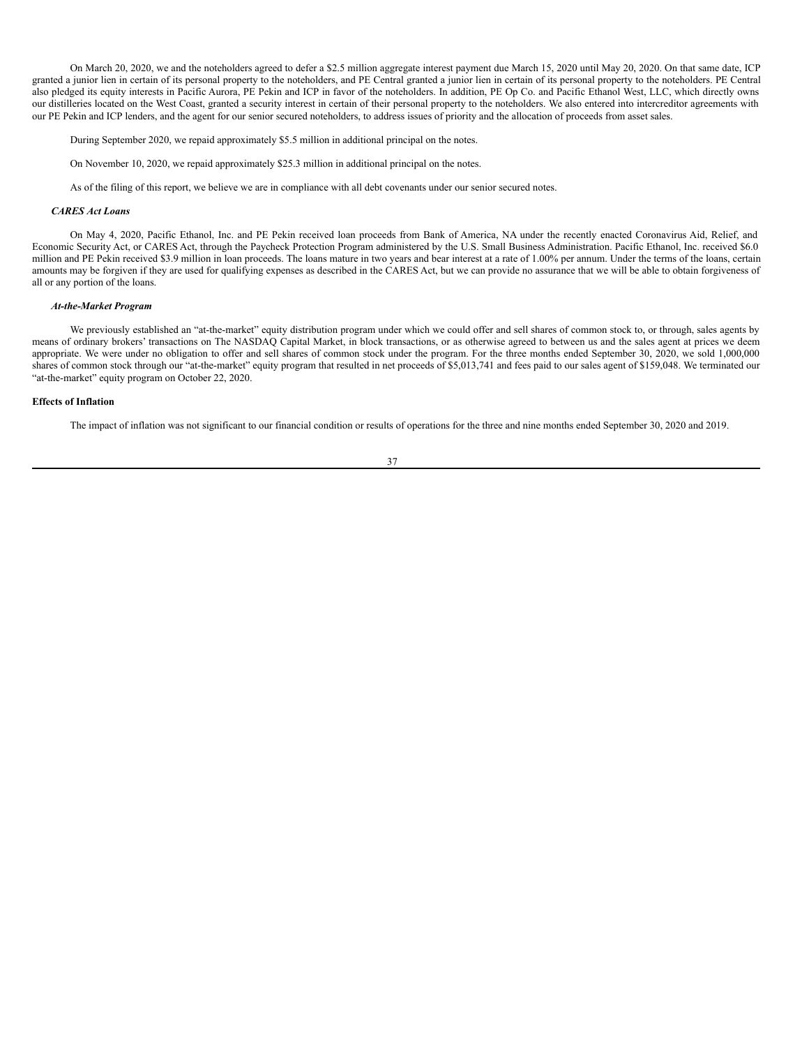On March 20, 2020, we and the noteholders agreed to defer a $2.5 million aggregate interest payment due March 15, 2020 until May 20, 2020. On that same date, ICP granted a junior lien in certain of its personal property to the noteholders, and PE Central granted a junior lien in certain of its personal property to the noteholders. PE Central also pledged its equity interests in Pacific Aurora, PE Pekin and ICP in favor of the noteholders. In addition, PE Op Co. and Pacific Ethanol West, LLC, which directly owns our distilleries located on the West Coast, granted a security interest in certain of their personal property to the noteholders. We also entered into intercreditor agreements with our PE Pekin and ICP lenders, and the agent for our senior secured noteholders, to address issues of priority and the allocation of proceeds from asset sales.

During September 2020, we repaid approximately $5.5 million in additional principal on the notes.

On November 10, 2020, we repaid approximately $25.3 million in additional principal on the notes.

As of the filing of this report, we believe we are in compliance with all debt covenants under our senior secured notes.

***CARES Act Loans***

On May 4, 2020, Pacific Ethanol, Inc. and PE Pekin received loan proceeds from Bank of America, NA under the recently enacted Coronavirus Aid, Relief, and Economic Security Act, or CARES Act, through the Paycheck Protection Program administered by the U.S. Small Business Administration. Pacific Ethanol, Inc. received $6.0 million and PE Pekin received $3.9 million in loan proceeds. The loans mature in two years and bear interest at a rate of 1.00% per annum. Under the terms of the loans, certain amounts may be forgiven if they are used for qualifying expenses as described in the CARES Act, but we can provide no assurance that we will be able to obtain forgiveness of all or any portion of the loans.

***At-the-Market Program***

We previously established an "at-the-market" equity distribution program under which we could offer and sell shares of common stock to, or through, sales agents by means of ordinary brokers' transactions on The NASDAQ Capital Market, in block transactions, or as otherwise agreed to between us and the sales agent at prices we deem appropriate. We were under no obligation to offer and sell shares of common stock under the program. For the three months ended September 30, 2020, we sold 1,000,000 shares of common stock through our "at-the-market" equity program that resulted in net proceeds of $5,013,741 and fees paid to our sales agent of $159,048. We terminated our "at-the-market" equity program on October 22, 2020.

**Effects of Inflation**

The impact of inflation was not significant to our financial condition or results of operations for the three and nine months ended September 30, 2020 and 2019.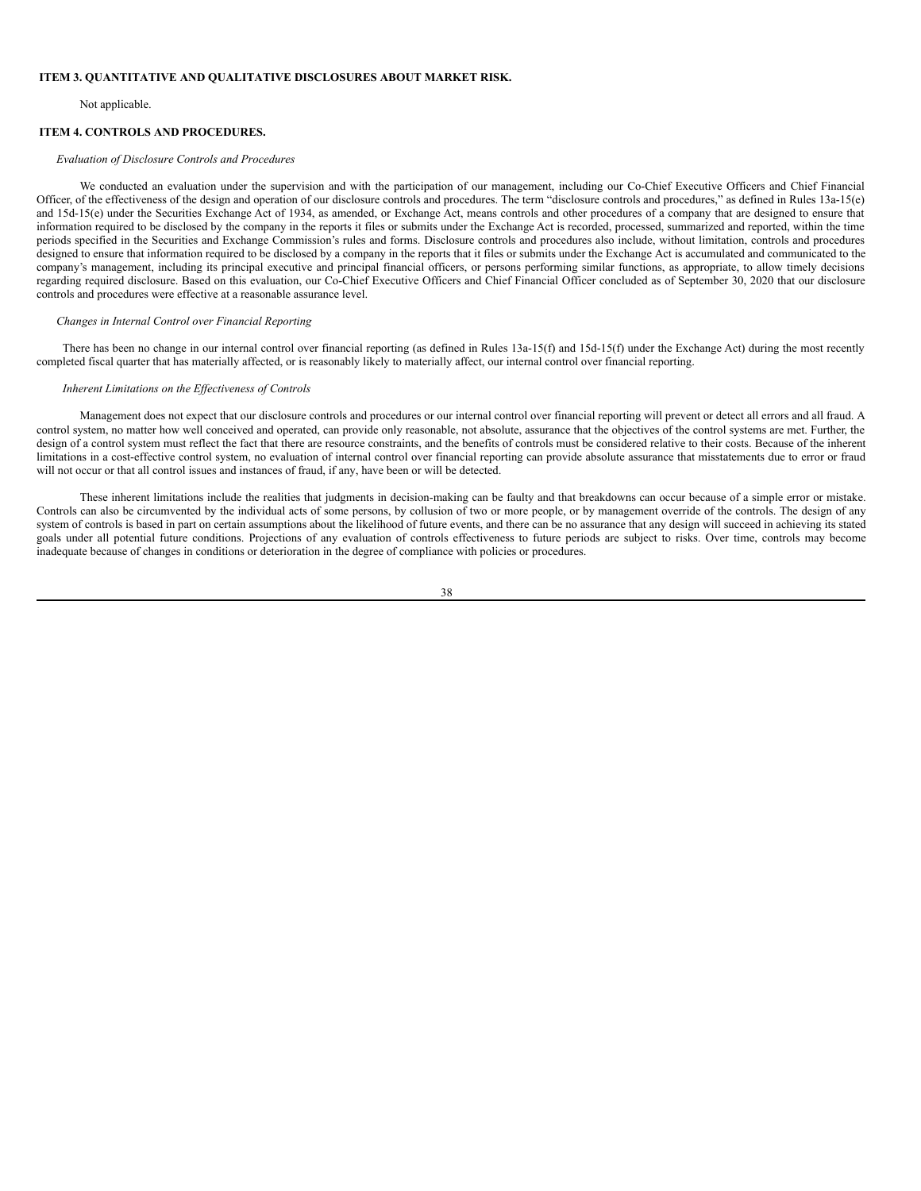## ITEM 3. QUANTITATIVE AND QUALITATIVE DISCLOSURES ABOUT MARKET RISK.

Not applicable.

## ITEM 4. CONTROLS AND PROCEDURES.

*Evaluation of Disclosure Controls and Procedures*

We conducted an evaluation under the supervision and with the participation of our management, including our Co-Chief Executive Officers and Chief Financial Officer, of the effectiveness of the design and operation of our disclosure controls and procedures. The term "disclosure controls and procedures," as defined in Rules 13a-15(e) and 15d-15(e) under the Securities Exchange Act of 1934, as amended, or Exchange Act, means controls and other procedures of a company that are designed to ensure that information required to be disclosed by the company in the reports it files or submits under the Exchange Act is recorded, processed, summarized and reported, within the time periods specified in the Securities and Exchange Commission's rules and forms. Disclosure controls and procedures also include, without limitation, controls and procedures designed to ensure that information required to be disclosed by a company in the reports that it files or submits under the Exchange Act is accumulated and communicated to the company's management, including its principal executive and principal financial officers, or persons performing similar functions, as appropriate, to allow timely decisions regarding required disclosure. Based on this evaluation, our Co-Chief Executive Officers and Chief Financial Officer concluded as of September 30, 2020 that our disclosure controls and procedures were effective at a reasonable assurance level.

*Changes in Internal Control over Financial Reporting*

There has been no change in our internal control over financial reporting (as defined in Rules 13a-15(f) and 15d-15(f) under the Exchange Act) during the most recently completed fiscal quarter that has materially affected, or is reasonably likely to materially affect, our internal control over financial reporting.

*Inherent Limitations on the Effectiveness of Controls*

Management does not expect that our disclosure controls and procedures or our internal control over financial reporting will prevent or detect all errors and all fraud. A control system, no matter how well conceived and operated, can provide only reasonable, not absolute, assurance that the objectives of the control systems are met. Further, the design of a control system must reflect the fact that there are resource constraints, and the benefits of controls must be considered relative to their costs. Because of the inherent limitations in a cost-effective control system, no evaluation of internal control over financial reporting can provide absolute assurance that misstatements due to error or fraud will not occur or that all control issues and instances of fraud, if any, have been or will be detected.

These inherent limitations include the realities that judgments in decision-making can be faulty and that breakdowns can occur because of a simple error or mistake. Controls can also be circumvented by the individual acts of some persons, by collusion of two or more people, or by management override of the controls. The design of any system of controls is based in part on certain assumptions about the likelihood of future events, and there can be no assurance that any design will succeed in achieving its stated goals under all potential future conditions. Projections of any evaluation of controls effectiveness to future periods are subject to risks. Over time, controls may become inadequate because of changes in conditions or deterioration in the degree of compliance with policies or procedures.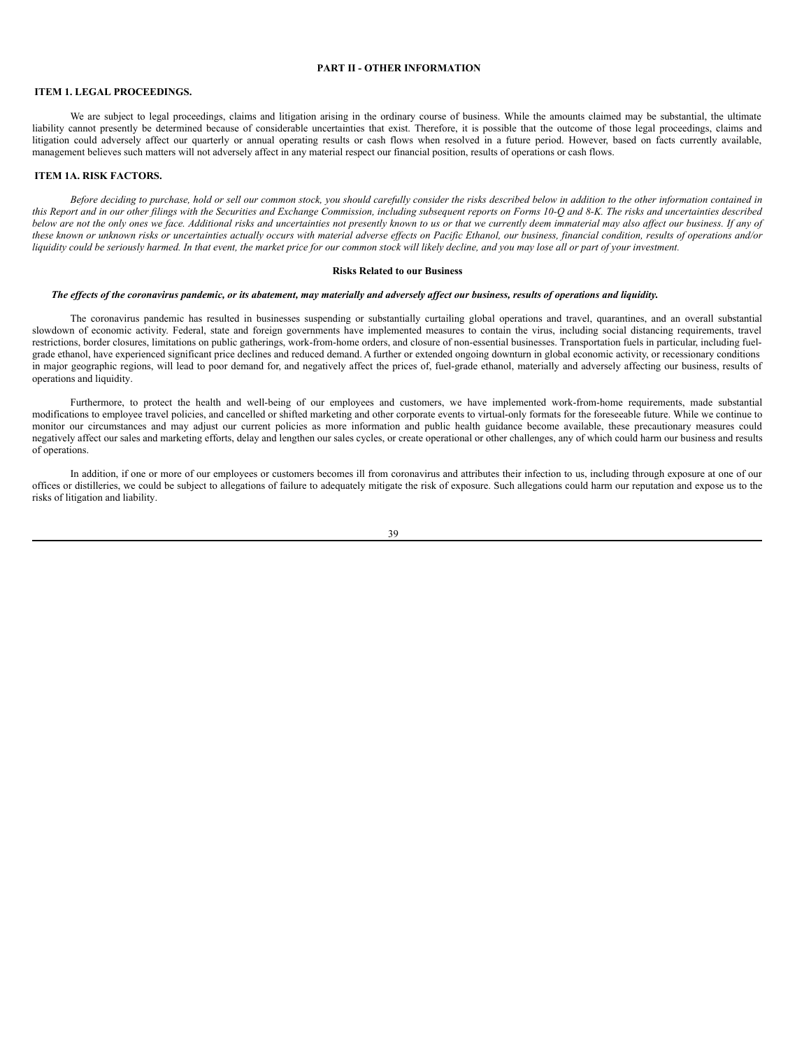# PART II - OTHER INFORMATION

## ITEM 1. LEGAL PROCEEDINGS.

We are subject to legal proceedings, claims and litigation arising in the ordinary course of business. While the amounts claimed may be substantial, the ultimate liability cannot presently be determined because of considerable uncertainties that exist. Therefore, it is possible that the outcome of those legal proceedings, claims and litigation could adversely affect our quarterly or annual operating results or cash flows when resolved in a future period. However, based on facts currently available, management believes such matters will not adversely affect in any material respect our financial position, results of operations or cash flows.

## ITEM 1A. RISK FACTORS.

*Before deciding to purchase, hold or sell our common stock, you should carefully consider the risks described below in addition to the other information contained in this Report and in our other filings with the Securities and Exchange Commission, including subsequent reports on Forms 10-Q and 8-K. The risks and uncertainties described below are not the only ones we face. Additional risks and uncertainties not presently known to us or that we currently deem immaterial may also affect our business. If any of these known or unknown risks or uncertainties actually occurs with material adverse effects on Pacific Ethanol, our business, financial condition, results of operations and/or liquidity could be seriously harmed. In that event, the market price for our common stock will likely decline, and you may lose all or part of your investment.*

### Risks Related to our Business

***The effects of the coronavirus pandemic, or its abatement, may materially and adversely affect our business, results of operations and liquidity.***

The coronavirus pandemic has resulted in businesses suspending or substantially curtailing global operations and travel, quarantines, and an overall substantial slowdown of economic activity. Federal, state and foreign governments have implemented measures to contain the virus, including social distancing requirements, travel restrictions, border closures, limitations on public gatherings, work-from-home orders, and closure of non-essential businesses. Transportation fuels in particular, including fuel-grade ethanol, have experienced significant price declines and reduced demand. A further or extended ongoing downturn in global economic activity, or recessionary conditions in major geographic regions, will lead to poor demand for, and negatively affect the prices of, fuel-grade ethanol, materially and adversely affecting our business, results of operations and liquidity.

Furthermore, to protect the health and well-being of our employees and customers, we have implemented work-from-home requirements, made substantial modifications to employee travel policies, and cancelled or shifted marketing and other corporate events to virtual-only formats for the foreseeable future. While we continue to monitor our circumstances and may adjust our current policies as more information and public health guidance become available, these precautionary measures could negatively affect our sales and marketing efforts, delay and lengthen our sales cycles, or create operational or other challenges, any of which could harm our business and results of operations.

In addition, if one or more of our employees or customers becomes ill from coronavirus and attributes their infection to us, including through exposure at one of our offices or distilleries, we could be subject to allegations of failure to adequately mitigate the risk of exposure. Such allegations could harm our reputation and expose us to the risks of litigation and liability.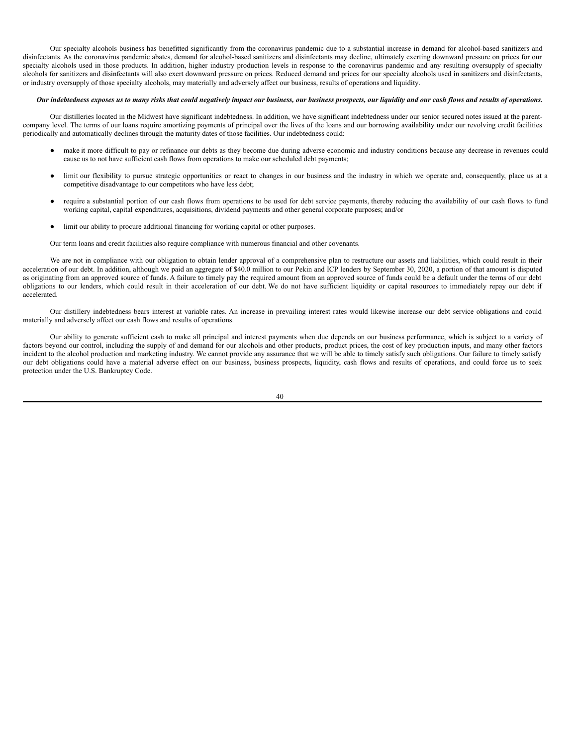Our specialty alcohols business has benefitted significantly from the coronavirus pandemic due to a substantial increase in demand for alcohol-based sanitizers and disinfectants. As the coronavirus pandemic abates, demand for alcohol-based sanitizers and disinfectants may decline, ultimately exerting downward pressure on prices for our specialty alcohols used in those products. In addition, higher industry production levels in response to the coronavirus pandemic and any resulting oversupply of specialty alcohols for sanitizers and disinfectants will also exert downward pressure on prices. Reduced demand and prices for our specialty alcohols used in sanitizers and disinfectants, or industry oversupply of those specialty alcohols, may materially and adversely affect our business, results of operations and liquidity.

***Our indebtedness exposes us to many risks that could negatively impact our business, our business prospects, our liquidity and our cash flows and results of operations.***

Our distilleries located in the Midwest have significant indebtedness. In addition, we have significant indebtedness under our senior secured notes issued at the parent-company level. The terms of our loans require amortizing payments of principal over the lives of the loans and our borrowing availability under our revolving credit facilities periodically and automatically declines through the maturity dates of those facilities. Our indebtedness could:

- make it more difficult to pay or refinance our debts as they become due during adverse economic and industry conditions because any decrease in revenues could cause us to not have sufficient cash flows from operations to make our scheduled debt payments;
- limit our flexibility to pursue strategic opportunities or react to changes in our business and the industry in which we operate and, consequently, place us at a competitive disadvantage to our competitors who have less debt;
- require a substantial portion of our cash flows from operations to be used for debt service payments, thereby reducing the availability of our cash flows to fund working capital, capital expenditures, acquisitions, dividend payments and other general corporate purposes; and/or
- limit our ability to procure additional financing for working capital or other purposes.

Our term loans and credit facilities also require compliance with numerous financial and other covenants.

We are not in compliance with our obligation to obtain lender approval of a comprehensive plan to restructure our assets and liabilities, which could result in their acceleration of our debt. In addition, although we paid an aggregate of $40.0 million to our Pekin and ICP lenders by September 30, 2020, a portion of that amount is disputed as originating from an approved source of funds. A failure to timely pay the required amount from an approved source of funds could be a default under the terms of our debt obligations to our lenders, which could result in their acceleration of our debt. We do not have sufficient liquidity or capital resources to immediately repay our debt if accelerated.

Our distillery indebtedness bears interest at variable rates. An increase in prevailing interest rates would likewise increase our debt service obligations and could materially and adversely affect our cash flows and results of operations.

Our ability to generate sufficient cash to make all principal and interest payments when due depends on our business performance, which is subject to a variety of factors beyond our control, including the supply of and demand for our alcohols and other products, product prices, the cost of key production inputs, and many other factors incident to the alcohol production and marketing industry. We cannot provide any assurance that we will be able to timely satisfy such obligations. Our failure to timely satisfy our debt obligations could have a material adverse effect on our business, business prospects, liquidity, cash flows and results of operations, and could force us to seek protection under the U.S. Bankruptcy Code.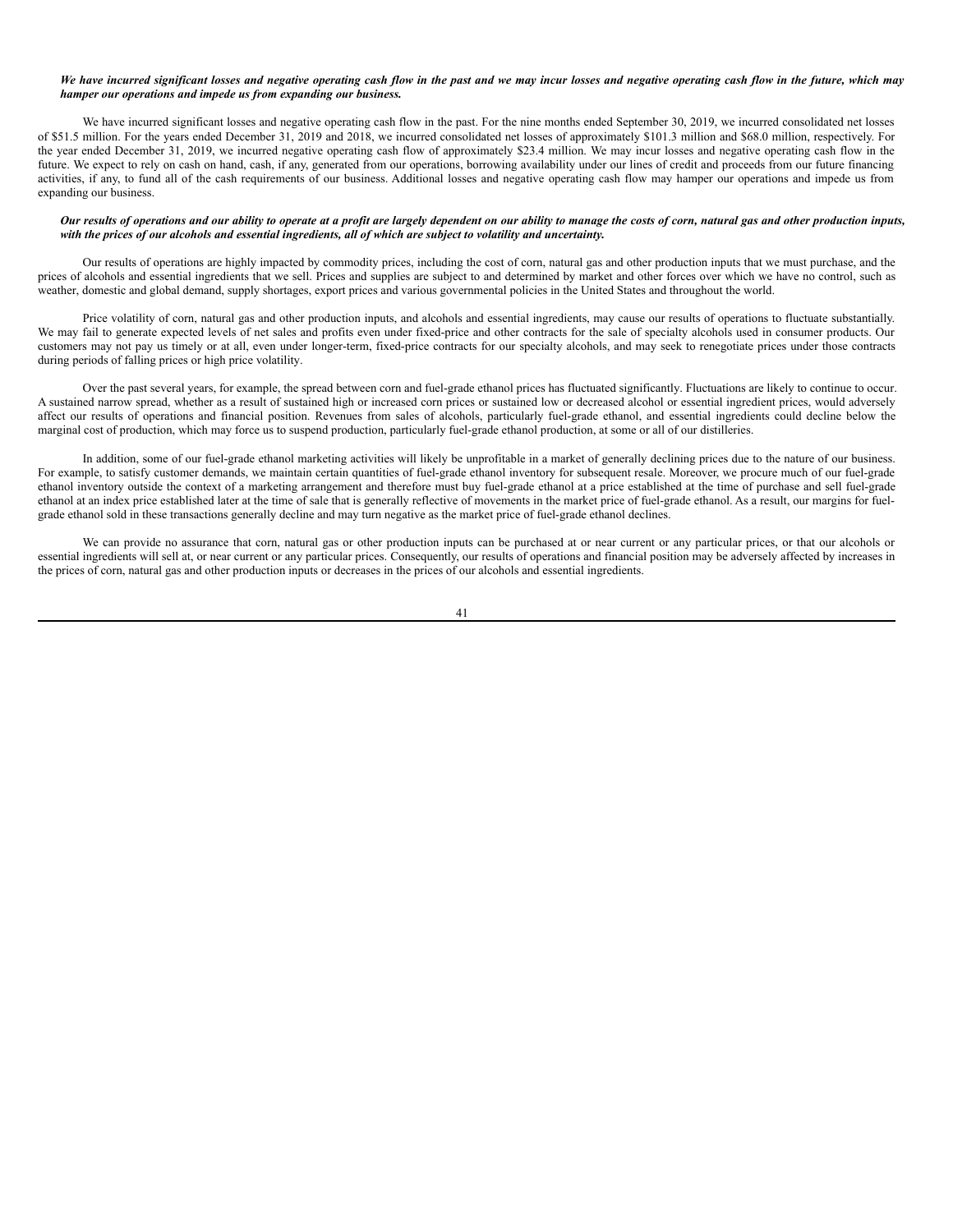***We have incurred significant losses and negative operating cash flow in the past and we may incur losses and negative operating cash flow in the future, which may hamper our operations and impede us from expanding our business.***

We have incurred significant losses and negative operating cash flow in the past. For the nine months ended September 30, 2019, we incurred consolidated net losses of $51.5 million. For the years ended December 31, 2019 and 2018, we incurred consolidated net losses of approximately $101.3 million and $68.0 million, respectively. For the year ended December 31, 2019, we incurred negative operating cash flow of approximately $23.4 million. We may incur losses and negative operating cash flow in the future. We expect to rely on cash on hand, cash, if any, generated from our operations, borrowing availability under our lines of credit and proceeds from our future financing activities, if any, to fund all of the cash requirements of our business. Additional losses and negative operating cash flow may hamper our operations and impede us from expanding our business.

***Our results of operations and our ability to operate at a profit are largely dependent on our ability to manage the costs of corn, natural gas and other production inputs, with the prices of our alcohols and essential ingredients, all of which are subject to volatility and uncertainty.***

Our results of operations are highly impacted by commodity prices, including the cost of corn, natural gas and other production inputs that we must purchase, and the prices of alcohols and essential ingredients that we sell. Prices and supplies are subject to and determined by market and other forces over which we have no control, such as weather, domestic and global demand, supply shortages, export prices and various governmental policies in the United States and throughout the world.

Price volatility of corn, natural gas and other production inputs, and alcohols and essential ingredients, may cause our results of operations to fluctuate substantially. We may fail to generate expected levels of net sales and profits even under fixed-price and other contracts for the sale of specialty alcohols used in consumer products. Our customers may not pay us timely or at all, even under longer-term, fixed-price contracts for our specialty alcohols, and may seek to renegotiate prices under those contracts during periods of falling prices or high price volatility.

Over the past several years, for example, the spread between corn and fuel-grade ethanol prices has fluctuated significantly. Fluctuations are likely to continue to occur. A sustained narrow spread, whether as a result of sustained high or increased corn prices or sustained low or decreased alcohol or essential ingredient prices, would adversely affect our results of operations and financial position. Revenues from sales of alcohols, particularly fuel-grade ethanol, and essential ingredients could decline below the marginal cost of production, which may force us to suspend production, particularly fuel-grade ethanol production, at some or all of our distilleries.

In addition, some of our fuel-grade ethanol marketing activities will likely be unprofitable in a market of generally declining prices due to the nature of our business. For example, to satisfy customer demands, we maintain certain quantities of fuel-grade ethanol inventory for subsequent resale. Moreover, we procure much of our fuel-grade ethanol inventory outside the context of a marketing arrangement and therefore must buy fuel-grade ethanol at a price established at the time of purchase and sell fuel-grade ethanol at an index price established later at the time of sale that is generally reflective of movements in the market price of fuel-grade ethanol. As a result, our margins for fuel-grade ethanol sold in these transactions generally decline and may turn negative as the market price of fuel-grade ethanol declines.

We can provide no assurance that corn, natural gas or other production inputs can be purchased at or near current or any particular prices, or that our alcohols or essential ingredients will sell at, or near current or any particular prices. Consequently, our results of operations and financial position may be adversely affected by increases in the prices of corn, natural gas and other production inputs or decreases in the prices of our alcohols and essential ingredients.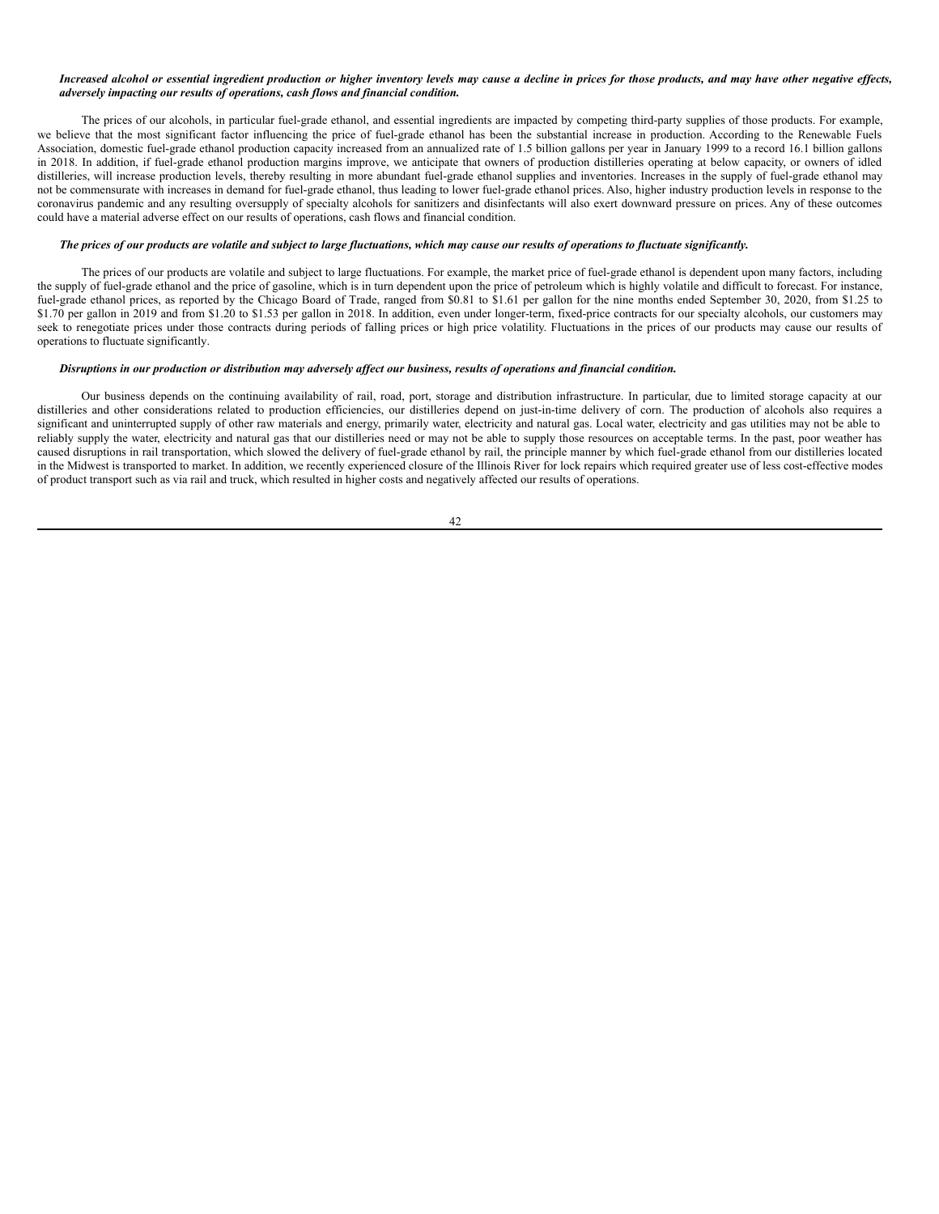***Increased alcohol or essential ingredient production or higher inventory levels may cause a decline in prices for those products, and may have other negative effects, adversely impacting our results of operations, cash flows and financial condition.***

The prices of our alcohols, in particular fuel-grade ethanol, and essential ingredients are impacted by competing third-party supplies of those products. For example, we believe that the most significant factor influencing the price of fuel-grade ethanol has been the substantial increase in production. According to the Renewable Fuels Association, domestic fuel-grade ethanol production capacity increased from an annualized rate of 1.5 billion gallons per year in January 1999 to a record 16.1 billion gallons in 2018. In addition, if fuel-grade ethanol production margins improve, we anticipate that owners of production distilleries operating at below capacity, or owners of idled distilleries, will increase production levels, thereby resulting in more abundant fuel-grade ethanol supplies and inventories. Increases in the supply of fuel-grade ethanol may not be commensurate with increases in demand for fuel-grade ethanol, thus leading to lower fuel-grade ethanol prices. Also, higher industry production levels in response to the coronavirus pandemic and any resulting oversupply of specialty alcohols for sanitizers and disinfectants will also exert downward pressure on prices. Any of these outcomes could have a material adverse effect on our results of operations, cash flows and financial condition.

***The prices of our products are volatile and subject to large fluctuations, which may cause our results of operations to fluctuate significantly.***

The prices of our products are volatile and subject to large fluctuations. For example, the market price of fuel-grade ethanol is dependent upon many factors, including the supply of fuel-grade ethanol and the price of gasoline, which is in turn dependent upon the price of petroleum which is highly volatile and difficult to forecast. For instance, fuel-grade ethanol prices, as reported by the Chicago Board of Trade, ranged from $0.81 to $1.61 per gallon for the nine months ended September 30, 2020, from $1.25 to $1.70 per gallon in 2019 and from $1.20 to $1.53 per gallon in 2018. In addition, even under longer-term, fixed-price contracts for our specialty alcohols, our customers may seek to renegotiate prices under those contracts during periods of falling prices or high price volatility. Fluctuations in the prices of our products may cause our results of operations to fluctuate significantly.

***Disruptions in our production or distribution may adversely affect our business, results of operations and financial condition.***

Our business depends on the continuing availability of rail, road, port, storage and distribution infrastructure. In particular, due to limited storage capacity at our distilleries and other considerations related to production efficiencies, our distilleries depend on just-in-time delivery of corn. The production of alcohols also requires a significant and uninterrupted supply of other raw materials and energy, primarily water, electricity and natural gas. Local water, electricity and gas utilities may not be able to reliably supply the water, electricity and natural gas that our distilleries need or may not be able to supply those resources on acceptable terms. In the past, poor weather has caused disruptions in rail transportation, which slowed the delivery of fuel-grade ethanol by rail, the principle manner by which fuel-grade ethanol from our distilleries located in the Midwest is transported to market. In addition, we recently experienced closure of the Illinois River for lock repairs which required greater use of less cost-effective modes of product transport such as via rail and truck, which resulted in higher costs and negatively affected our results of operations.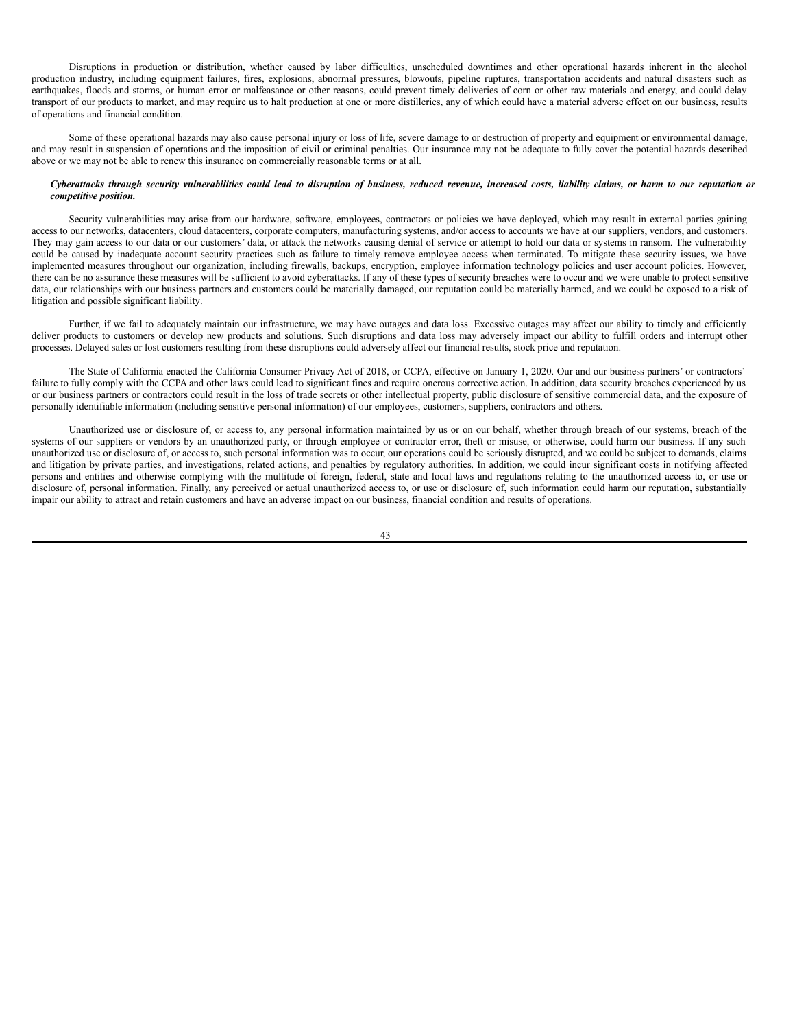Disruptions in production or distribution, whether caused by labor difficulties, unscheduled downtimes and other operational hazards inherent in the alcohol production industry, including equipment failures, fires, explosions, abnormal pressures, blowouts, pipeline ruptures, transportation accidents and natural disasters such as earthquakes, floods and storms, or human error or malfeasance or other reasons, could prevent timely deliveries of corn or other raw materials and energy, and could delay transport of our products to market, and may require us to halt production at one or more distilleries, any of which could have a material adverse effect on our business, results of operations and financial condition.

Some of these operational hazards may also cause personal injury or loss of life, severe damage to or destruction of property and equipment or environmental damage, and may result in suspension of operations and the imposition of civil or criminal penalties. Our insurance may not be adequate to fully cover the potential hazards described above or we may not be able to renew this insurance on commercially reasonable terms or at all.

***Cyberattacks through security vulnerabilities could lead to disruption of business, reduced revenue, increased costs, liability claims, or harm to our reputation or competitive position.***

Security vulnerabilities may arise from our hardware, software, employees, contractors or policies we have deployed, which may result in external parties gaining access to our networks, datacenters, cloud datacenters, corporate computers, manufacturing systems, and/or access to accounts we have at our suppliers, vendors, and customers. They may gain access to our data or our customers' data, or attack the networks causing denial of service or attempt to hold our data or systems in ransom. The vulnerability could be caused by inadequate account security practices such as failure to timely remove employee access when terminated. To mitigate these security issues, we have implemented measures throughout our organization, including firewalls, backups, encryption, employee information technology policies and user account policies. However, there can be no assurance these measures will be sufficient to avoid cyberattacks. If any of these types of security breaches were to occur and we were unable to protect sensitive data, our relationships with our business partners and customers could be materially damaged, our reputation could be materially harmed, and we could be exposed to a risk of litigation and possible significant liability.

Further, if we fail to adequately maintain our infrastructure, we may have outages and data loss. Excessive outages may affect our ability to timely and efficiently deliver products to customers or develop new products and solutions. Such disruptions and data loss may adversely impact our ability to fulfill orders and interrupt other processes. Delayed sales or lost customers resulting from these disruptions could adversely affect our financial results, stock price and reputation.

The State of California enacted the California Consumer Privacy Act of 2018, or CCPA, effective on January 1, 2020. Our and our business partners' or contractors' failure to fully comply with the CCPA and other laws could lead to significant fines and require onerous corrective action. In addition, data security breaches experienced by us or our business partners or contractors could result in the loss of trade secrets or other intellectual property, public disclosure of sensitive commercial data, and the exposure of personally identifiable information (including sensitive personal information) of our employees, customers, suppliers, contractors and others.

Unauthorized use or disclosure of, or access to, any personal information maintained by us or on our behalf, whether through breach of our systems, breach of the systems of our suppliers or vendors by an unauthorized party, or through employee or contractor error, theft or misuse, or otherwise, could harm our business. If any such unauthorized use or disclosure of, or access to, such personal information was to occur, our operations could be seriously disrupted, and we could be subject to demands, claims and litigation by private parties, and investigations, related actions, and penalties by regulatory authorities. In addition, we could incur significant costs in notifying affected persons and entities and otherwise complying with the multitude of foreign, federal, state and local laws and regulations relating to the unauthorized access to, or use or disclosure of, personal information. Finally, any perceived or actual unauthorized access to, or use or disclosure of, such information could harm our reputation, substantially impair our ability to attract and retain customers and have an adverse impact on our business, financial condition and results of operations.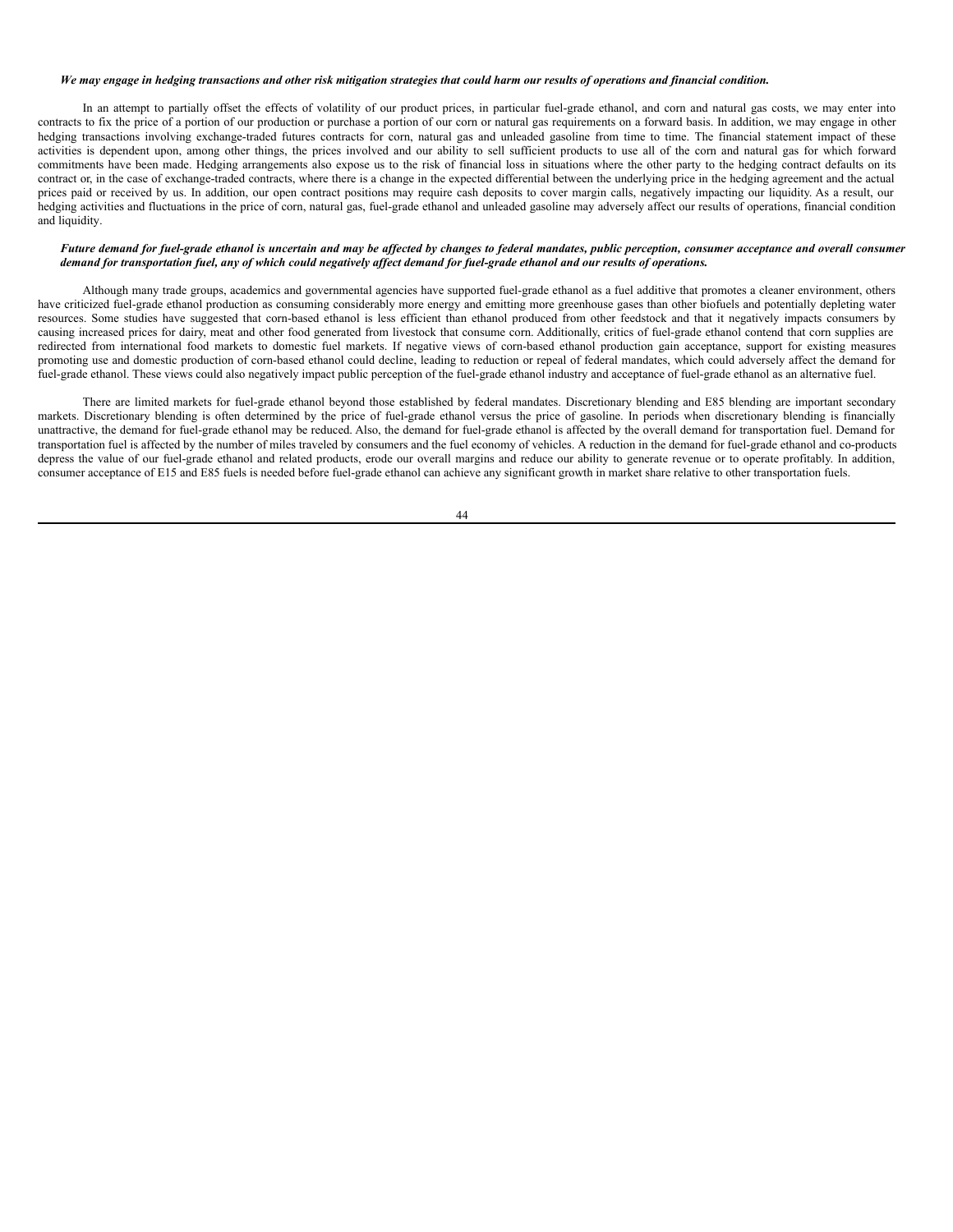***We may engage in hedging transactions and other risk mitigation strategies that could harm our results of operations and financial condition.***

In an attempt to partially offset the effects of volatility of our product prices, in particular fuel-grade ethanol, and corn and natural gas costs, we may enter into contracts to fix the price of a portion of our production or purchase a portion of our corn or natural gas requirements on a forward basis. In addition, we may engage in other hedging transactions involving exchange-traded futures contracts for corn, natural gas and unleaded gasoline from time to time. The financial statement impact of these activities is dependent upon, among other things, the prices involved and our ability to sell sufficient products to use all of the corn and natural gas for which forward commitments have been made. Hedging arrangements also expose us to the risk of financial loss in situations where the other party to the hedging contract defaults on its contract or, in the case of exchange-traded contracts, where there is a change in the expected differential between the underlying price in the hedging agreement and the actual prices paid or received by us. In addition, our open contract positions may require cash deposits to cover margin calls, negatively impacting our liquidity. As a result, our hedging activities and fluctuations in the price of corn, natural gas, fuel-grade ethanol and unleaded gasoline may adversely affect our results of operations, financial condition and liquidity.

***Future demand for fuel-grade ethanol is uncertain and may be affected by changes to federal mandates, public perception, consumer acceptance and overall consumer demand for transportation fuel, any of which could negatively affect demand for fuel-grade ethanol and our results of operations.***

Although many trade groups, academics and governmental agencies have supported fuel-grade ethanol as a fuel additive that promotes a cleaner environment, others have criticized fuel-grade ethanol production as consuming considerably more energy and emitting more greenhouse gases than other biofuels and potentially depleting water resources. Some studies have suggested that corn-based ethanol is less efficient than ethanol produced from other feedstock and that it negatively impacts consumers by causing increased prices for dairy, meat and other food generated from livestock that consume corn. Additionally, critics of fuel-grade ethanol contend that corn supplies are redirected from international food markets to domestic fuel markets. If negative views of corn-based ethanol production gain acceptance, support for existing measures promoting use and domestic production of corn-based ethanol could decline, leading to reduction or repeal of federal mandates, which could adversely affect the demand for fuel-grade ethanol. These views could also negatively impact public perception of the fuel-grade ethanol industry and acceptance of fuel-grade ethanol as an alternative fuel.

There are limited markets for fuel-grade ethanol beyond those established by federal mandates. Discretionary blending and E85 blending are important secondary markets. Discretionary blending is often determined by the price of fuel-grade ethanol versus the price of gasoline. In periods when discretionary blending is financially unattractive, the demand for fuel-grade ethanol may be reduced. Also, the demand for fuel-grade ethanol is affected by the overall demand for transportation fuel. Demand for transportation fuel is affected by the number of miles traveled by consumers and the fuel economy of vehicles. A reduction in the demand for fuel-grade ethanol and co-products depress the value of our fuel-grade ethanol and related products, erode our overall margins and reduce our ability to generate revenue or to operate profitably. In addition, consumer acceptance of E15 and E85 fuels is needed before fuel-grade ethanol can achieve any significant growth in market share relative to other transportation fuels.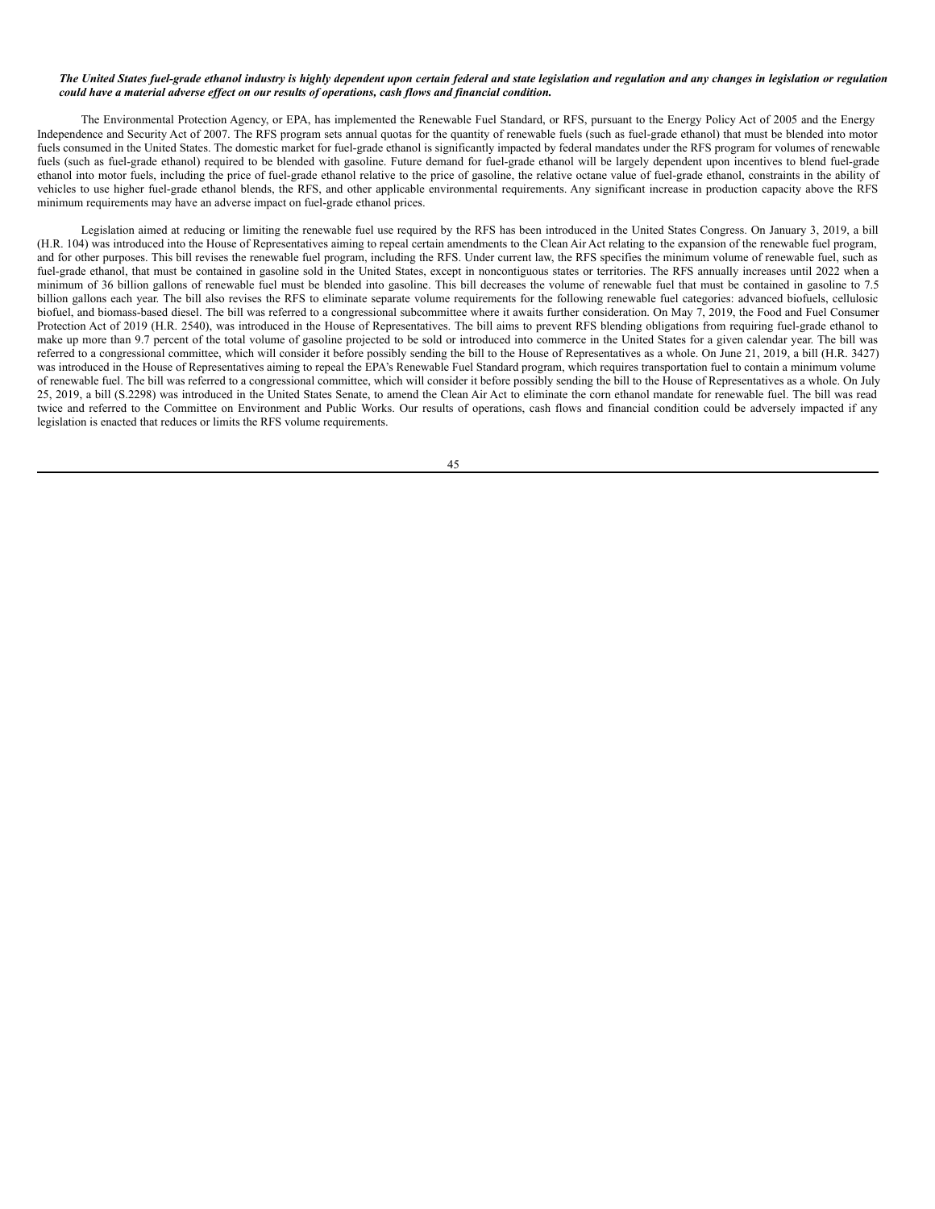***The United States fuel-grade ethanol industry is highly dependent upon certain federal and state legislation and regulation and any changes in legislation or regulation could have a material adverse effect on our results of operations, cash flows and financial condition.***

The Environmental Protection Agency, or EPA, has implemented the Renewable Fuel Standard, or RFS, pursuant to the Energy Policy Act of 2005 and the Energy Independence and Security Act of 2007. The RFS program sets annual quotas for the quantity of renewable fuels (such as fuel-grade ethanol) that must be blended into motor fuels consumed in the United States. The domestic market for fuel-grade ethanol is significantly impacted by federal mandates under the RFS program for volumes of renewable fuels (such as fuel-grade ethanol) required to be blended with gasoline. Future demand for fuel-grade ethanol will be largely dependent upon incentives to blend fuel-grade ethanol into motor fuels, including the price of fuel-grade ethanol relative to the price of gasoline, the relative octane value of fuel-grade ethanol, constraints in the ability of vehicles to use higher fuel-grade ethanol blends, the RFS, and other applicable environmental requirements. Any significant increase in production capacity above the RFS minimum requirements may have an adverse impact on fuel-grade ethanol prices.

Legislation aimed at reducing or limiting the renewable fuel use required by the RFS has been introduced in the United States Congress. On January 3, 2019, a bill (H.R. 104) was introduced into the House of Representatives aiming to repeal certain amendments to the Clean Air Act relating to the expansion of the renewable fuel program, and for other purposes. This bill revises the renewable fuel program, including the RFS. Under current law, the RFS specifies the minimum volume of renewable fuel, such as fuel-grade ethanol, that must be contained in gasoline sold in the United States, except in noncontiguous states or territories. The RFS annually increases until 2022 when a minimum of 36 billion gallons of renewable fuel must be blended into gasoline. This bill decreases the volume of renewable fuel that must be contained in gasoline to 7.5 billion gallons each year. The bill also revises the RFS to eliminate separate volume requirements for the following renewable fuel categories: advanced biofuels, cellulosic biofuel, and biomass-based diesel. The bill was referred to a congressional subcommittee where it awaits further consideration. On May 7, 2019, the Food and Fuel Consumer Protection Act of 2019 (H.R. 2540), was introduced in the House of Representatives. The bill aims to prevent RFS blending obligations from requiring fuel-grade ethanol to make up more than 9.7 percent of the total volume of gasoline projected to be sold or introduced into commerce in the United States for a given calendar year. The bill was referred to a congressional committee, which will consider it before possibly sending the bill to the House of Representatives as a whole. On June 21, 2019, a bill (H.R. 3427) was introduced in the House of Representatives aiming to repeal the EPA's Renewable Fuel Standard program, which requires transportation fuel to contain a minimum volume of renewable fuel. The bill was referred to a congressional committee, which will consider it before possibly sending the bill to the House of Representatives as a whole. On July 25, 2019, a bill (S.2298) was introduced in the United States Senate, to amend the Clean Air Act to eliminate the corn ethanol mandate for renewable fuel. The bill was read twice and referred to the Committee on Environment and Public Works. Our results of operations, cash flows and financial condition could be adversely impacted if any legislation is enacted that reduces or limits the RFS volume requirements.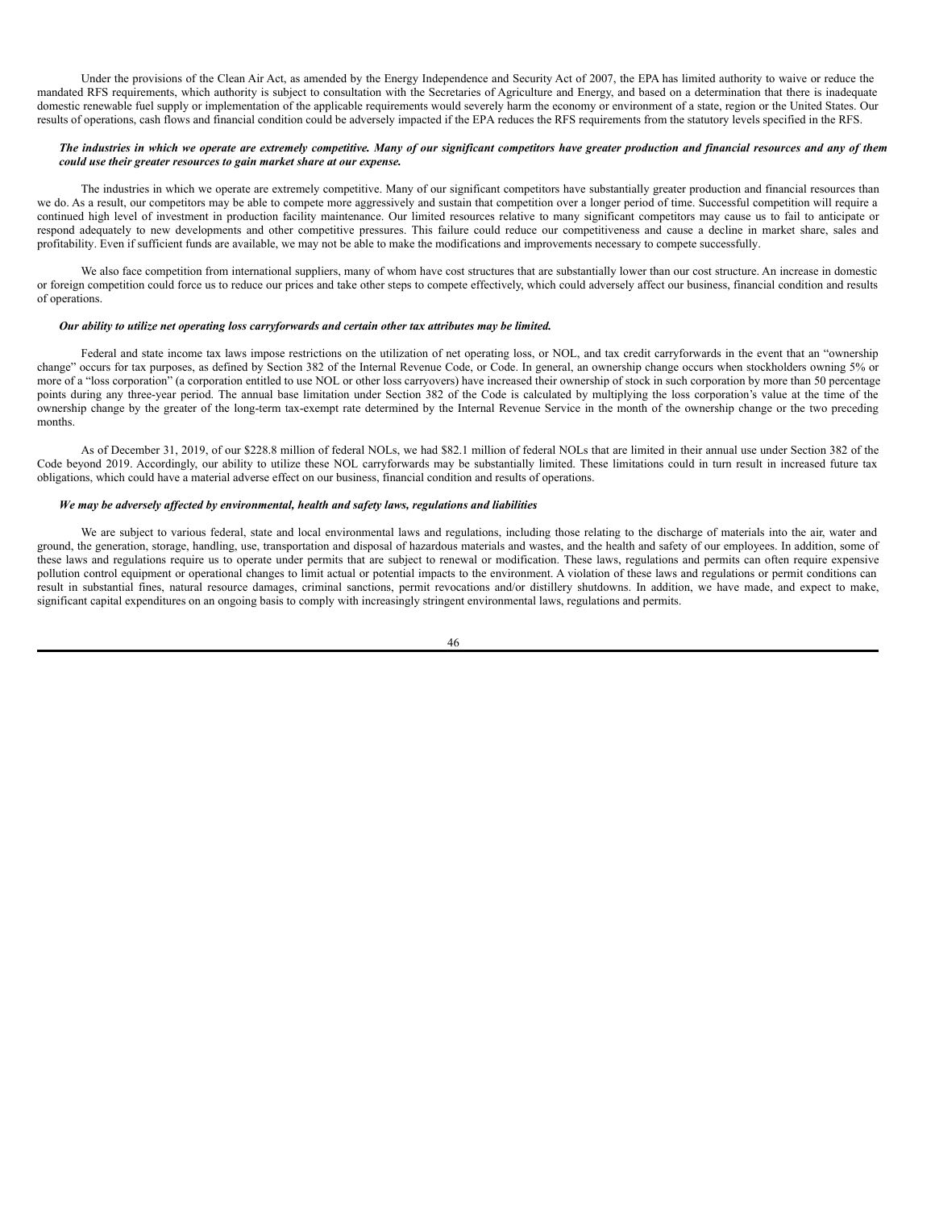Under the provisions of the Clean Air Act, as amended by the Energy Independence and Security Act of 2007, the EPA has limited authority to waive or reduce the mandated RFS requirements, which authority is subject to consultation with the Secretaries of Agriculture and Energy, and based on a determination that there is inadequate domestic renewable fuel supply or implementation of the applicable requirements would severely harm the economy or environment of a state, region or the United States. Our results of operations, cash flows and financial condition could be adversely impacted if the EPA reduces the RFS requirements from the statutory levels specified in the RFS.

***The industries in which we operate are extremely competitive. Many of our significant competitors have greater production and financial resources and any of them could use their greater resources to gain market share at our expense.***

The industries in which we operate are extremely competitive. Many of our significant competitors have substantially greater production and financial resources than we do. As a result, our competitors may be able to compete more aggressively and sustain that competition over a longer period of time. Successful competition will require a continued high level of investment in production facility maintenance. Our limited resources relative to many significant competitors may cause us to fail to anticipate or respond adequately to new developments and other competitive pressures. This failure could reduce our competitiveness and cause a decline in market share, sales and profitability. Even if sufficient funds are available, we may not be able to make the modifications and improvements necessary to compete successfully.

We also face competition from international suppliers, many of whom have cost structures that are substantially lower than our cost structure. An increase in domestic or foreign competition could force us to reduce our prices and take other steps to compete effectively, which could adversely affect our business, financial condition and results of operations.

***Our ability to utilize net operating loss carryforwards and certain other tax attributes may be limited.***

Federal and state income tax laws impose restrictions on the utilization of net operating loss, or NOL, and tax credit carryforwards in the event that an "ownership change" occurs for tax purposes, as defined by Section 382 of the Internal Revenue Code, or Code. In general, an ownership change occurs when stockholders owning 5% or more of a "loss corporation" (a corporation entitled to use NOL or other loss carryovers) have increased their ownership of stock in such corporation by more than 50 percentage points during any three-year period. The annual base limitation under Section 382 of the Code is calculated by multiplying the loss corporation's value at the time of the ownership change by the greater of the long-term tax-exempt rate determined by the Internal Revenue Service in the month of the ownership change or the two preceding months.

As of December 31, 2019, of our $228.8 million of federal NOLs, we had $82.1 million of federal NOLs that are limited in their annual use under Section 382 of the Code beyond 2019. Accordingly, our ability to utilize these NOL carryforwards may be substantially limited. These limitations could in turn result in increased future tax obligations, which could have a material adverse effect on our business, financial condition and results of operations.

***We may be adversely affected by environmental, health and safety laws, regulations and liabilities***

We are subject to various federal, state and local environmental laws and regulations, including those relating to the discharge of materials into the air, water and ground, the generation, storage, handling, use, transportation and disposal of hazardous materials and wastes, and the health and safety of our employees. In addition, some of these laws and regulations require us to operate under permits that are subject to renewal or modification. These laws, regulations and permits can often require expensive pollution control equipment or operational changes to limit actual or potential impacts to the environment. A violation of these laws and regulations or permit conditions can result in substantial fines, natural resource damages, criminal sanctions, permit revocations and/or distillery shutdowns. In addition, we have made, and expect to make, significant capital expenditures on an ongoing basis to comply with increasingly stringent environmental laws, regulations and permits.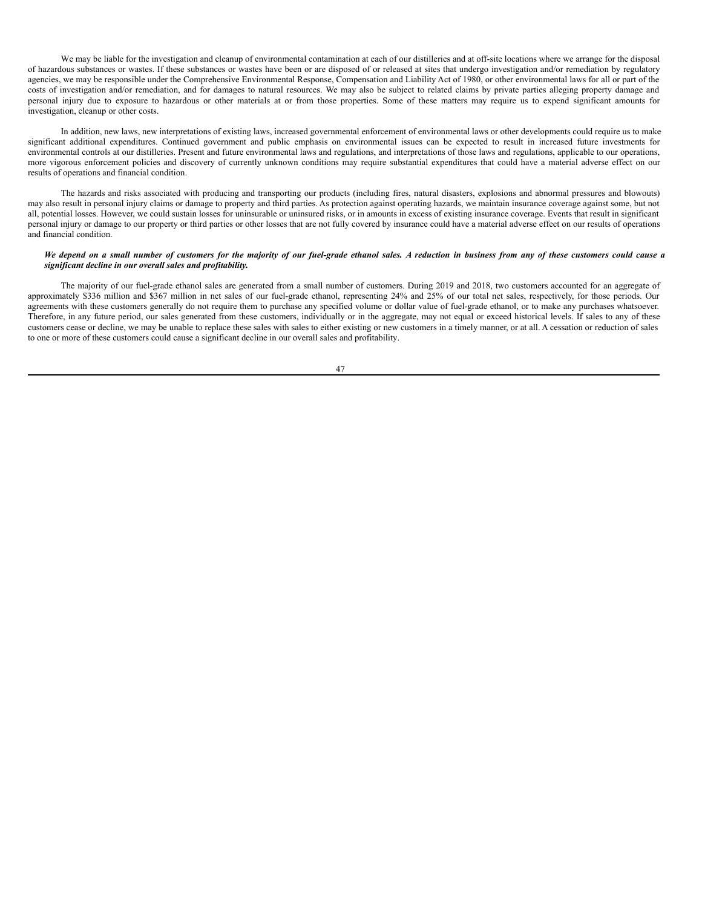We may be liable for the investigation and cleanup of environmental contamination at each of our distilleries and at off-site locations where we arrange for the disposal of hazardous substances or wastes. If these substances or wastes have been or are disposed of or released at sites that undergo investigation and/or remediation by regulatory agencies, we may be responsible under the Comprehensive Environmental Response, Compensation and Liability Act of 1980, or other environmental laws for all or part of the costs of investigation and/or remediation, and for damages to natural resources. We may also be subject to related claims by private parties alleging property damage and personal injury due to exposure to hazardous or other materials at or from those properties. Some of these matters may require us to expend significant amounts for investigation, cleanup or other costs.

In addition, new laws, new interpretations of existing laws, increased governmental enforcement of environmental laws or other developments could require us to make significant additional expenditures. Continued government and public emphasis on environmental issues can be expected to result in increased future investments for environmental controls at our distilleries. Present and future environmental laws and regulations, and interpretations of those laws and regulations, applicable to our operations, more vigorous enforcement policies and discovery of currently unknown conditions may require substantial expenditures that could have a material adverse effect on our results of operations and financial condition.

The hazards and risks associated with producing and transporting our products (including fires, natural disasters, explosions and abnormal pressures and blowouts) may also result in personal injury claims or damage to property and third parties. As protection against operating hazards, we maintain insurance coverage against some, but not all, potential losses. However, we could sustain losses for uninsurable or uninsured risks, or in amounts in excess of existing insurance coverage. Events that result in significant personal injury or damage to our property or third parties or other losses that are not fully covered by insurance could have a material adverse effect on our results of operations and financial condition.

***We depend on a small number of customers for the majority of our fuel-grade ethanol sales. A reduction in business from any of these customers could cause a significant decline in our overall sales and profitability.***

The majority of our fuel-grade ethanol sales are generated from a small number of customers. During 2019 and 2018, two customers accounted for an aggregate of approximately $336 million and $367 million in net sales of our fuel-grade ethanol, representing 24% and 25% of our total net sales, respectively, for those periods. Our agreements with these customers generally do not require them to purchase any specified volume or dollar value of fuel-grade ethanol, or to make any purchases whatsoever. Therefore, in any future period, our sales generated from these customers, individually or in the aggregate, may not equal or exceed historical levels. If sales to any of these customers cease or decline, we may be unable to replace these sales with sales to either existing or new customers in a timely manner, or at all. A cessation or reduction of sales to one or more of these customers could cause a significant decline in our overall sales and profitability.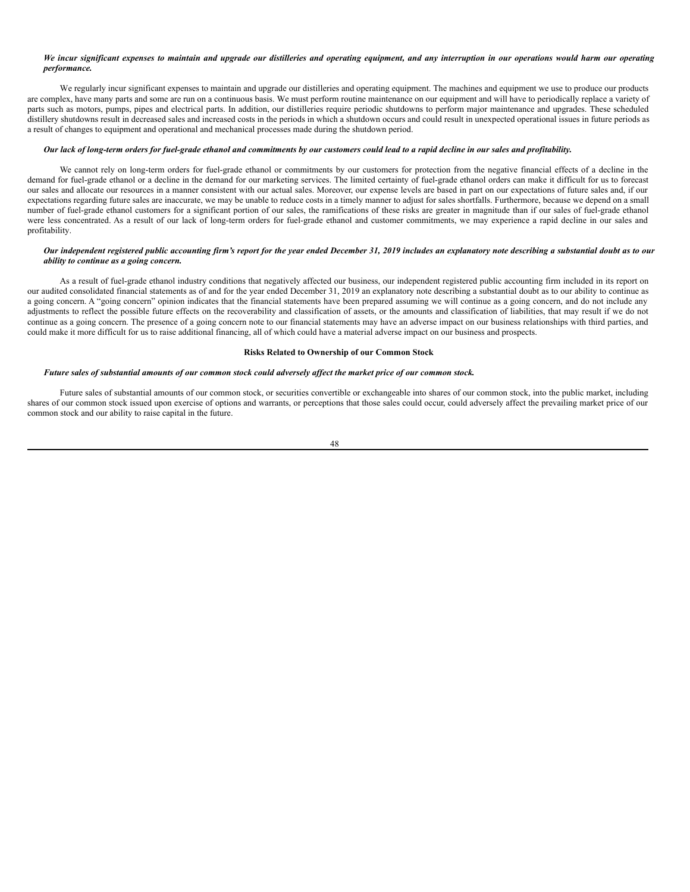***We incur significant expenses to maintain and upgrade our distilleries and operating equipment, and any interruption in our operations would harm our operating performance.***

We regularly incur significant expenses to maintain and upgrade our distilleries and operating equipment. The machines and equipment we use to produce our products are complex, have many parts and some are run on a continuous basis. We must perform routine maintenance on our equipment and will have to periodically replace a variety of parts such as motors, pumps, pipes and electrical parts. In addition, our distilleries require periodic shutdowns to perform major maintenance and upgrades. These scheduled distillery shutdowns result in decreased sales and increased costs in the periods in which a shutdown occurs and could result in unexpected operational issues in future periods as a result of changes to equipment and operational and mechanical processes made during the shutdown period.

***Our lack of long-term orders for fuel-grade ethanol and commitments by our customers could lead to a rapid decline in our sales and profitability.***

We cannot rely on long-term orders for fuel-grade ethanol or commitments by our customers for protection from the negative financial effects of a decline in the demand for fuel-grade ethanol or a decline in the demand for our marketing services. The limited certainty of fuel-grade ethanol orders can make it difficult for us to forecast our sales and allocate our resources in a manner consistent with our actual sales. Moreover, our expense levels are based in part on our expectations of future sales and, if our expectations regarding future sales are inaccurate, we may be unable to reduce costs in a timely manner to adjust for sales shortfalls. Furthermore, because we depend on a small number of fuel-grade ethanol customers for a significant portion of our sales, the ramifications of these risks are greater in magnitude than if our sales of fuel-grade ethanol were less concentrated. As a result of our lack of long-term orders for fuel-grade ethanol and customer commitments, we may experience a rapid decline in our sales and profitability.

***Our independent registered public accounting firm's report for the year ended December 31, 2019 includes an explanatory note describing a substantial doubt as to our ability to continue as a going concern.***

As a result of fuel-grade ethanol industry conditions that negatively affected our business, our independent registered public accounting firm included in its report on our audited consolidated financial statements as of and for the year ended December 31, 2019 an explanatory note describing a substantial doubt as to our ability to continue as a going concern. A "going concern" opinion indicates that the financial statements have been prepared assuming we will continue as a going concern, and do not include any adjustments to reflect the possible future effects on the recoverability and classification of assets, or the amounts and classification of liabilities, that may result if we do not continue as a going concern. The presence of a going concern note to our financial statements may have an adverse impact on our business relationships with third parties, and could make it more difficult for us to raise additional financing, all of which could have a material adverse impact on our business and prospects.

**Risks Related to Ownership of our Common Stock**

***Future sales of substantial amounts of our common stock could adversely affect the market price of our common stock.***

Future sales of substantial amounts of our common stock, or securities convertible or exchangeable into shares of our common stock, into the public market, including shares of our common stock issued upon exercise of options and warrants, or perceptions that those sales could occur, could adversely affect the prevailing market price of our common stock and our ability to raise capital in the future.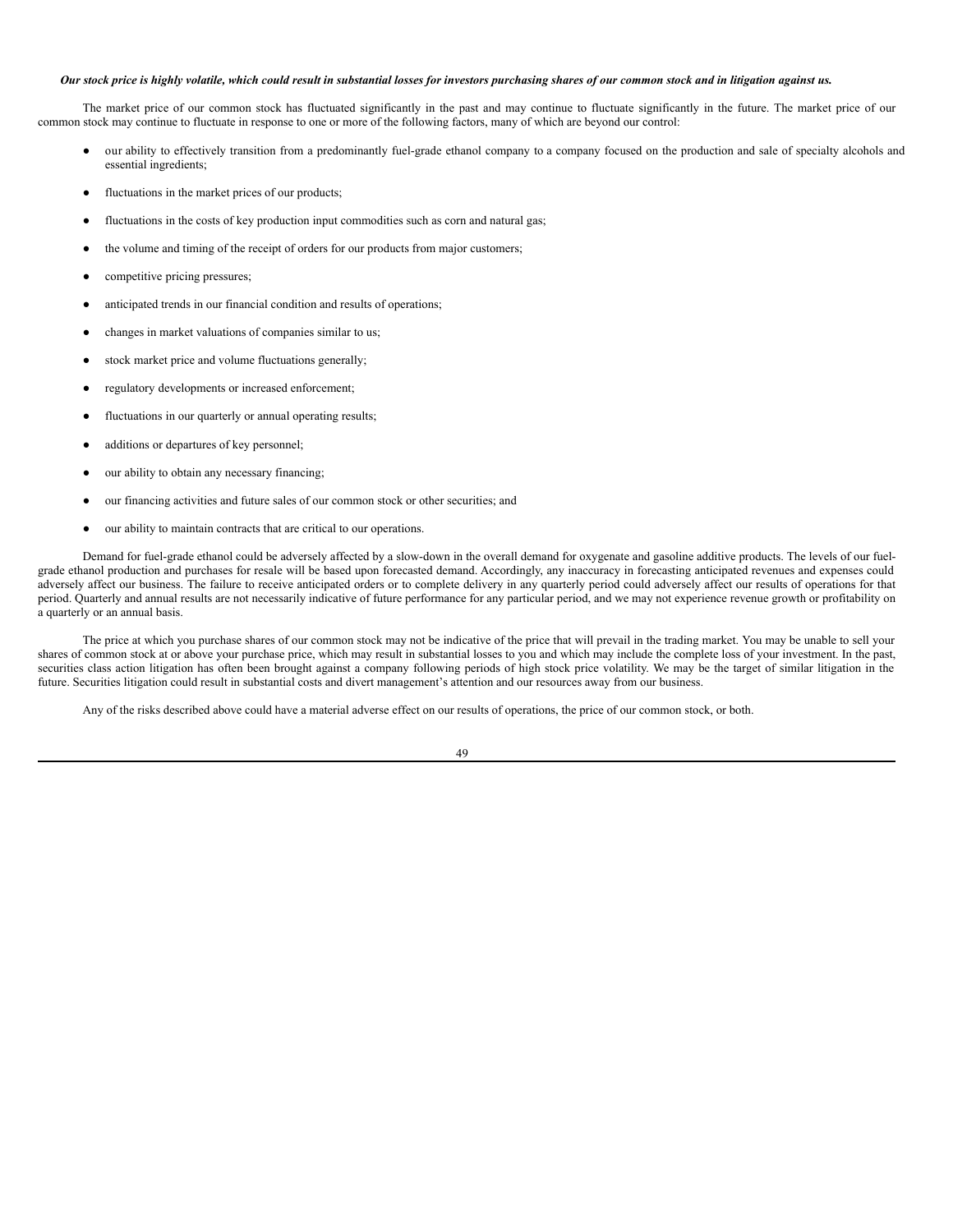***Our stock price is highly volatile, which could result in substantial losses for investors purchasing shares of our common stock and in litigation against us.***

The market price of our common stock has fluctuated significantly in the past and may continue to fluctuate significantly in the future. The market price of our common stock may continue to fluctuate in response to one or more of the following factors, many of which are beyond our control:

- our ability to effectively transition from a predominantly fuel-grade ethanol company to a company focused on the production and sale of specialty alcohols and essential ingredients;
- fluctuations in the market prices of our products;
- fluctuations in the costs of key production input commodities such as corn and natural gas;
- the volume and timing of the receipt of orders for our products from major customers;
- competitive pricing pressures;
- anticipated trends in our financial condition and results of operations;
- changes in market valuations of companies similar to us;
- stock market price and volume fluctuations generally;
- regulatory developments or increased enforcement;
- fluctuations in our quarterly or annual operating results;
- additions or departures of key personnel;
- our ability to obtain any necessary financing;
- our financing activities and future sales of our common stock or other securities; and
- our ability to maintain contracts that are critical to our operations.

Demand for fuel-grade ethanol could be adversely affected by a slow-down in the overall demand for oxygenate and gasoline additive products. The levels of our fuel-grade ethanol production and purchases for resale will be based upon forecasted demand. Accordingly, any inaccuracy in forecasting anticipated revenues and expenses could adversely affect our business. The failure to receive anticipated orders or to complete delivery in any quarterly period could adversely affect our results of operations for that period. Quarterly and annual results are not necessarily indicative of future performance for any particular period, and we may not experience revenue growth or profitability on a quarterly or an annual basis.

The price at which you purchase shares of our common stock may not be indicative of the price that will prevail in the trading market. You may be unable to sell your shares of common stock at or above your purchase price, which may result in substantial losses to you and which may include the complete loss of your investment. In the past, securities class action litigation has often been brought against a company following periods of high stock price volatility. We may be the target of similar litigation in the future. Securities litigation could result in substantial costs and divert management's attention and our resources away from our business.

Any of the risks described above could have a material adverse effect on our results of operations, the price of our common stock, or both.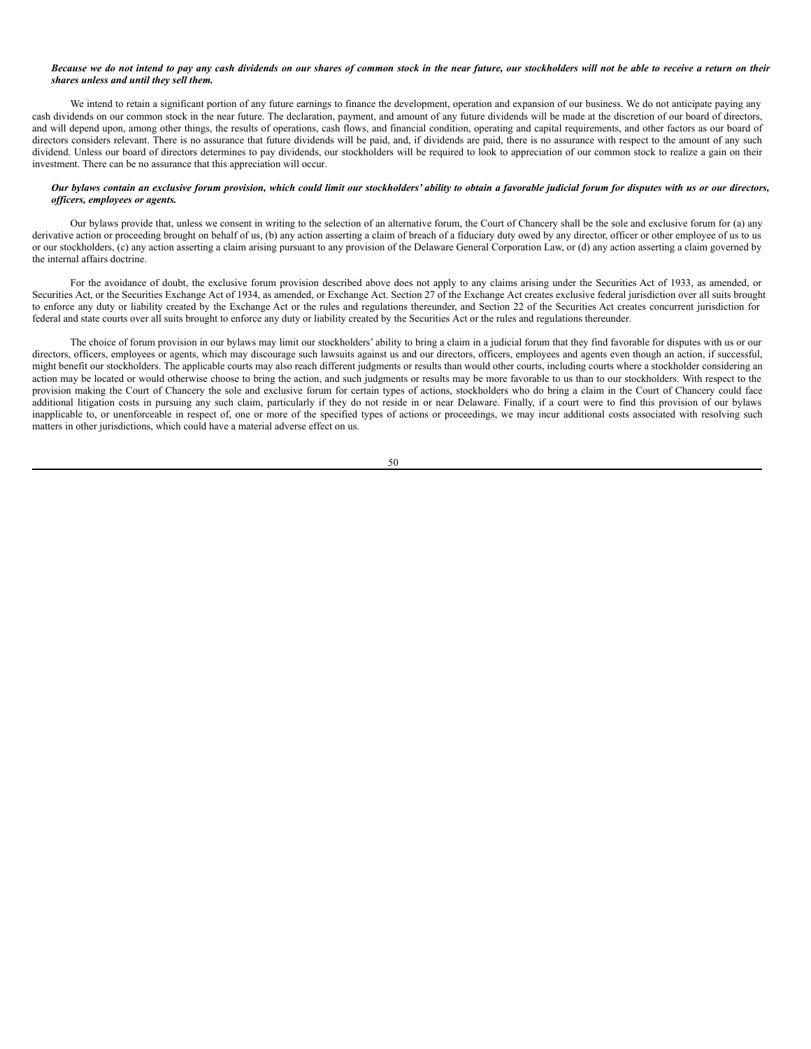***Because we do not intend to pay any cash dividends on our shares of common stock in the near future, our stockholders will not be able to receive a return on their shares unless and until they sell them.***

We intend to retain a significant portion of any future earnings to finance the development, operation and expansion of our business. We do not anticipate paying any cash dividends on our common stock in the near future. The declaration, payment, and amount of any future dividends will be made at the discretion of our board of directors, and will depend upon, among other things, the results of operations, cash flows, and financial condition, operating and capital requirements, and other factors as our board of directors considers relevant. There is no assurance that future dividends will be paid, and, if dividends are paid, there is no assurance with respect to the amount of any such dividend. Unless our board of directors determines to pay dividends, our stockholders will be required to look to appreciation of our common stock to realize a gain on their investment. There can be no assurance that this appreciation will occur.

***Our bylaws contain an exclusive forum provision, which could limit our stockholders' ability to obtain a favorable judicial forum for disputes with us or our directors, officers, employees or agents.***

Our bylaws provide that, unless we consent in writing to the selection of an alternative forum, the Court of Chancery shall be the sole and exclusive forum for (a) any derivative action or proceeding brought on behalf of us, (b) any action asserting a claim of breach of a fiduciary duty owed by any director, officer or other employee of us to us or our stockholders, (c) any action asserting a claim arising pursuant to any provision of the Delaware General Corporation Law, or (d) any action asserting a claim governed by the internal affairs doctrine.

For the avoidance of doubt, the exclusive forum provision described above does not apply to any claims arising under the Securities Act of 1933, as amended, or Securities Act, or the Securities Exchange Act of 1934, as amended, or Exchange Act. Section 27 of the Exchange Act creates exclusive federal jurisdiction over all suits brought to enforce any duty or liability created by the Exchange Act or the rules and regulations thereunder, and Section 22 of the Securities Act creates concurrent jurisdiction for federal and state courts over all suits brought to enforce any duty or liability created by the Securities Act or the rules and regulations thereunder.

The choice of forum provision in our bylaws may limit our stockholders' ability to bring a claim in a judicial forum that they find favorable for disputes with us or our directors, officers, employees or agents, which may discourage such lawsuits against us and our directors, officers, employees and agents even though an action, if successful, might benefit our stockholders. The applicable courts may also reach different judgments or results than would other courts, including courts where a stockholder considering an action may be located or would otherwise choose to bring the action, and such judgments or results may be more favorable to us than to our stockholders. With respect to the provision making the Court of Chancery the sole and exclusive forum for certain types of actions, stockholders who do bring a claim in the Court of Chancery could face additional litigation costs in pursuing any such claim, particularly if they do not reside in or near Delaware. Finally, if a court were to find this provision of our bylaws inapplicable to, or unenforceable in respect of, one or more of the specified types of actions or proceedings, we may incur additional costs associated with resolving such matters in other jurisdictions, which could have a material adverse effect on us.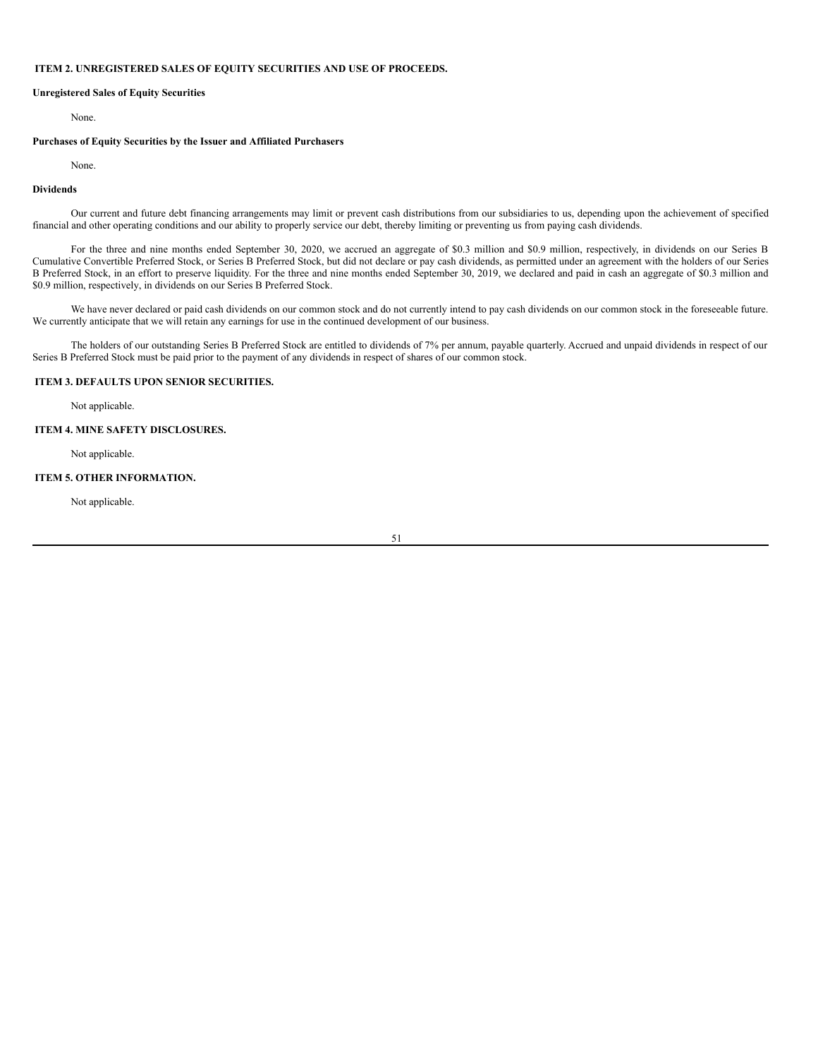## ITEM 2. UNREGISTERED SALES OF EQUITY SECURITIES AND USE OF PROCEEDS.

**Unregistered Sales of Equity Securities**

None.

**Purchases of Equity Securities by the Issuer and Affiliated Purchasers**

None.

**Dividends**

Our current and future debt financing arrangements may limit or prevent cash distributions from our subsidiaries to us, depending upon the achievement of specified financial and other operating conditions and our ability to properly service our debt, thereby limiting or preventing us from paying cash dividends.

For the three and nine months ended September 30, 2020, we accrued an aggregate of $0.3 million and $0.9 million, respectively, in dividends on our Series B Cumulative Convertible Preferred Stock, or Series B Preferred Stock, but did not declare or pay cash dividends, as permitted under an agreement with the holders of our Series B Preferred Stock, in an effort to preserve liquidity. For the three and nine months ended September 30, 2019, we declared and paid in cash an aggregate of $0.3 million and $0.9 million, respectively, in dividends on our Series B Preferred Stock.

We have never declared or paid cash dividends on our common stock and do not currently intend to pay cash dividends on our common stock in the foreseeable future. We currently anticipate that we will retain any earnings for use in the continued development of our business.

The holders of our outstanding Series B Preferred Stock are entitled to dividends of 7% per annum, payable quarterly. Accrued and unpaid dividends in respect of our Series B Preferred Stock must be paid prior to the payment of any dividends in respect of shares of our common stock.

## ITEM 3. DEFAULTS UPON SENIOR SECURITIES.

Not applicable.

## ITEM 4. MINE SAFETY DISCLOSURES.

Not applicable.

## ITEM 5. OTHER INFORMATION.

Not applicable.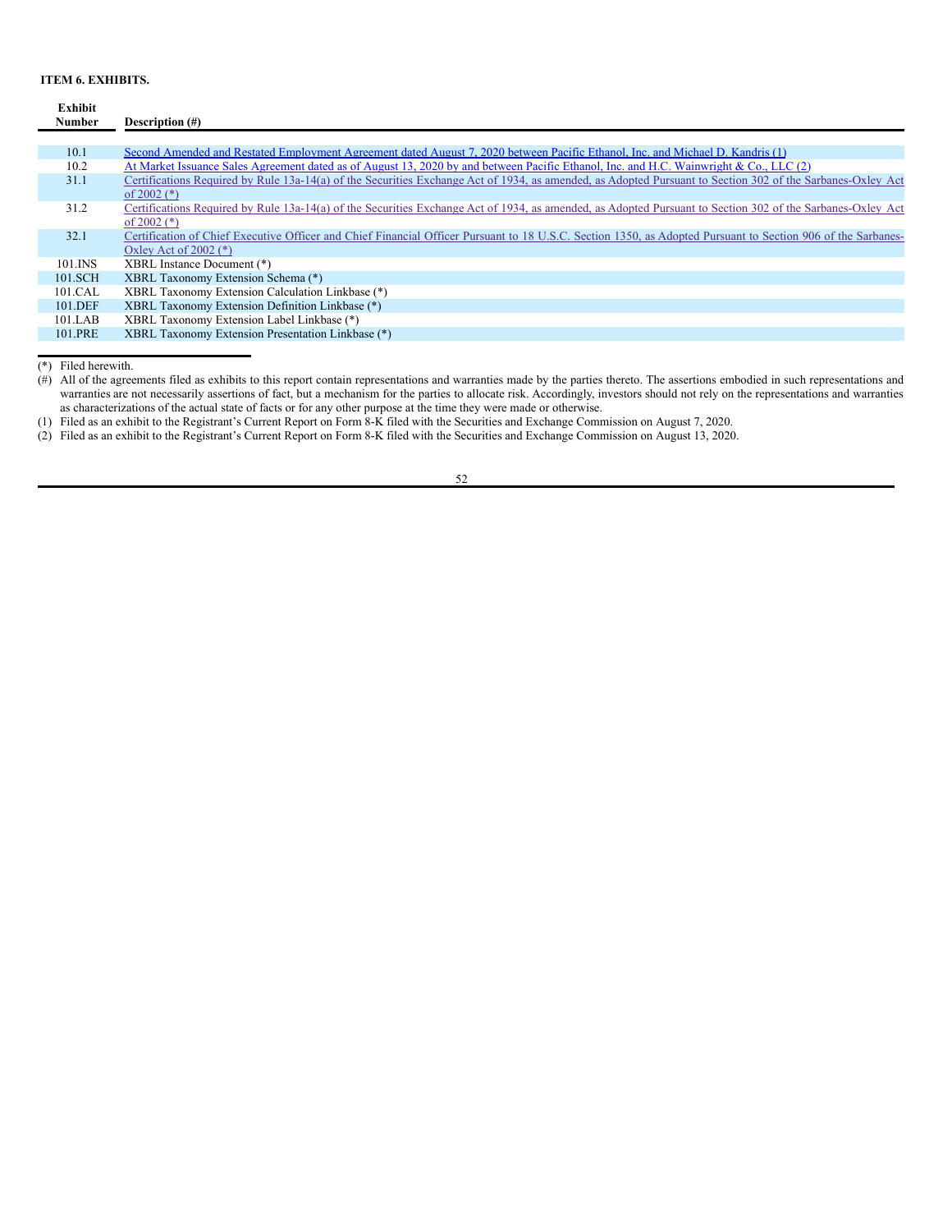## ITEM 6. EXHIBITS.

| Exhibit Number | Description (#) |
|---|---|
| 10.1 | Second Amended and Restated Employment Agreement dated August 7, 2020 between Pacific Ethanol, Inc. and Michael D. Kandris (1) |
| 10.2 | At Market Issuance Sales Agreement dated as of August 13, 2020 by and between Pacific Ethanol, Inc. and H.C. Wainwright & Co., LLC (2) |
| 31.1 | Certifications Required by Rule 13a-14(a) of the Securities Exchange Act of 1934, as amended, as Adopted Pursuant to Section 302 of the Sarbanes-Oxley Act of 2002 (*) |
| 31.2 | Certifications Required by Rule 13a-14(a) of the Securities Exchange Act of 1934, as amended, as Adopted Pursuant to Section 302 of the Sarbanes-Oxley Act of 2002 (*) |
| 32.1 | Certification of Chief Executive Officer and Chief Financial Officer Pursuant to 18 U.S.C. Section 1350, as Adopted Pursuant to Section 906 of the Sarbanes-Oxley Act of 2002 (*) |
| 101.INS | XBRL Instance Document (*) |
| 101.SCH | XBRL Taxonomy Extension Schema (*) |
| 101.CAL | XBRL Taxonomy Extension Calculation Linkbase (*) |
| 101.DEF | XBRL Taxonomy Extension Definition Linkbase (*) |
| 101.LAB | XBRL Taxonomy Extension Label Linkbase (*) |
| 101.PRE | XBRL Taxonomy Extension Presentation Linkbase (*) |

(*) Filed herewith.

(#) All of the agreements filed as exhibits to this report contain representations and warranties made by the parties thereto. The assertions embodied in such representations and warranties are not necessarily assertions of fact, but a mechanism for the parties to allocate risk. Accordingly, investors should not rely on the representations and warranties as characterizations of the actual state of facts or for any other purpose at the time they were made or otherwise.

(1) Filed as an exhibit to the Registrant's Current Report on Form 8-K filed with the Securities and Exchange Commission on August 7, 2020.

(2) Filed as an exhibit to the Registrant's Current Report on Form 8-K filed with the Securities and Exchange Commission on August 13, 2020.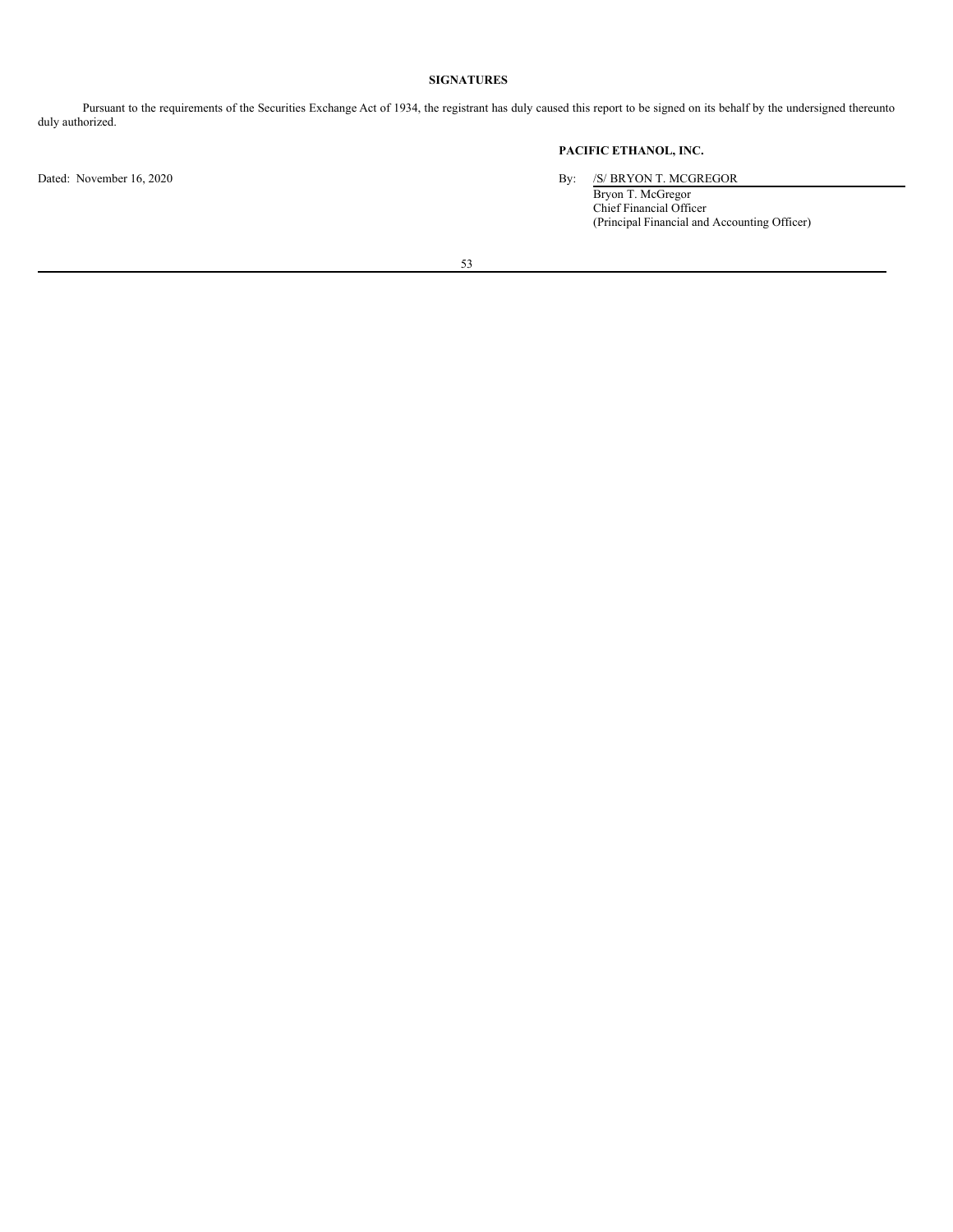## SIGNATURES

Pursuant to the requirements of the Securities Exchange Act of 1934, the registrant has duly caused this report to be signed on its behalf by the undersigned thereunto duly authorized.

**PACIFIC ETHANOL, INC.**

Dated: November 16, 2020

By: /S/ BRYON T. MCGREGOR
Bryon T. McGregor
Chief Financial Officer
(Principal Financial and Accounting Officer)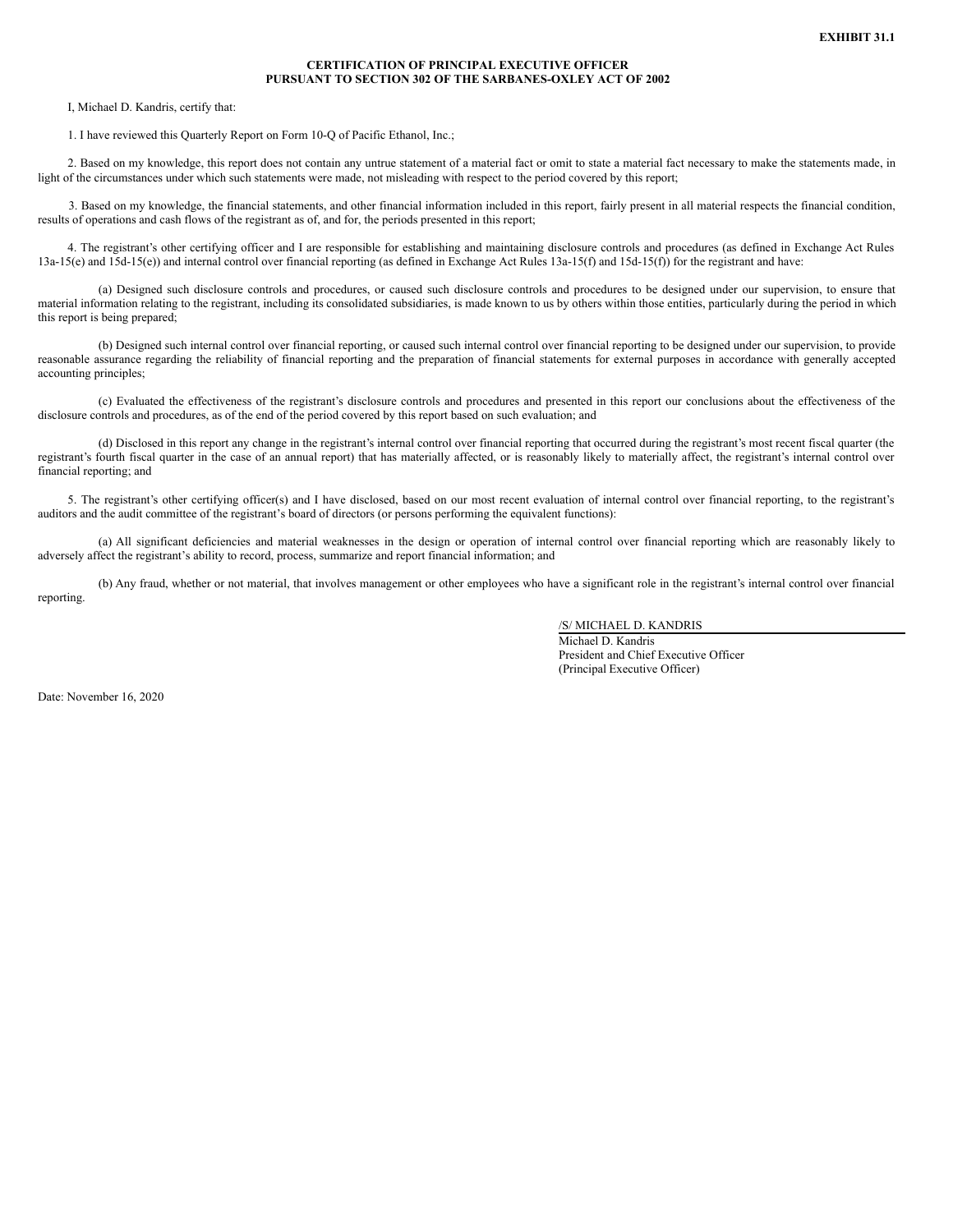**EXHIBIT 31.1**

**CERTIFICATION OF PRINCIPAL EXECUTIVE OFFICER**
**PURSUANT TO SECTION 302 OF THE SARBANES-OXLEY ACT OF 2002**

I, Michael D. Kandris, certify that:

1. I have reviewed this Quarterly Report on Form 10-Q of Pacific Ethanol, Inc.;

2. Based on my knowledge, this report does not contain any untrue statement of a material fact or omit to state a material fact necessary to make the statements made, in light of the circumstances under which such statements were made, not misleading with respect to the period covered by this report;

3. Based on my knowledge, the financial statements, and other financial information included in this report, fairly present in all material respects the financial condition, results of operations and cash flows of the registrant as of, and for, the periods presented in this report;

4. The registrant's other certifying officer and I are responsible for establishing and maintaining disclosure controls and procedures (as defined in Exchange Act Rules 13a-15(e) and 15d-15(e)) and internal control over financial reporting (as defined in Exchange Act Rules 13a-15(f) and 15d-15(f)) for the registrant and have:

(a) Designed such disclosure controls and procedures, or caused such disclosure controls and procedures to be designed under our supervision, to ensure that material information relating to the registrant, including its consolidated subsidiaries, is made known to us by others within those entities, particularly during the period in which this report is being prepared;

(b) Designed such internal control over financial reporting, or caused such internal control over financial reporting to be designed under our supervision, to provide reasonable assurance regarding the reliability of financial reporting and the preparation of financial statements for external purposes in accordance with generally accepted accounting principles;

(c) Evaluated the effectiveness of the registrant's disclosure controls and procedures and presented in this report our conclusions about the effectiveness of the disclosure controls and procedures, as of the end of the period covered by this report based on such evaluation; and

(d) Disclosed in this report any change in the registrant's internal control over financial reporting that occurred during the registrant's most recent fiscal quarter (the registrant's fourth fiscal quarter in the case of an annual report) that has materially affected, or is reasonably likely to materially affect, the registrant's internal control over financial reporting; and

5. The registrant's other certifying officer(s) and I have disclosed, based on our most recent evaluation of internal control over financial reporting, to the registrant's auditors and the audit committee of the registrant's board of directors (or persons performing the equivalent functions):

(a) All significant deficiencies and material weaknesses in the design or operation of internal control over financial reporting which are reasonably likely to adversely affect the registrant's ability to record, process, summarize and report financial information; and

(b) Any fraud, whether or not material, that involves management or other employees who have a significant role in the registrant's internal control over financial reporting.

/S/ MICHAEL D. KANDRIS
Michael D. Kandris
President and Chief Executive Officer
(Principal Executive Officer)

Date: November 16, 2020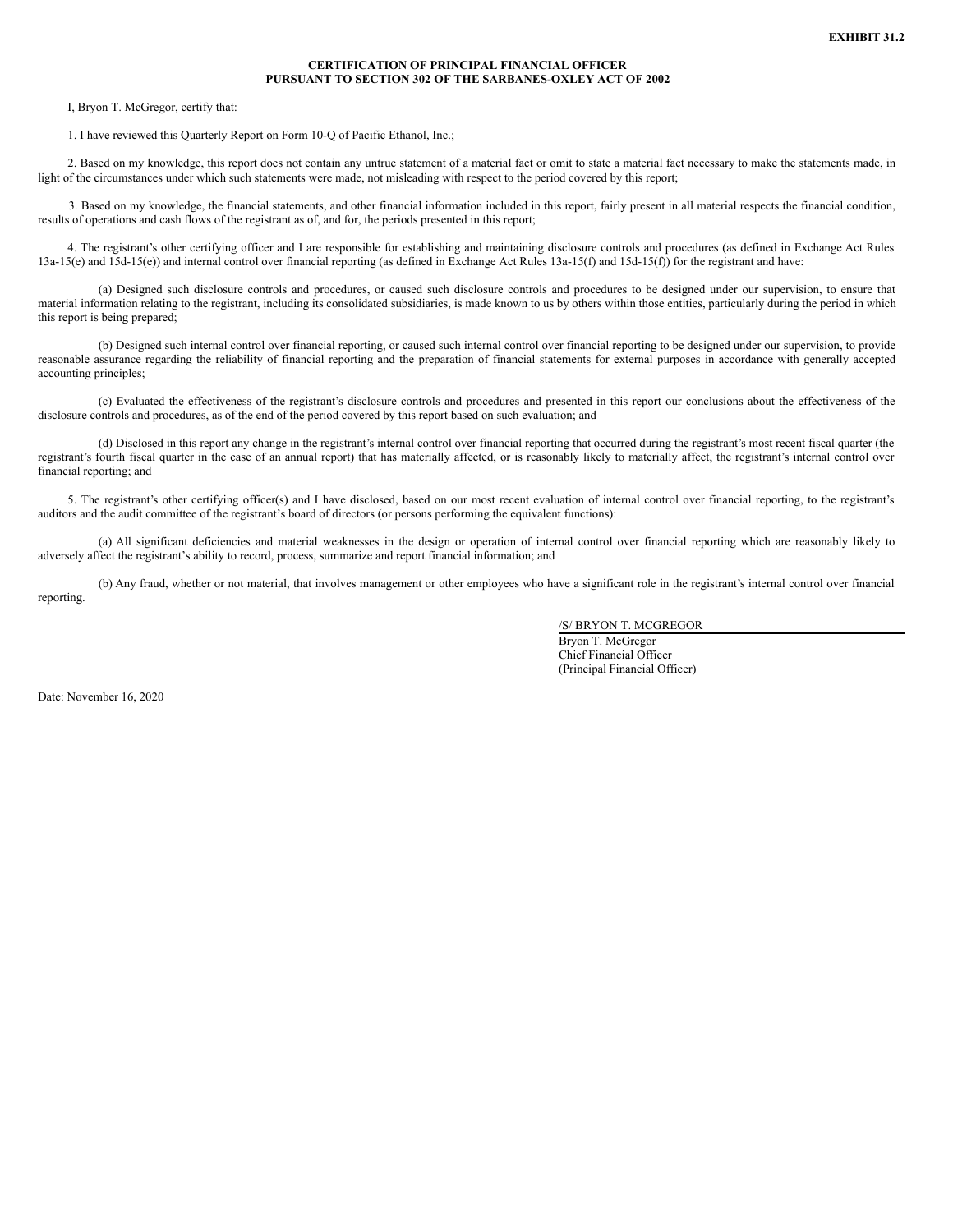**EXHIBIT 31.2**

**CERTIFICATION OF PRINCIPAL FINANCIAL OFFICER**
**PURSUANT TO SECTION 302 OF THE SARBANES-OXLEY ACT OF 2002**

I, Bryon T. McGregor, certify that:

1. I have reviewed this Quarterly Report on Form 10-Q of Pacific Ethanol, Inc.;

2. Based on my knowledge, this report does not contain any untrue statement of a material fact or omit to state a material fact necessary to make the statements made, in light of the circumstances under which such statements were made, not misleading with respect to the period covered by this report;

3. Based on my knowledge, the financial statements, and other financial information included in this report, fairly present in all material respects the financial condition, results of operations and cash flows of the registrant as of, and for, the periods presented in this report;

4. The registrant's other certifying officer and I are responsible for establishing and maintaining disclosure controls and procedures (as defined in Exchange Act Rules 13a-15(e) and 15d-15(e)) and internal control over financial reporting (as defined in Exchange Act Rules 13a-15(f) and 15d-15(f)) for the registrant and have:

(a) Designed such disclosure controls and procedures, or caused such disclosure controls and procedures to be designed under our supervision, to ensure that material information relating to the registrant, including its consolidated subsidiaries, is made known to us by others within those entities, particularly during the period in which this report is being prepared;

(b) Designed such internal control over financial reporting, or caused such internal control over financial reporting to be designed under our supervision, to provide reasonable assurance regarding the reliability of financial reporting and the preparation of financial statements for external purposes in accordance with generally accepted accounting principles;

(c) Evaluated the effectiveness of the registrant's disclosure controls and procedures and presented in this report our conclusions about the effectiveness of the disclosure controls and procedures, as of the end of the period covered by this report based on such evaluation; and

(d) Disclosed in this report any change in the registrant's internal control over financial reporting that occurred during the registrant's most recent fiscal quarter (the registrant's fourth fiscal quarter in the case of an annual report) that has materially affected, or is reasonably likely to materially affect, the registrant's internal control over financial reporting; and

5. The registrant's other certifying officer(s) and I have disclosed, based on our most recent evaluation of internal control over financial reporting, to the registrant's auditors and the audit committee of the registrant's board of directors (or persons performing the equivalent functions):

(a) All significant deficiencies and material weaknesses in the design or operation of internal control over financial reporting which are reasonably likely to adversely affect the registrant's ability to record, process, summarize and report financial information; and

(b) Any fraud, whether or not material, that involves management or other employees who have a significant role in the registrant's internal control over financial reporting.

/S/ BRYON T. MCGREGOR
Bryon T. McGregor
Chief Financial Officer
(Principal Financial Officer)

Date: November 16, 2020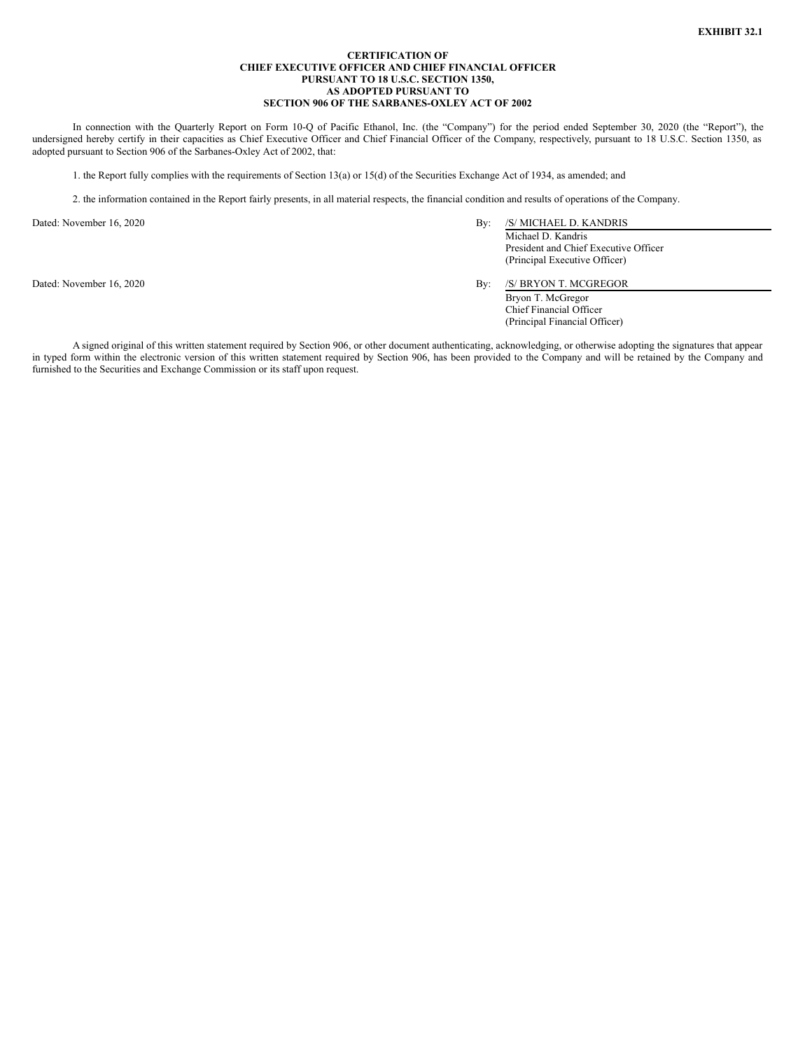**EXHIBIT 32.1**

**CERTIFICATION OF
CHIEF EXECUTIVE OFFICER AND CHIEF FINANCIAL OFFICER
PURSUANT TO 18 U.S.C. SECTION 1350,
AS ADOPTED PURSUANT TO
SECTION 906 OF THE SARBANES-OXLEY ACT OF 2002**

In connection with the Quarterly Report on Form 10-Q of Pacific Ethanol, Inc. (the "Company") for the period ended September 30, 2020 (the "Report"), the undersigned hereby certify in their capacities as Chief Executive Officer and Chief Financial Officer of the Company, respectively, pursuant to 18 U.S.C. Section 1350, as adopted pursuant to Section 906 of the Sarbanes-Oxley Act of 2002, that:

1. the Report fully complies with the requirements of Section 13(a) or 15(d) of the Securities Exchange Act of 1934, as amended; and

2. the information contained in the Report fairly presents, in all material respects, the financial condition and results of operations of the Company.

Dated: November 16, 2020

By: /S/ MICHAEL D. KANDRIS
Michael D. Kandris
President and Chief Executive Officer
(Principal Executive Officer)

Dated: November 16, 2020

By: /S/ BRYON T. MCGREGOR
Bryon T. McGregor
Chief Financial Officer
(Principal Financial Officer)

A signed original of this written statement required by Section 906, or other document authenticating, acknowledging, or otherwise adopting the signatures that appear in typed form within the electronic version of this written statement required by Section 906, has been provided to the Company and will be retained by the Company and furnished to the Securities and Exchange Commission or its staff upon request.